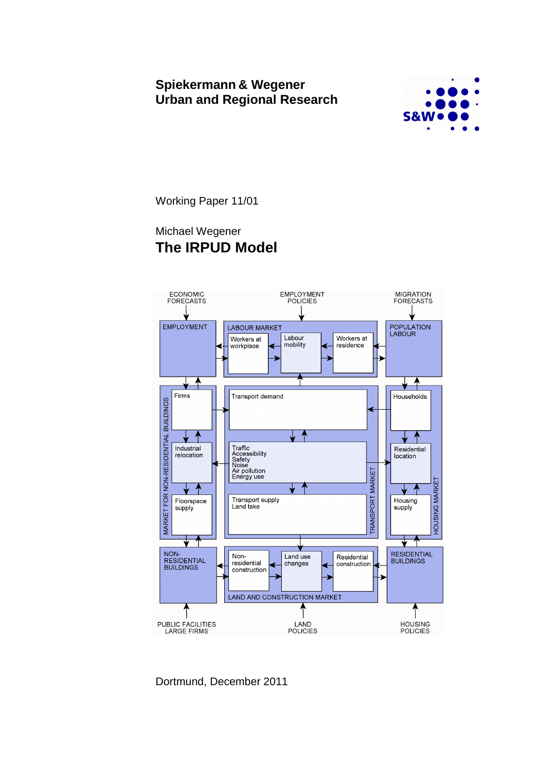**Spiekermann & Wegener**
**Urban and Regional Research**

Working Paper 11/01

Michael Wegener

# The IRPUD Model

Dortmund, December 2011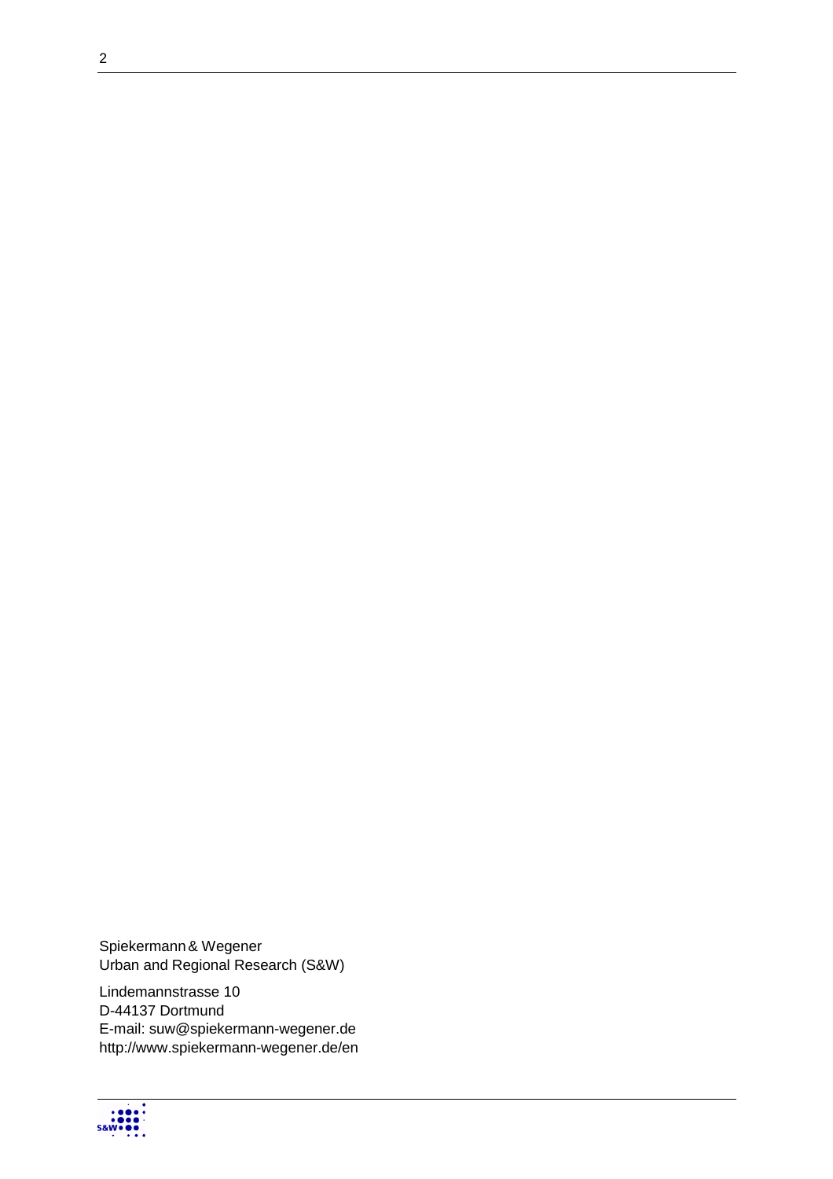Spiekermann & Wegener
Urban and Regional Research (S&W)

Lindemannstrasse 10
D-44137 Dortmund
E-mail: suw@spiekermann-wegener.de
http://www.spiekermann-wegener.de/en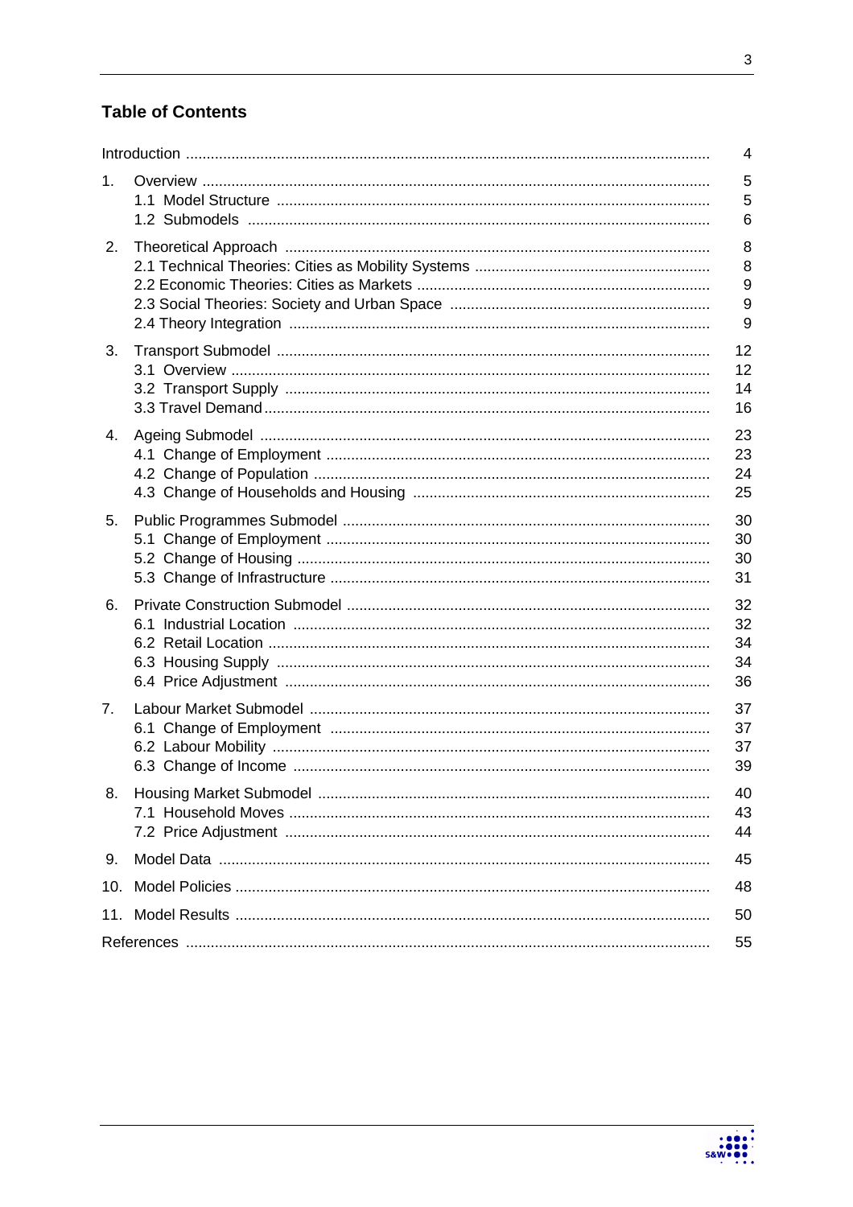## Table of Contents

| | | |
|---|---|---|
| Introduction | | 4 |
| 1. | Overview | 5 |
| | 1.1 Model Structure | 5 |
| | 1.2 Submodels | 6 |
| 2. | Theoretical Approach | 8 |
| | 2.1 Technical Theories: Cities as Mobility Systems | 8 |
| | 2.2 Economic Theories: Cities as Markets | 9 |
| | 2.3 Social Theories: Society and Urban Space | 9 |
| | 2.4 Theory Integration | 9 |
| 3. | Transport Submodel | 12 |
| | 3.1 Overview | 12 |
| | 3.2 Transport Supply | 14 |
| | 3.3 Travel Demand | 16 |
| 4. | Ageing Submodel | 23 |
| | 4.1 Change of Employment | 23 |
| | 4.2 Change of Population | 24 |
| | 4.3 Change of Households and Housing | 25 |
| 5. | Public Programmes Submodel | 30 |
| | 5.1 Change of Employment | 30 |
| | 5.2 Change of Housing | 30 |
| | 5.3 Change of Infrastructure | 31 |
| 6. | Private Construction Submodel | 32 |
| | 6.1 Industrial Location | 32 |
| | 6.2 Retail Location | 34 |
| | 6.3 Housing Supply | 34 |
| | 6.4 Price Adjustment | 36 |
| 7. | Labour Market Submodel | 37 |
| | 6.1 Change of Employment | 37 |
| | 6.2 Labour Mobility | 37 |
| | 6.3 Change of Income | 39 |
| 8. | Housing Market Submodel | 40 |
| | 7.1 Household Moves | 43 |
| | 7.2 Price Adjustment | 44 |
| 9. | Model Data | 45 |
| 10. | Model Policies | 48 |
| 11. | Model Results | 50 |
| References | | 55 |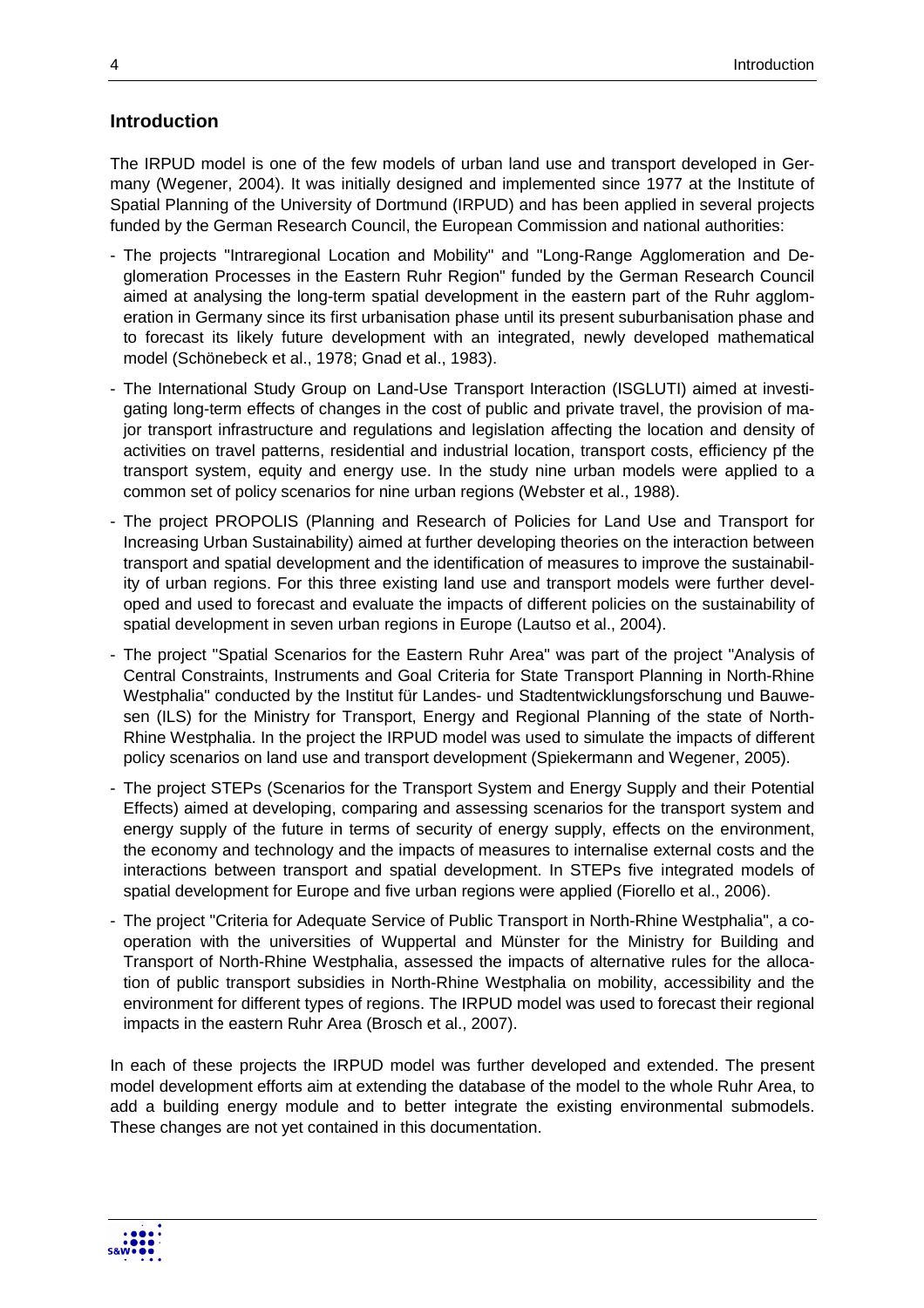## Introduction

The IRPUD model is one of the few models of urban land use and transport developed in Germany (Wegener, 2004). It was initially designed and implemented since 1977 at the Institute of Spatial Planning of the University of Dortmund (IRPUD) and has been applied in several projects funded by the German Research Council, the European Commission and national authorities:

- The projects "Intraregional Location and Mobility" and "Long-Range Agglomeration and Deglomeration Processes in the Eastern Ruhr Region" funded by the German Research Council aimed at analysing the long-term spatial development in the eastern part of the Ruhr agglomeration in Germany since its first urbanisation phase until its present suburbanisation phase and to forecast its likely future development with an integrated, newly developed mathematical model (Schönebeck et al., 1978; Gnad et al., 1983).
- The International Study Group on Land-Use Transport Interaction (ISGLUTI) aimed at investigating long-term effects of changes in the cost of public and private travel, the provision of major transport infrastructure and regulations and legislation affecting the location and density of activities on travel patterns, residential and industrial location, transport costs, efficiency pf the transport system, equity and energy use. In the study nine urban models were applied to a common set of policy scenarios for nine urban regions (Webster et al., 1988).
- The project PROPOLIS (Planning and Research of Policies for Land Use and Transport for Increasing Urban Sustainability) aimed at further developing theories on the interaction between transport and spatial development and the identification of measures to improve the sustainability of urban regions. For this three existing land use and transport models were further developed and used to forecast and evaluate the impacts of different policies on the sustainability of spatial development in seven urban regions in Europe (Lautso et al., 2004).
- The project "Spatial Scenarios for the Eastern Ruhr Area" was part of the project "Analysis of Central Constraints, Instruments and Goal Criteria for State Transport Planning in North-Rhine Westphalia" conducted by the Institut für Landes- und Stadtentwicklungsforschung und Bauwesen (ILS) for the Ministry for Transport, Energy and Regional Planning of the state of North-Rhine Westphalia. In the project the IRPUD model was used to simulate the impacts of different policy scenarios on land use and transport development (Spiekermann and Wegener, 2005).
- The project STEPs (Scenarios for the Transport System and Energy Supply and their Potential Effects) aimed at developing, comparing and assessing scenarios for the transport system and energy supply of the future in terms of security of energy supply, effects on the environment, the economy and technology and the impacts of measures to internalise external costs and the interactions between transport and spatial development. In STEPs five integrated models of spatial development for Europe and five urban regions were applied (Fiorello et al., 2006).
- The project "Criteria for Adequate Service of Public Transport in North-Rhine Westphalia", a co-operation with the universities of Wuppertal and Münster for the Ministry for Building and Transport of North-Rhine Westphalia, assessed the impacts of alternative rules for the allocation of public transport subsidies in North-Rhine Westphalia on mobility, accessibility and the environment for different types of regions. The IRPUD model was used to forecast their regional impacts in the eastern Ruhr Area (Brosch et al., 2007).

In each of these projects the IRPUD model was further developed and extended. The present model development efforts aim at extending the database of the model to the whole Ruhr Area, to add a building energy module and to better integrate the existing environmental submodels. These changes are not yet contained in this documentation.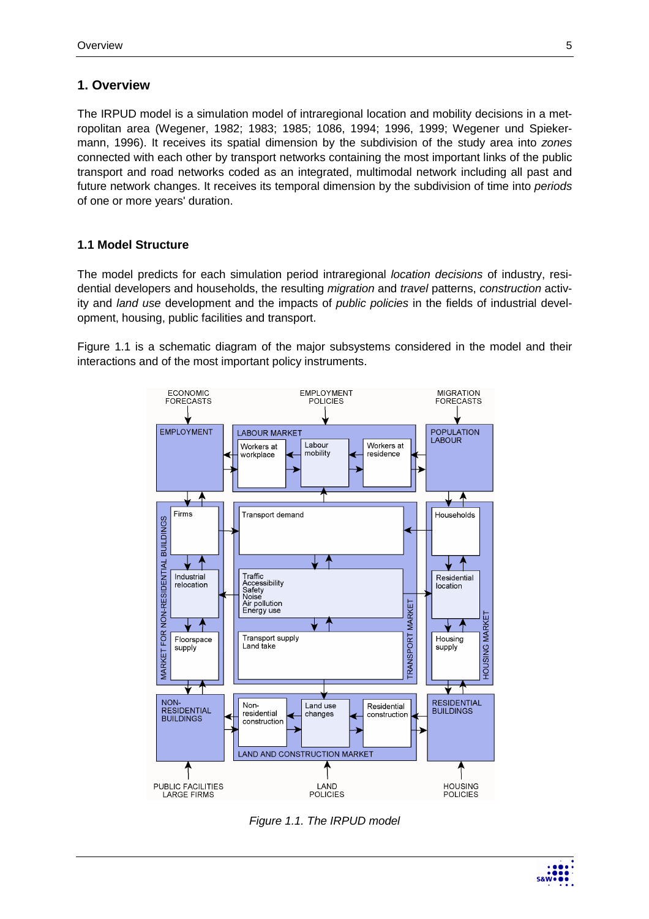# 1. Overview

The IRPUD model is a simulation model of intraregional location and mobility decisions in a metropolitan area (Wegener, 1982; 1983; 1985; 1086, 1994; 1996, 1999; Wegener und Spiekermann, 1996). It receives its spatial dimension by the subdivision of the study area into *zones* connected with each other by transport networks containing the most important links of the public transport and road networks coded as an integrated, multimodal network including all past and future network changes. It receives its temporal dimension by the subdivision of time into *periods* of one or more years' duration.

## 1.1 Model Structure

The model predicts for each simulation period intraregional *location decisions* of industry, residential developers and households, the resulting *migration* and *travel* patterns, *construction* activity and *land use* development and the impacts of *public policies* in the fields of industrial development, housing, public facilities and transport.

Figure 1.1 is a schematic diagram of the major subsystems considered in the model and their interactions and of the most important policy instruments.

ECONOMIC FORECASTS
EMPLOYMENT POLICIES
MIGRATION FORECASTS
EMPLOYMENT
LABOUR MARKET
Workers at workplace
Labour mobility
Workers at residence
POPULATION LABOUR
MARKET FOR NON-RESIDENTIAL BUILDINGS
Firms
Industrial relocation
Floorspace supply
Transport demand
Traffic
Accessibility
Safety
Noise
Air pollution
Energy use
Transport supply
Land take
TRANSPORT MARKET
Households
Residential location
Housing supply
HOUSING MARKET
NON-RESIDENTIAL BUILDINGS
Non-residential construction
Land use changes
Residential construction
LAND AND CONSTRUCTION MARKET
RESIDENTIAL BUILDINGS
PUBLIC FACILITIES LARGE FIRMS
LAND POLICIES
HOUSING POLICIES

*Figure 1.1. The IRPUD model*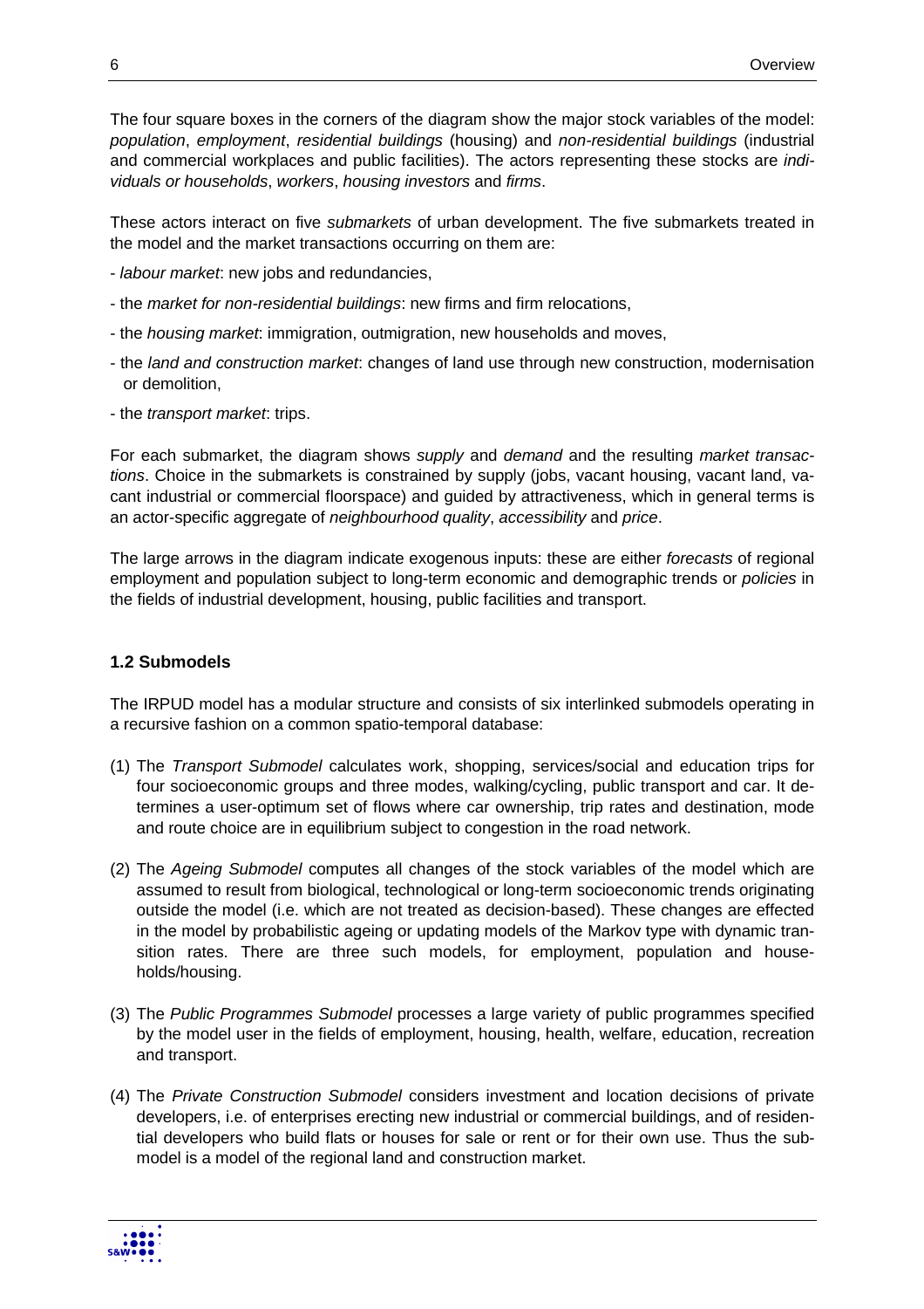The four square boxes in the corners of the diagram show the major stock variables of the model: *population*, *employment*, *residential buildings* (housing) and *non-residential buildings* (industrial and commercial workplaces and public facilities). The actors representing these stocks are *individuals or households*, *workers*, *housing investors* and *firms*.

These actors interact on five *submarkets* of urban development. The five submarkets treated in the model and the market transactions occurring on them are:

- *labour market*: new jobs and redundancies,
- the *market for non-residential buildings*: new firms and firm relocations,
- the *housing market*: immigration, outmigration, new households and moves,
- the *land and construction market*: changes of land use through new construction, modernisation or demolition,
- the *transport market*: trips.

For each submarket, the diagram shows *supply* and *demand* and the resulting *market transactions*. Choice in the submarkets is constrained by supply (jobs, vacant housing, vacant land, vacant industrial or commercial floorspace) and guided by attractiveness, which in general terms is an actor-specific aggregate of *neighbourhood quality*, *accessibility* and *price*.

The large arrows in the diagram indicate exogenous inputs: these are either *forecasts* of regional employment and population subject to long-term economic and demographic trends or *policies* in the fields of industrial development, housing, public facilities and transport.

## 1.2 Submodels

The IRPUD model has a modular structure and consists of six interlinked submodels operating in a recursive fashion on a common spatio-temporal database:

(1) The *Transport Submodel* calculates work, shopping, services/social and education trips for four socioeconomic groups and three modes, walking/cycling, public transport and car. It determines a user-optimum set of flows where car ownership, trip rates and destination, mode and route choice are in equilibrium subject to congestion in the road network.

(2) The *Ageing Submodel* computes all changes of the stock variables of the model which are assumed to result from biological, technological or long-term socioeconomic trends originating outside the model (i.e. which are not treated as decision-based). These changes are effected in the model by probabilistic ageing or updating models of the Markov type with dynamic transition rates. There are three such models, for employment, population and households/housing.

(3) The *Public Programmes Submodel* processes a large variety of public programmes specified by the model user in the fields of employment, housing, health, welfare, education, recreation and transport.

(4) The *Private Construction Submodel* considers investment and location decisions of private developers, i.e. of enterprises erecting new industrial or commercial buildings, and of residential developers who build flats or houses for sale or rent or for their own use. Thus the submodel is a model of the regional land and construction market.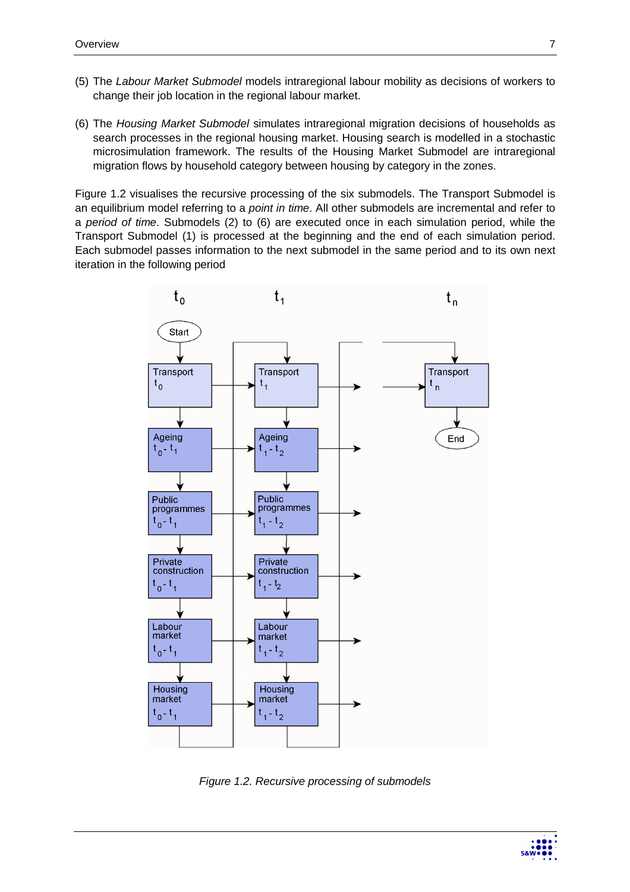(5) The *Labour Market Submodel* models intraregional labour mobility as decisions of workers to change their job location in the regional labour market.

(6) The *Housing Market Submodel* simulates intraregional migration decisions of households as search processes in the regional housing market. Housing search is modelled in a stochastic microsimulation framework. The results of the Housing Market Submodel are intraregional migration flows by household category between housing by category in the zones.

Figure 1.2 visualises the recursive processing of the six submodels. The Transport Submodel is an equilibrium model referring to a *point in time*. All other submodels are incremental and refer to a *period of time*. Submodels (2) to (6) are executed once in each simulation period, while the Transport Submodel (1) is processed at the beginning and the end of each simulation period. Each submodel passes information to the next submodel in the same period and to its own next iteration in the following period

*Figure 1.2. Recursive processing of submodels*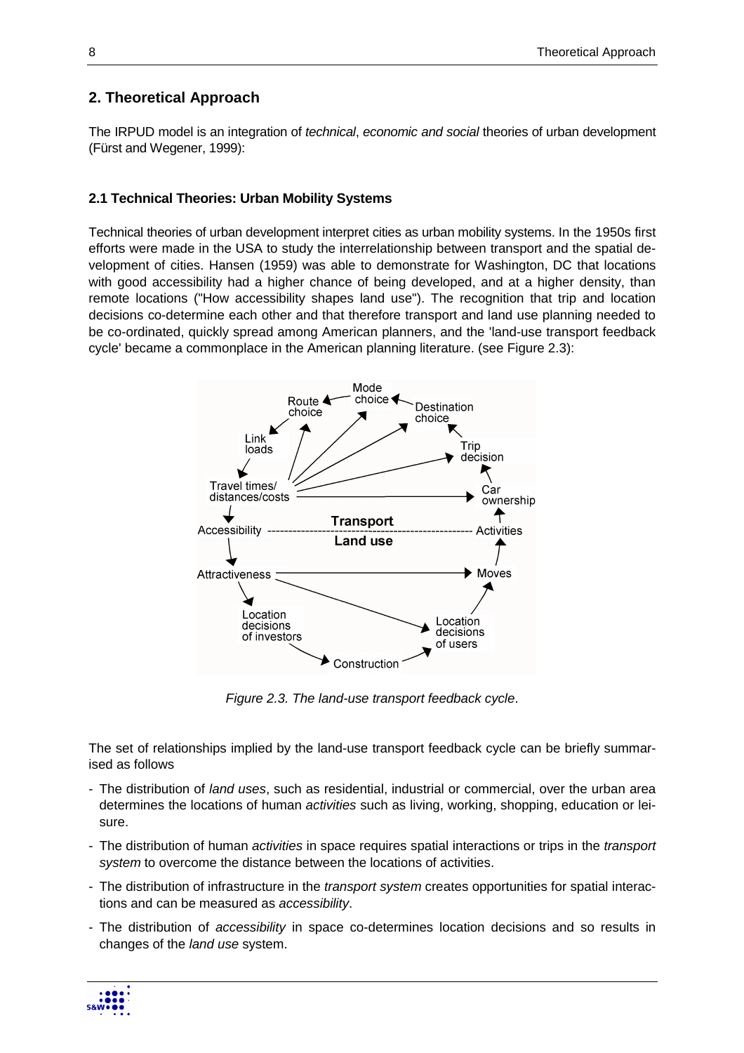## 2. Theoretical Approach

The IRPUD model is an integration of *technical*, *economic and social* theories of urban development (Fürst and Wegener, 1999):

### 2.1 Technical Theories: Urban Mobility Systems

Technical theories of urban development interpret cities as urban mobility systems. In the 1950s first efforts were made in the USA to study the interrelationship between transport and the spatial development of cities. Hansen (1959) was able to demonstrate for Washington, DC that locations with good accessibility had a higher chance of being developed, and at a higher density, than remote locations ("How accessibility shapes land use"). The recognition that trip and location decisions co-determine each other and that therefore transport and land use planning needed to be co-ordinated, quickly spread among American planners, and the 'land-use transport feedback cycle' became a commonplace in the American planning literature. (see Figure 2.3):

Mode choice
Route choice
Destination choice
Link loads
Trip decision
Travel times/ distances/costs
Car ownership
Transport
Accessibility
Activities
Land use
Attractiveness
Moves
Location decisions of investors
Location decisions of users
Construction

*Figure 2.3. The land-use transport feedback cycle*.

The set of relationships implied by the land-use transport feedback cycle can be briefly summarised as follows

- The distribution of *land uses*, such as residential, industrial or commercial, over the urban area determines the locations of human *activities* such as living, working, shopping, education or leisure.
- The distribution of human *activities* in space requires spatial interactions or trips in the *transport system* to overcome the distance between the locations of activities.
- The distribution of infrastructure in the *transport system* creates opportunities for spatial interactions and can be measured as *accessibility*.
- The distribution of *accessibility* in space co-determines location decisions and so results in changes of the *land use* system.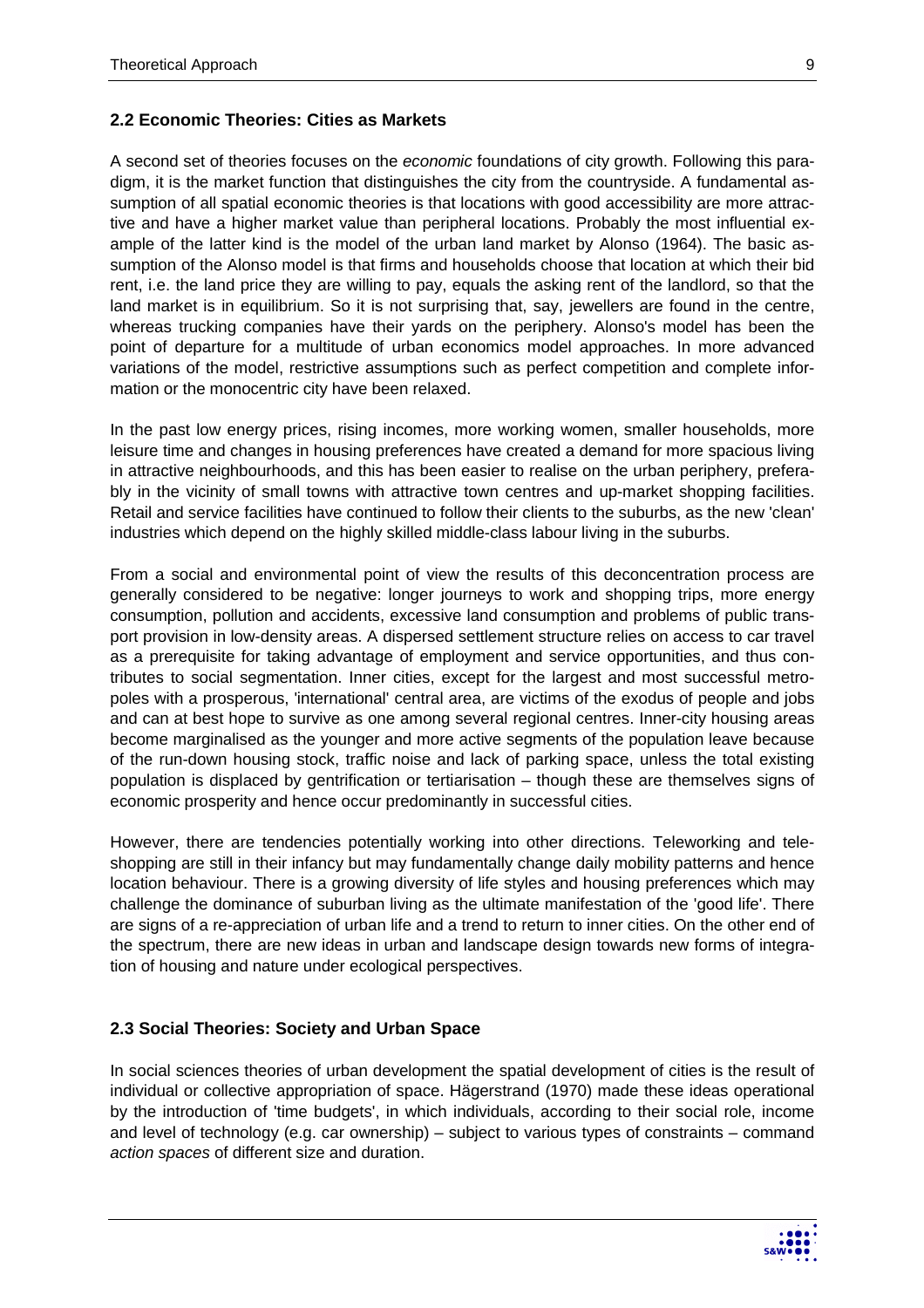## 2.2 Economic Theories: Cities as Markets

A second set of theories focuses on the *economic* foundations of city growth. Following this paradigm, it is the market function that distinguishes the city from the countryside. A fundamental assumption of all spatial economic theories is that locations with good accessibility are more attractive and have a higher market value than peripheral locations. Probably the most influential example of the latter kind is the model of the urban land market by Alonso (1964). The basic assumption of the Alonso model is that firms and households choose that location at which their bid rent, i.e. the land price they are willing to pay, equals the asking rent of the landlord, so that the land market is in equilibrium. So it is not surprising that, say, jewellers are found in the centre, whereas trucking companies have their yards on the periphery. Alonso's model has been the point of departure for a multitude of urban economics model approaches. In more advanced variations of the model, restrictive assumptions such as perfect competition and complete information or the monocentric city have been relaxed.

In the past low energy prices, rising incomes, more working women, smaller households, more leisure time and changes in housing preferences have created a demand for more spacious living in attractive neighbourhoods, and this has been easier to realise on the urban periphery, preferably in the vicinity of small towns with attractive town centres and up-market shopping facilities. Retail and service facilities have continued to follow their clients to the suburbs, as the new 'clean' industries which depend on the highly skilled middle-class labour living in the suburbs.

From a social and environmental point of view the results of this deconcentration process are generally considered to be negative: longer journeys to work and shopping trips, more energy consumption, pollution and accidents, excessive land consumption and problems of public transport provision in low-density areas. A dispersed settlement structure relies on access to car travel as a prerequisite for taking advantage of employment and service opportunities, and thus contributes to social segmentation. Inner cities, except for the largest and most successful metropoles with a prosperous, 'international' central area, are victims of the exodus of people and jobs and can at best hope to survive as one among several regional centres. Inner-city housing areas become marginalised as the younger and more active segments of the population leave because of the run-down housing stock, traffic noise and lack of parking space, unless the total existing population is displaced by gentrification or tertiarisation – though these are themselves signs of economic prosperity and hence occur predominantly in successful cities.

However, there are tendencies potentially working into other directions. Teleworking and teleshopping are still in their infancy but may fundamentally change daily mobility patterns and hence location behaviour. There is a growing diversity of life styles and housing preferences which may challenge the dominance of suburban living as the ultimate manifestation of the 'good life'. There are signs of a re-appreciation of urban life and a trend to return to inner cities. On the other end of the spectrum, there are new ideas in urban and landscape design towards new forms of integration of housing and nature under ecological perspectives.

## 2.3 Social Theories: Society and Urban Space

In social sciences theories of urban development the spatial development of cities is the result of individual or collective appropriation of space. Hägerstrand (1970) made these ideas operational by the introduction of 'time budgets', in which individuals, according to their social role, income and level of technology (e.g. car ownership) – subject to various types of constraints – command *action spaces* of different size and duration.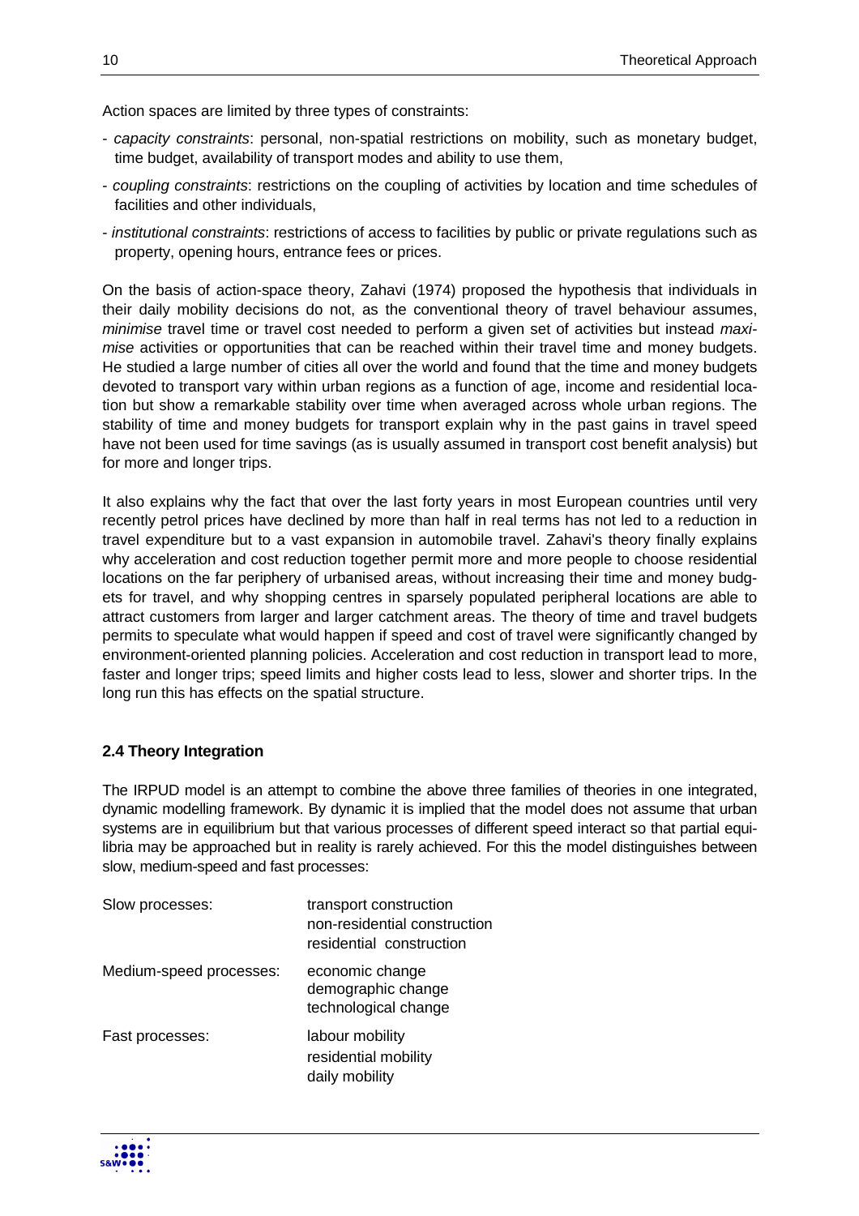Action spaces are limited by three types of constraints:

- *capacity constraints*: personal, non-spatial restrictions on mobility, such as monetary budget, time budget, availability of transport modes and ability to use them,
- *coupling constraints*: restrictions on the coupling of activities by location and time schedules of facilities and other individuals,
- *institutional constraints*: restrictions of access to facilities by public or private regulations such as property, opening hours, entrance fees or prices.

On the basis of action-space theory, Zahavi (1974) proposed the hypothesis that individuals in their daily mobility decisions do not, as the conventional theory of travel behaviour assumes, *minimise* travel time or travel cost needed to perform a given set of activities but instead *maximise* activities or opportunities that can be reached within their travel time and money budgets. He studied a large number of cities all over the world and found that the time and money budgets devoted to transport vary within urban regions as a function of age, income and residential location but show a remarkable stability over time when averaged across whole urban regions. The stability of time and money budgets for transport explain why in the past gains in travel speed have not been used for time savings (as is usually assumed in transport cost benefit analysis) but for more and longer trips.

It also explains why the fact that over the last forty years in most European countries until very recently petrol prices have declined by more than half in real terms has not led to a reduction in travel expenditure but to a vast expansion in automobile travel. Zahavi's theory finally explains why acceleration and cost reduction together permit more and more people to choose residential locations on the far periphery of urbanised areas, without increasing their time and money budgets for travel, and why shopping centres in sparsely populated peripheral locations are able to attract customers from larger and larger catchment areas. The theory of time and travel budgets permits to speculate what would happen if speed and cost of travel were significantly changed by environment-oriented planning policies. Acceleration and cost reduction in transport lead to more, faster and longer trips; speed limits and higher costs lead to less, slower and shorter trips. In the long run this has effects on the spatial structure.

## 2.4 Theory Integration

The IRPUD model is an attempt to combine the above three families of theories in one integrated, dynamic modelling framework. By dynamic it is implied that the model does not assume that urban systems are in equilibrium but that various processes of different speed interact so that partial equilibria may be approached but in reality is rarely achieved. For this the model distinguishes between slow, medium-speed and fast processes:

| | |
|---|---|
| Slow processes: | transport construction<br>non-residential construction<br>residential construction |
| Medium-speed processes: | economic change<br>demographic change<br>technological change |
| Fast processes: | labour mobility<br>residential mobility<br>daily mobility |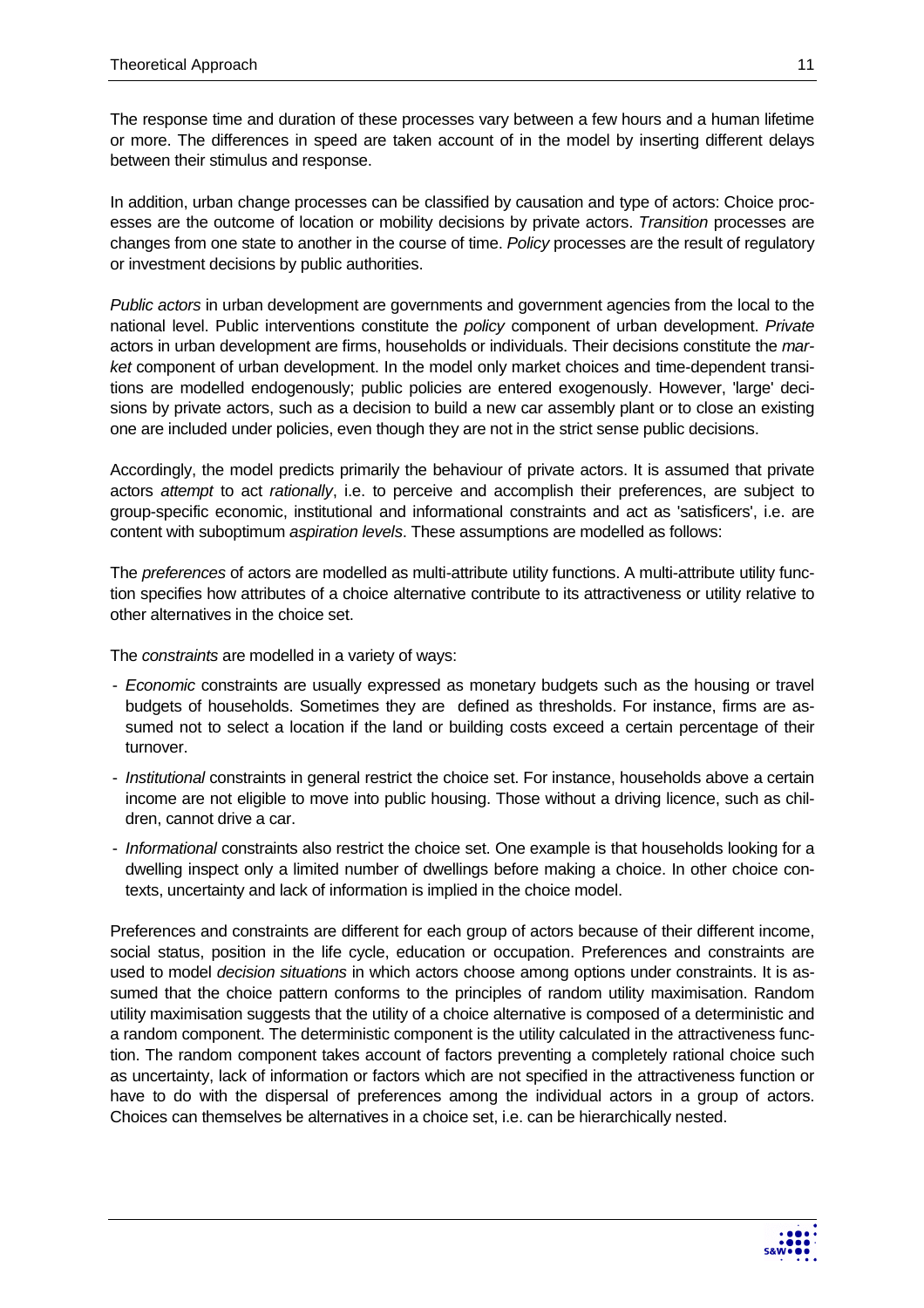The response time and duration of these processes vary between a few hours and a human lifetime or more. The differences in speed are taken account of in the model by inserting different delays between their stimulus and response.

In addition, urban change processes can be classified by causation and type of actors: Choice processes are the outcome of location or mobility decisions by private actors. *Transition* processes are changes from one state to another in the course of time. *Policy* processes are the result of regulatory or investment decisions by public authorities.

*Public actors* in urban development are governments and government agencies from the local to the national level. Public interventions constitute the *policy* component of urban development. *Private* actors in urban development are firms, households or individuals. Their decisions constitute the *market* component of urban development. In the model only market choices and time-dependent transitions are modelled endogenously; public policies are entered exogenously. However, 'large' decisions by private actors, such as a decision to build a new car assembly plant or to close an existing one are included under policies, even though they are not in the strict sense public decisions.

Accordingly, the model predicts primarily the behaviour of private actors. It is assumed that private actors *attempt* to act *rationally*, i.e. to perceive and accomplish their preferences, are subject to group-specific economic, institutional and informational constraints and act as 'satisficers', i.e. are content with suboptimum *aspiration levels*. These assumptions are modelled as follows:

The *preferences* of actors are modelled as multi-attribute utility functions. A multi-attribute utility function specifies how attributes of a choice alternative contribute to its attractiveness or utility relative to other alternatives in the choice set.

The *constraints* are modelled in a variety of ways:

- *Economic* constraints are usually expressed as monetary budgets such as the housing or travel budgets of households. Sometimes they are defined as thresholds. For instance, firms are assumed not to select a location if the land or building costs exceed a certain percentage of their turnover.
- *Institutional* constraints in general restrict the choice set. For instance, households above a certain income are not eligible to move into public housing. Those without a driving licence, such as children, cannot drive a car.
- *Informational* constraints also restrict the choice set. One example is that households looking for a dwelling inspect only a limited number of dwellings before making a choice. In other choice contexts, uncertainty and lack of information is implied in the choice model.

Preferences and constraints are different for each group of actors because of their different income, social status, position in the life cycle, education or occupation. Preferences and constraints are used to model *decision situations* in which actors choose among options under constraints. It is assumed that the choice pattern conforms to the principles of random utility maximisation. Random utility maximisation suggests that the utility of a choice alternative is composed of a deterministic and a random component. The deterministic component is the utility calculated in the attractiveness function. The random component takes account of factors preventing a completely rational choice such as uncertainty, lack of information or factors which are not specified in the attractiveness function or have to do with the dispersal of preferences among the individual actors in a group of actors. Choices can themselves be alternatives in a choice set, i.e. can be hierarchically nested.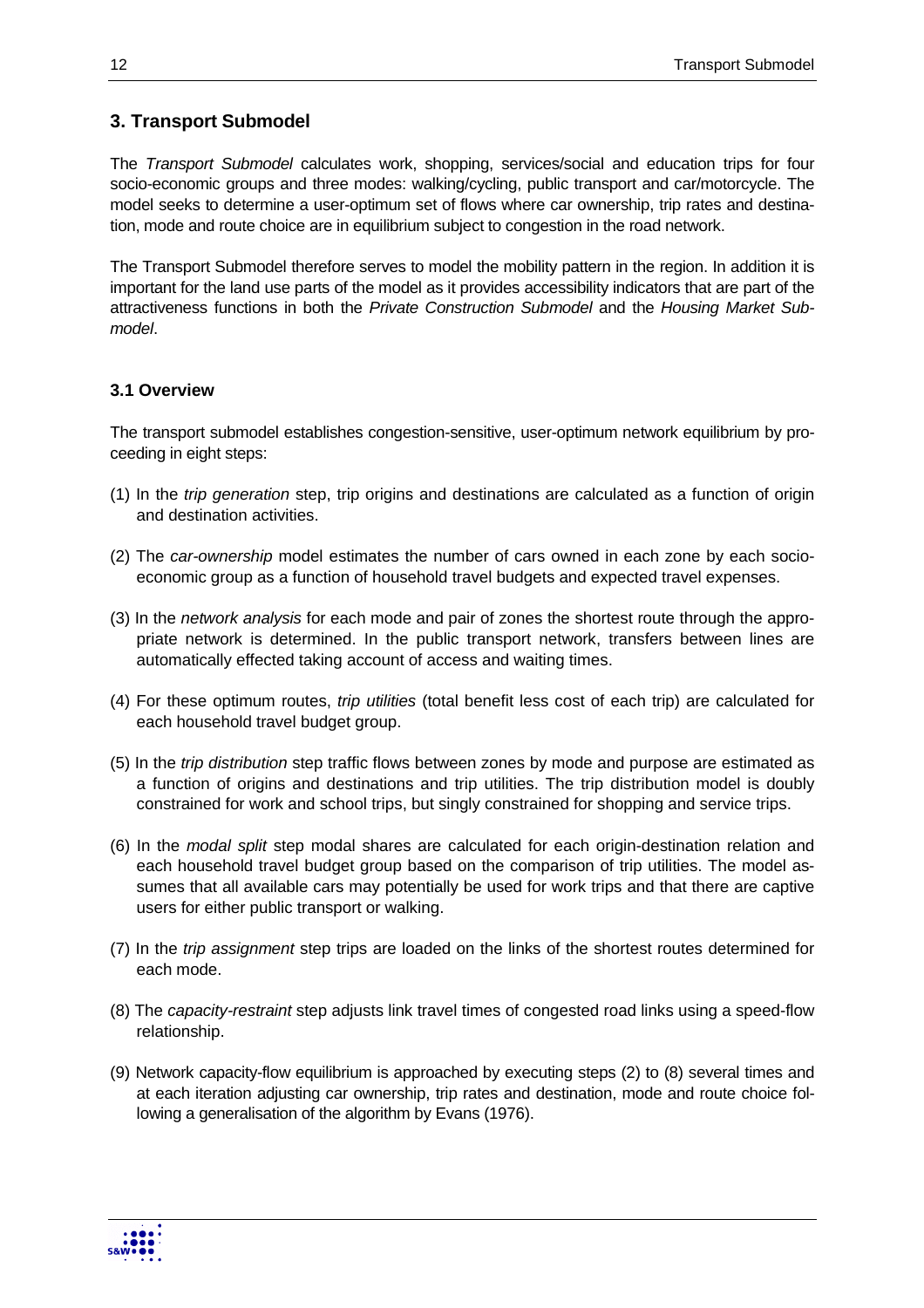## 3. Transport Submodel

The *Transport Submodel* calculates work, shopping, services/social and education trips for four socio-economic groups and three modes: walking/cycling, public transport and car/motorcycle. The model seeks to determine a user-optimum set of flows where car ownership, trip rates and destination, mode and route choice are in equilibrium subject to congestion in the road network.

The Transport Submodel therefore serves to model the mobility pattern in the region. In addition it is important for the land use parts of the model as it provides accessibility indicators that are part of the attractiveness functions in both the *Private Construction Submodel* and the *Housing Market Submodel*.

### 3.1 Overview

The transport submodel establishes congestion-sensitive, user-optimum network equilibrium by proceeding in eight steps:

(1) In the *trip generation* step, trip origins and destinations are calculated as a function of origin and destination activities.

(2) The *car-ownership* model estimates the number of cars owned in each zone by each socio-economic group as a function of household travel budgets and expected travel expenses.

(3) In the *network analysis* for each mode and pair of zones the shortest route through the appropriate network is determined. In the public transport network, transfers between lines are automatically effected taking account of access and waiting times.

(4) For these optimum routes, *trip utilities* (total benefit less cost of each trip) are calculated for each household travel budget group.

(5) In the *trip distribution* step traffic flows between zones by mode and purpose are estimated as a function of origins and destinations and trip utilities. The trip distribution model is doubly constrained for work and school trips, but singly constrained for shopping and service trips.

(6) In the *modal split* step modal shares are calculated for each origin-destination relation and each household travel budget group based on the comparison of trip utilities. The model assumes that all available cars may potentially be used for work trips and that there are captive users for either public transport or walking.

(7) In the *trip assignment* step trips are loaded on the links of the shortest routes determined for each mode.

(8) The *capacity-restraint* step adjusts link travel times of congested road links using a speed-flow relationship.

(9) Network capacity-flow equilibrium is approached by executing steps (2) to (8) several times and at each iteration adjusting car ownership, trip rates and destination, mode and route choice following a generalisation of the algorithm by Evans (1976).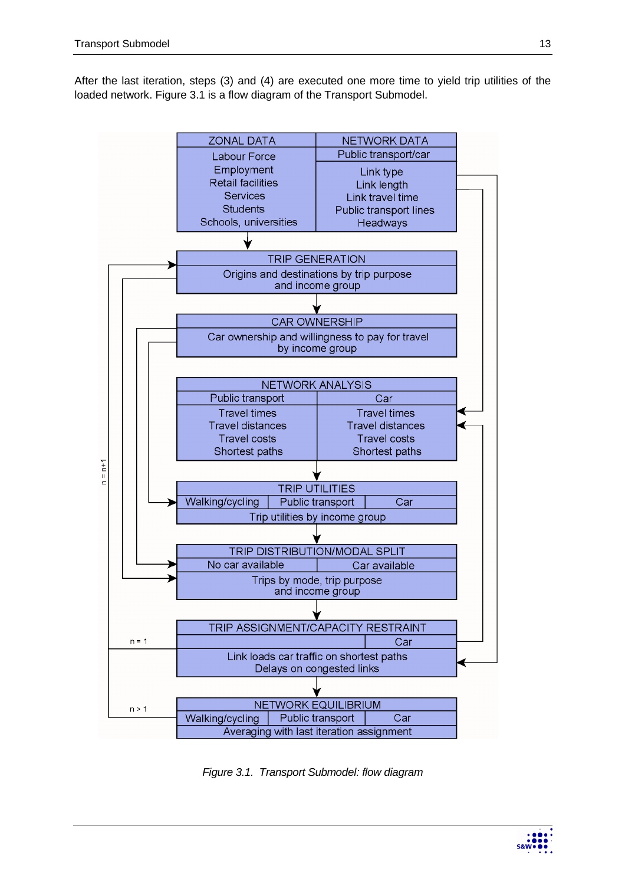After the last iteration, steps (3) and (4) are executed one more time to yield trip utilities of the loaded network. Figure 3.1 is a flow diagram of the Transport Submodel.

ZONAL DATA
Labour Force
Employment
Retail facilities
Services
Students
Schools, universities

NETWORK DATA
Public transport/car
Link type
Link length
Link travel time
Public transport lines
Headways

TRIP GENERATION
Origins and destinations by trip purpose and income group

CAR OWNERSHIP
Car ownership and willingness to pay for travel by income group

NETWORK ANALYSIS
Public transport
Travel times
Travel distances
Travel costs
Shortest paths
Car
Travel times
Travel distances
Travel costs
Shortest paths

TRIP UTILITIES
Walking/cycling
Public transport
Car
Trip utilities by income group

TRIP DISTRIBUTION/MODAL SPLIT
No car available
Car available
Trips by mode, trip purpose and income group

TRIP ASSIGNMENT/CAPACITY RESTRAINT
Car
Link loads car traffic on shortest paths
Delays on congested links

NETWORK EQUILIBRIUM
Walking/cycling
Public transport
Car
Averaging with last iteration assignment

n = n+1
n = 1
n > 1

*Figure 3.1. Transport Submodel: flow diagram*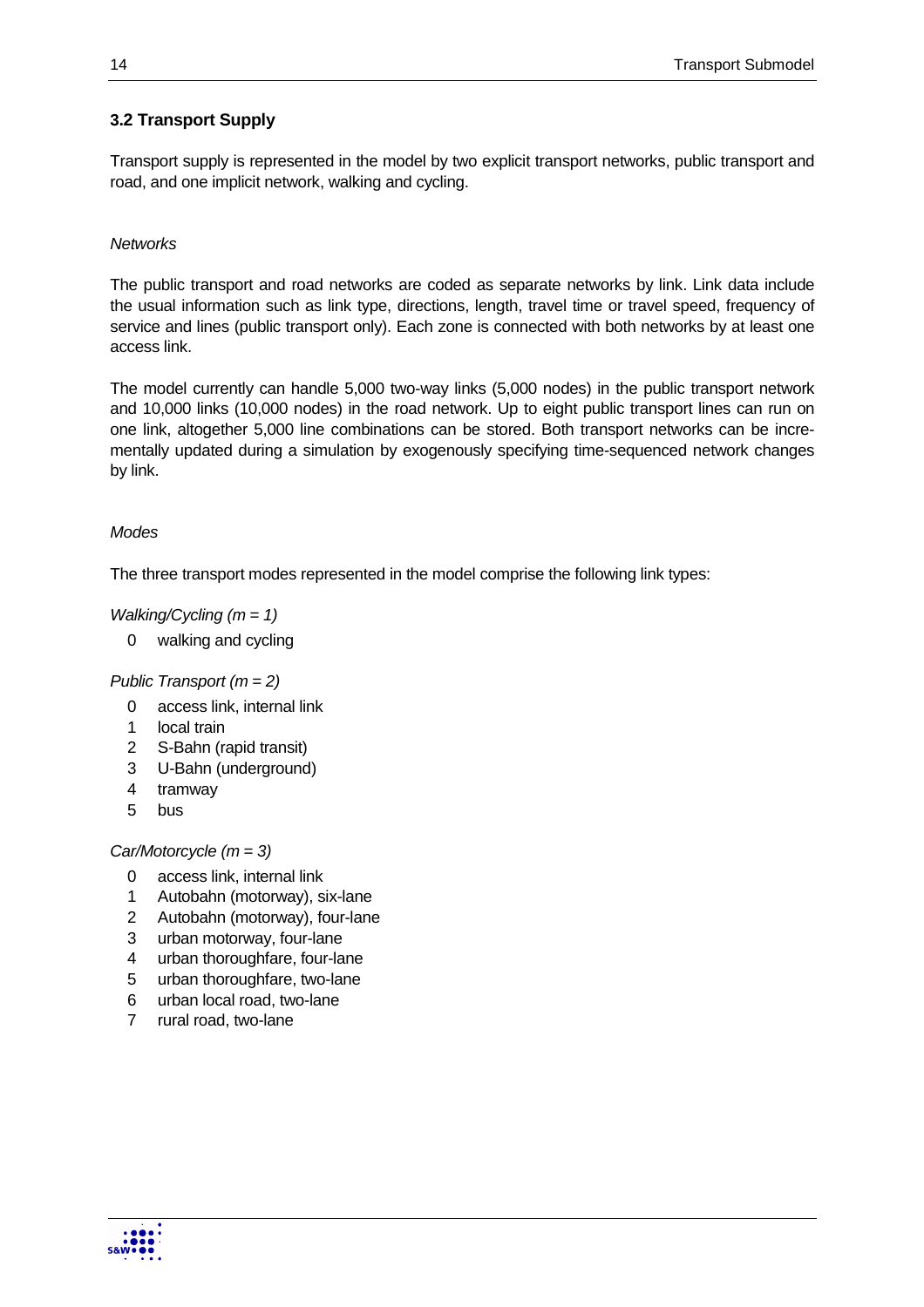## 3.2 Transport Supply

Transport supply is represented in the model by two explicit transport networks, public transport and road, and one implicit network, walking and cycling.

*Networks*

The public transport and road networks are coded as separate networks by link. Link data include the usual information such as link type, directions, length, travel time or travel speed, frequency of service and lines (public transport only). Each zone is connected with both networks by at least one access link.

The model currently can handle 5,000 two-way links (5,000 nodes) in the public transport network and 10,000 links (10,000 nodes) in the road network. Up to eight public transport lines can run on one link, altogether 5,000 line combinations can be stored. Both transport networks can be incrementally updated during a simulation by exogenously specifying time-sequenced network changes by link.

*Modes*

The three transport modes represented in the model comprise the following link types:

*Walking/Cycling (m = 1)*

- 0 walking and cycling

*Public Transport (m = 2)*

- 0 access link, internal link
- 1 local train
- 2 S-Bahn (rapid transit)
- 3 U-Bahn (underground)
- 4 tramway
- 5 bus

*Car/Motorcycle (m = 3)*

- 0 access link, internal link
- 1 Autobahn (motorway), six-lane
- 2 Autobahn (motorway), four-lane
- 3 urban motorway, four-lane
- 4 urban thoroughfare, four-lane
- 5 urban thoroughfare, two-lane
- 6 urban local road, two-lane
- 7 rural road, two-lane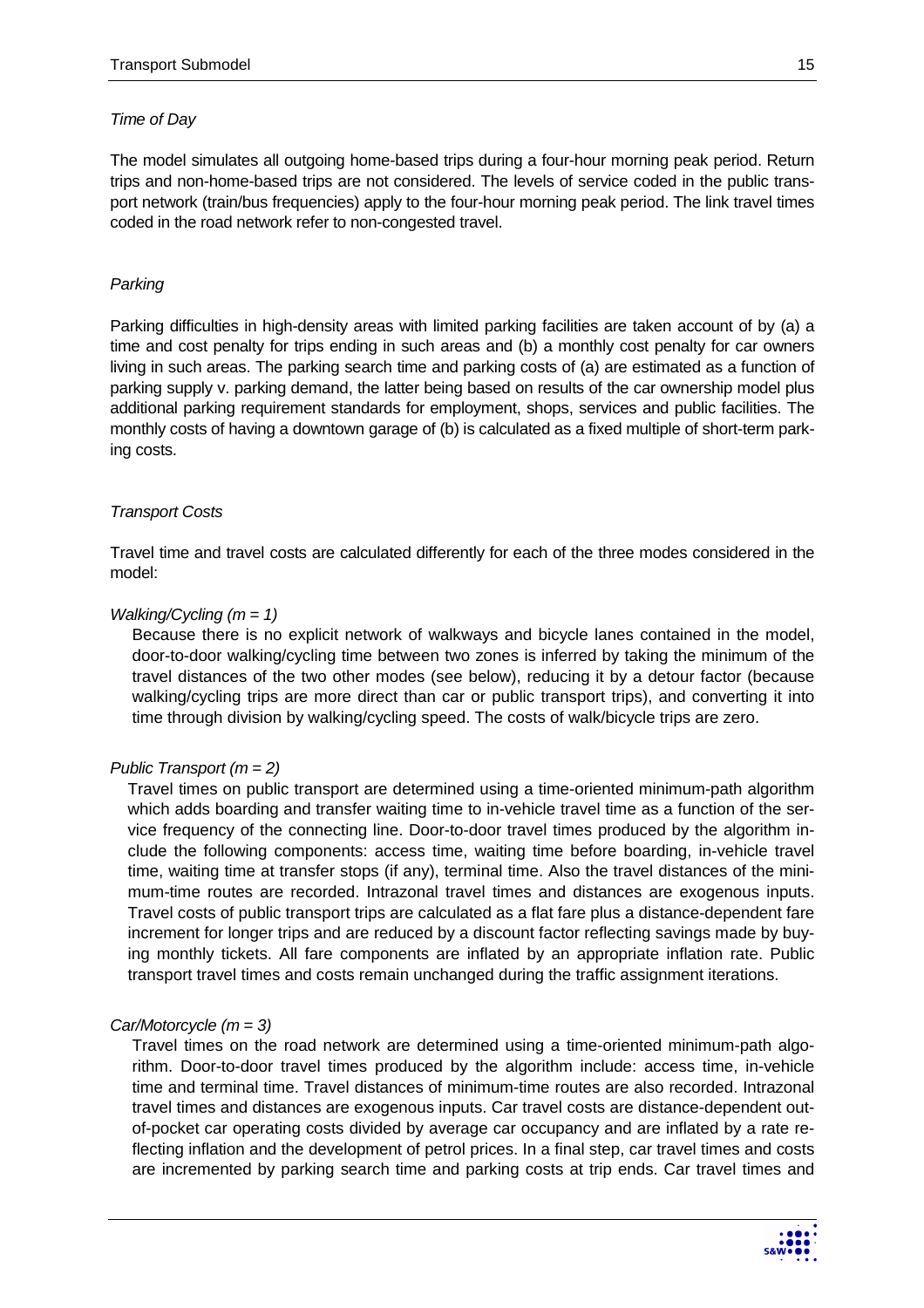*Time of Day*

The model simulates all outgoing home-based trips during a four-hour morning peak period. Return trips and non-home-based trips are not considered. The levels of service coded in the public transport network (train/bus frequencies) apply to the four-hour morning peak period. The link travel times coded in the road network refer to non-congested travel.

*Parking*

Parking difficulties in high-density areas with limited parking facilities are taken account of by (a) a time and cost penalty for trips ending in such areas and (b) a monthly cost penalty for car owners living in such areas. The parking search time and parking costs of (a) are estimated as a function of parking supply v. parking demand, the latter being based on results of the car ownership model plus additional parking requirement standards for employment, shops, services and public facilities. The monthly costs of having a downtown garage of (b) is calculated as a fixed multiple of short-term parking costs.

*Transport Costs*

Travel time and travel costs are calculated differently for each of the three modes considered in the model:

*Walking/Cycling ($m = 1$)*

Because there is no explicit network of walkways and bicycle lanes contained in the model, door-to-door walking/cycling time between two zones is inferred by taking the minimum of the travel distances of the two other modes (see below), reducing it by a detour factor (because walking/cycling trips are more direct than car or public transport trips), and converting it into time through division by walking/cycling speed. The costs of walk/bicycle trips are zero.

*Public Transport ($m = 2$)*

Travel times on public transport are determined using a time-oriented minimum-path algorithm which adds boarding and transfer waiting time to in-vehicle travel time as a function of the service frequency of the connecting line. Door-to-door travel times produced by the algorithm include the following components: access time, waiting time before boarding, in-vehicle travel time, waiting time at transfer stops (if any), terminal time. Also the travel distances of the minimum-time routes are recorded. Intrazonal travel times and distances are exogenous inputs. Travel costs of public transport trips are calculated as a flat fare plus a distance-dependent fare increment for longer trips and are reduced by a discount factor reflecting savings made by buying monthly tickets. All fare components are inflated by an appropriate inflation rate. Public transport travel times and costs remain unchanged during the traffic assignment iterations.

*Car/Motorcycle ($m = 3$)*

Travel times on the road network are determined using a time-oriented minimum-path algorithm. Door-to-door travel times produced by the algorithm include: access time, in-vehicle time and terminal time. Travel distances of minimum-time routes are also recorded. Intrazonal travel times and distances are exogenous inputs. Car travel costs are distance-dependent out-of-pocket car operating costs divided by average car occupancy and are inflated by a rate reflecting inflation and the development of petrol prices. In a final step, car travel times and costs are incremented by parking search time and parking costs at trip ends. Car travel times and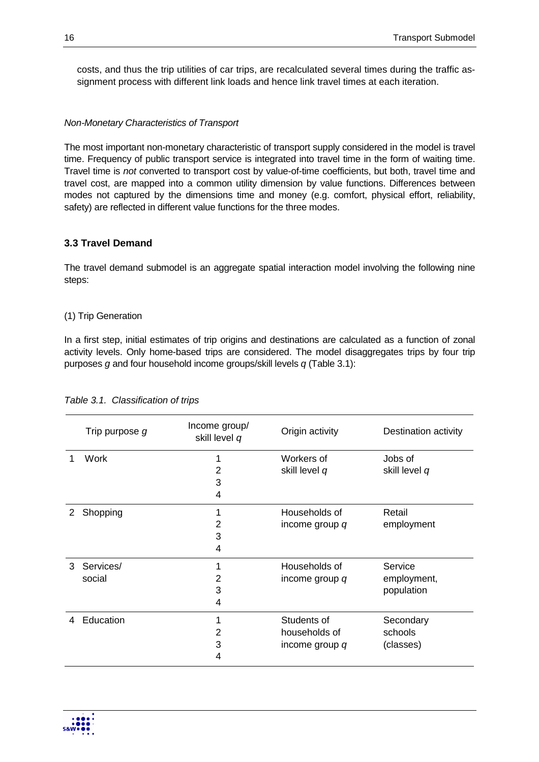costs, and thus the trip utilities of car trips, are recalculated several times during the traffic assignment process with different link loads and hence link travel times at each iteration.

*Non-Monetary Characteristics of Transport*

The most important non-monetary characteristic of transport supply considered in the model is travel time. Frequency of public transport service is integrated into travel time in the form of waiting time. Travel time is *not* converted to transport cost by value-of-time coefficients, but both, travel time and travel cost, are mapped into a common utility dimension by value functions. Differences between modes not captured by the dimensions time and money (e.g. comfort, physical effort, reliability, safety) are reflected in different value functions for the three modes.

### 3.3 Travel Demand

The travel demand submodel is an aggregate spatial interaction model involving the following nine steps:

(1) Trip Generation

In a first step, initial estimates of trip origins and destinations are calculated as a function of zonal activity levels. Only home-based trips are considered. The model disaggregates trips by four trip purposes $g$ and four household income groups/skill levels $q$ (Table 3.1):

*Table 3.1. Classification of trips*

| Trip purpose $g$ | Income group/ skill level $q$ | Origin activity | Destination activity |
|---|---|---|---|
| 1 Work | 1<br>2<br>3<br>4 | Workers of skill level $q$ | Jobs of skill level $q$ |
| 2 Shopping | 1<br>2<br>3<br>4 | Households of income group $q$ | Retail employment |
| 3 Services/ social | 1<br>2<br>3<br>4 | Households of income group $q$ | Service employment, population |
| 4 Education | 1<br>2<br>3<br>4 | Students of households of income group $q$ | Secondary schools (classes) |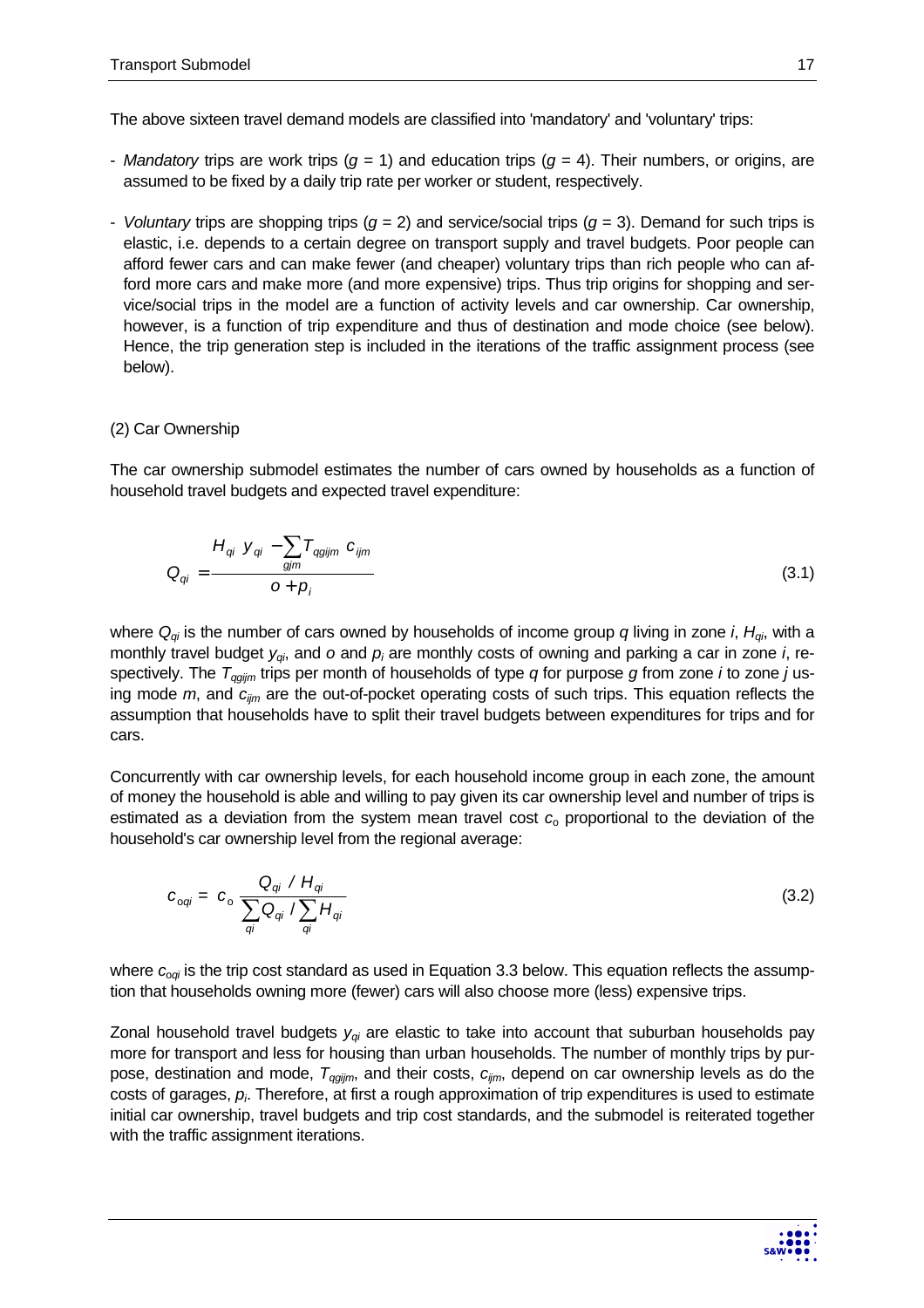The above sixteen travel demand models are classified into 'mandatory' and 'voluntary' trips:

- *Mandatory* trips are work trips ($g$ = 1) and education trips ($g$ = 4). Their numbers, or origins, are assumed to be fixed by a daily trip rate per worker or student, respectively.
- *Voluntary* trips are shopping trips ($g$ = 2) and service/social trips ($g$ = 3). Demand for such trips is elastic, i.e. depends to a certain degree on transport supply and travel budgets. Poor people can afford fewer cars and can make fewer (and cheaper) voluntary trips than rich people who can afford more cars and make more (and more expensive) trips. Thus trip origins for shopping and service/social trips in the model are a function of activity levels and car ownership. Car ownership, however, is a function of trip expenditure and thus of destination and mode choice (see below). Hence, the trip generation step is included in the iterations of the traffic assignment process (see below).

(2) Car Ownership

The car ownership submodel estimates the number of cars owned by households as a function of household travel budgets and expected travel expenditure:

$$Q_{qi} = \frac{H_{qi}\ y_{qi} - \sum_{gjm} T_{qgijm}\ c_{ijm}}{o + p_i} \tag{3.1}$$

where $Q_{qi}$ is the number of cars owned by households of income group $q$ living in zone $i$, $H_{qi}$, with a monthly travel budget $y_{qi}$, and $o$ and $p_i$ are monthly costs of owning and parking a car in zone $i$, respectively. The $T_{qgijm}$ trips per month of households of type $q$ for purpose $g$ from zone $i$ to zone $j$ using mode $m$, and $c_{ijm}$ are the out-of-pocket operating costs of such trips. This equation reflects the assumption that households have to split their travel budgets between expenditures for trips and for cars.

Concurrently with car ownership levels, for each household income group in each zone, the amount of money the household is able and willing to pay given its car ownership level and number of trips is estimated as a deviation from the system mean travel cost $c_{\text{o}}$ proportional to the deviation of the household's car ownership level from the regional average:

$$c_{\text{o}qi} = c_{\text{o}} \frac{Q_{qi} \,/\, H_{qi}}{\sum_{qi} Q_{qi} \,/ \sum_{qi} H_{qi}} \tag{3.2}$$

where $c_{oqi}$ is the trip cost standard as used in Equation 3.3 below. This equation reflects the assumption that households owning more (fewer) cars will also choose more (less) expensive trips.

Zonal household travel budgets $y_{qi}$ are elastic to take into account that suburban households pay more for transport and less for housing than urban households. The number of monthly trips by purpose, destination and mode, $T_{qgijm}$, and their costs, $c_{ijm}$, depend on car ownership levels as do the costs of garages, $p_i$. Therefore, at first a rough approximation of trip expenditures is used to estimate initial car ownership, travel budgets and trip cost standards, and the submodel is reiterated together with the traffic assignment iterations.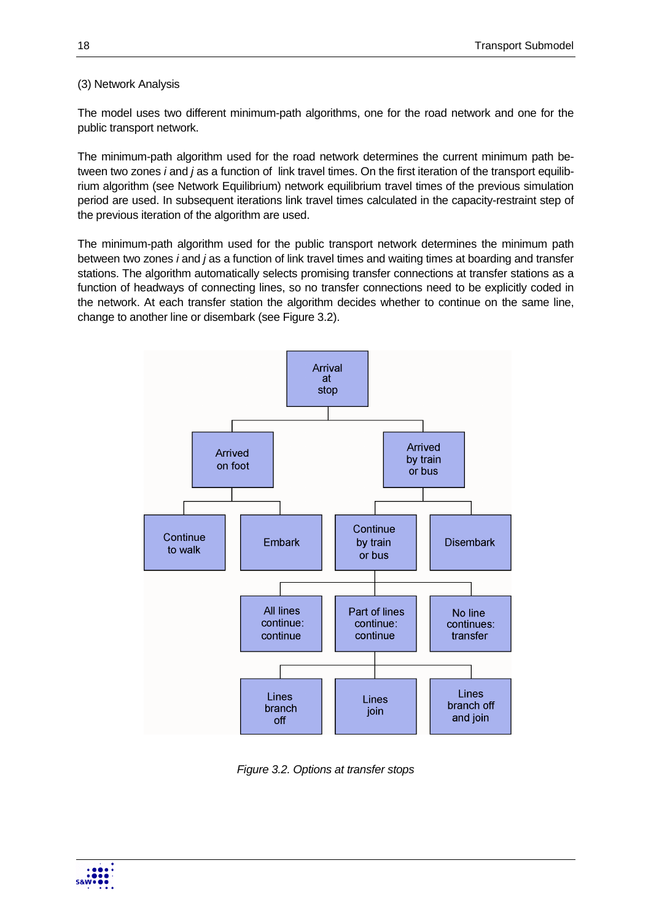(3) Network Analysis

The model uses two different minimum-path algorithms, one for the road network and one for the public transport network.

The minimum-path algorithm used for the road network determines the current minimum path between two zones *i* and *j* as a function of link travel times. On the first iteration of the transport equilibrium algorithm (see Network Equilibrium) network equilibrium travel times of the previous simulation period are used. In subsequent iterations link travel times calculated in the capacity-restraint step of the previous iteration of the algorithm are used.

The minimum-path algorithm used for the public transport network determines the minimum path between two zones *i* and *j* as a function of link travel times and waiting times at boarding and transfer stations. The algorithm automatically selects promising transfer connections at transfer stations as a function of headways of connecting lines, so no transfer connections need to be explicitly coded in the network. At each transfer station the algorithm decides whether to continue on the same line, change to another line or disembark (see Figure 3.2).

Arrival at stop

Arrived on foot

Arrived by train or bus

Continue to walk

Embark

Continue by train or bus

Disembark

All lines continue: continue

Part of lines continue: continue

No line continues: transfer

Lines branch off

Lines join

Lines branch off and join

*Figure 3.2. Options at transfer stops*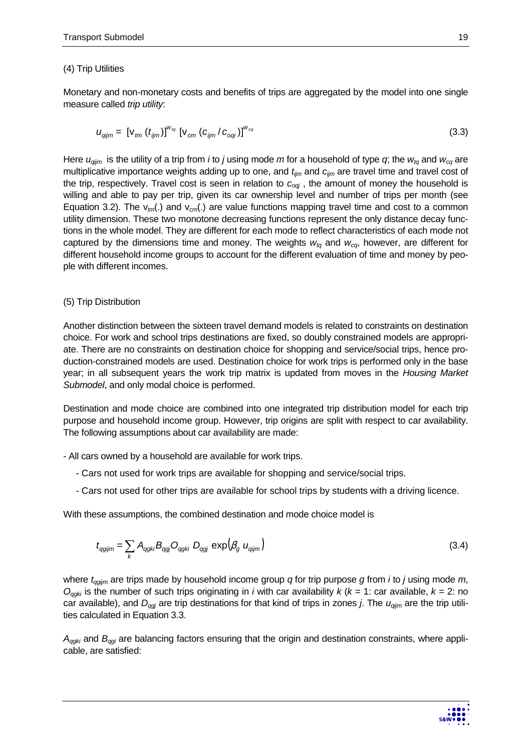(4) Trip Utilities

Monetary and non-monetary costs and benefits of trips are aggregated by the model into one single measure called *trip utility*:

$$u_{qijm} = \left[\mathrm{v}_{tm}\left(t_{ijm}\right)\right]^{w_{tq}} \left[\mathrm{v}_{cm}\left(c_{ijm} / c_{oqi}\right)\right]^{w_{cq}} \tag{3.3}$$

Here $u_{qijm}$ is the utility of a trip from $i$ to $j$ using mode $m$ for a household of type $q$; the $w_{tq}$ and $w_{cq}$ are multiplicative importance weights adding up to one, and $t_{ijm}$ and $c_{ijm}$ are travel time and travel cost of the trip, respectively. Travel cost is seen in relation to $c_{oqi}$, the amount of money the household is willing and able to pay per trip, given its car ownership level and number of trips per month (see Equation 3.2). The $\mathrm{v}_{tm}(.)$ and $\mathrm{v}_{cm}(.)$ are value functions mapping travel time and cost to a common utility dimension. These two monotone decreasing functions represent the only distance decay functions in the whole model. They are different for each mode to reflect characteristics of each mode not captured by the dimensions time and money. The weights $w_{tq}$ and $w_{cq}$, however, are different for different household income groups to account for the different evaluation of time and money by people with different incomes.

(5) Trip Distribution

Another distinction between the sixteen travel demand models is related to constraints on destination choice. For work and school trips destinations are fixed, so doubly constrained models are appropriate. There are no constraints on destination choice for shopping and service/social trips, hence production-constrained models are used. Destination choice for work trips is performed only in the base year; in all subsequent years the work trip matrix is updated from moves in the *Housing Market Submodel*, and only modal choice is performed.

Destination and mode choice are combined into one integrated trip distribution model for each trip purpose and household income group. However, trip origins are split with respect to car availability. The following assumptions about car availability are made:

- All cars owned by a household are available for work trips.
- Cars not used for work trips are available for shopping and service/social trips.
- Cars not used for other trips are available for school trips by students with a driving licence.

With these assumptions, the combined destination and mode choice model is

$$t_{qgijm} = \sum_{k} A_{qgki} B_{qgj} O_{qgki}\, D_{qgj}\, \exp\left(\beta_g\, u_{qijm}\right) \tag{3.4}$$

where $t_{qgijm}$ are trips made by household income group $q$ for trip purpose $g$ from $i$ to $j$ using mode $m$, $O_{qgki}$ is the number of such trips originating in $i$ with car availability $k$ ($k$ = 1: car available, $k$ = 2: no car available), and $D_{qgj}$ are trip destinations for that kind of trips in zones $j$. The $u_{qijm}$ are the trip utilities calculated in Equation 3.3.

$A_{qgki}$ and $B_{qgi}$ are balancing factors ensuring that the origin and destination constraints, where applicable, are satisfied: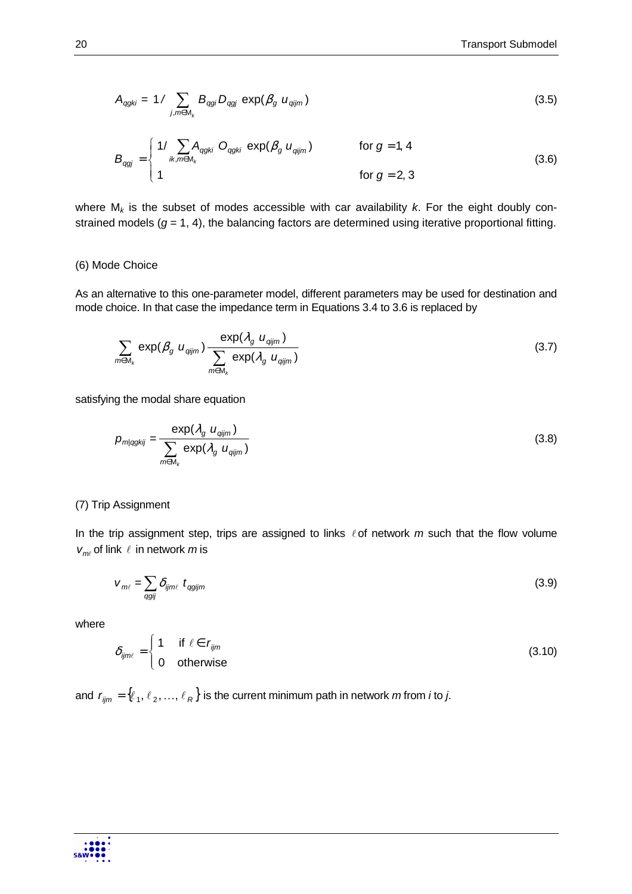$$A_{qgki} = 1 / \sum_{j,m \in M_k} B_{qgi} D_{qgj} \exp(\beta_g \, u_{qijm}) \tag{3.5}$$

$$B_{qgj} = \begin{cases} 1 / \sum_{ik,m \in M_k} A_{qgki} \, O_{qgki} \, \exp(\beta_g \, u_{qijm}) & \text{for } g = 1, 4 \\ 1 & \text{for } g = 2, 3 \end{cases} \tag{3.6}$$

where $M_k$ is the subset of modes accessible with car availability $k$. For the eight doubly constrained models ($g$ = 1, 4), the balancing factors are determined using iterative proportional fitting.

(6) Mode Choice

As an alternative to this one-parameter model, different parameters may be used for destination and mode choice. In that case the impedance term in Equations 3.4 to 3.6 is replaced by

$$\sum_{m \in M_k} \exp(\beta_g \, u_{qijm}) \frac{\exp(\lambda_g \, u_{qijm})}{\sum_{m \in M_k} \exp(\lambda_g \, u_{qijm})} \tag{3.7}$$

satisfying the modal share equation

$$p_{m|qgkij} = \frac{\exp(\lambda_g \, u_{qijm})}{\sum_{m \in M_k} \exp(\lambda_g \, u_{qijm})} \tag{3.8}$$

(7) Trip Assignment

In the trip assignment step, trips are assigned to links $\ell$ of network $m$ such that the flow volume $v_{m\ell}$ of link $\ell$ in network $m$ is

$$v_{m\ell} = \sum_{qgij} \delta_{ijm\ell} \, t_{qgijm} \tag{3.9}$$

where

$$\delta_{ijm\ell} = \begin{cases} 1 & \text{if } \ell \in r_{ijm} \\ 0 & \text{otherwise} \end{cases} \tag{3.10}$$

and $r_{ijm} = \{\ell_1, \ell_2, \ldots, \ell_R\}$ is the current minimum path in network $m$ from $i$ to $j$.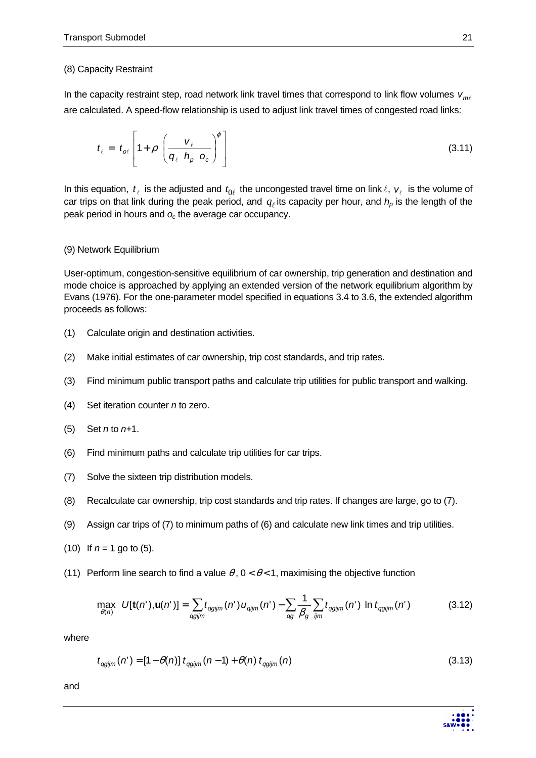(8) Capacity Restraint

In the capacity restraint step, road network link travel times that correspond to link flow volumes $v_{m\ell}$ are calculated. A speed-flow relationship is used to adjust link travel times of congested road links:

$$t_\ell = t_{o\ell}\left[1+\rho\left(\frac{v_\ell}{q_\ell\ h_p\ o_c}\right)^{\phi}\right] \tag{3.11}$$

In this equation, $t_\ell$ is the adjusted and $t_{0\ell}$ the uncongested travel time on link $\ell$, $v_\ell$ is the volume of car trips on that link during the peak period, and $q_\ell$ its capacity per hour, and $h_p$ is the length of the peak period in hours and $o_c$ the average car occupancy.

(9) Network Equilibrium

User-optimum, congestion-sensitive equilibrium of car ownership, trip generation and destination and mode choice is approached by applying an extended version of the network equilibrium algorithm by Evans (1976). For the one-parameter model specified in equations 3.4 to 3.6, the extended algorithm proceeds as follows:

(1) Calculate origin and destination activities.

(2) Make initial estimates of car ownership, trip cost standards, and trip rates.

(3) Find minimum public transport paths and calculate trip utilities for public transport and walking.

(4) Set iteration counter $n$ to zero.

(5) Set $n$ to $n$+1.

(6) Find minimum paths and calculate trip utilities for car trips.

(7) Solve the sixteen trip distribution models.

(8) Recalculate car ownership, trip cost standards and trip rates. If changes are large, go to (7).

(9) Assign car trips of (7) to minimum paths of (6) and calculate new link times and trip utilities.

(10) If $n$ = 1 go to (5).

(11) Perform line search to find a value $\theta$, $0 < \theta < 1$, maximising the objective function

$$\max_{\theta(n)}\ U[\mathbf{t}(n'),\mathbf{u}(n')] = \sum_{qgijm} t_{qgijm}(n')\,u_{qijm}(n') - \sum_{qg}\frac{1}{\beta_g}\sum_{ijm} t_{qgijm}(n')\ \ln t_{qgijm}(n') \tag{3.12}$$

where

$$t_{qgijm}(n') = [1-\theta(n)]\,t_{qgijm}(n-1) + \theta(n)\,t_{qgijm}(n) \tag{3.13}$$

and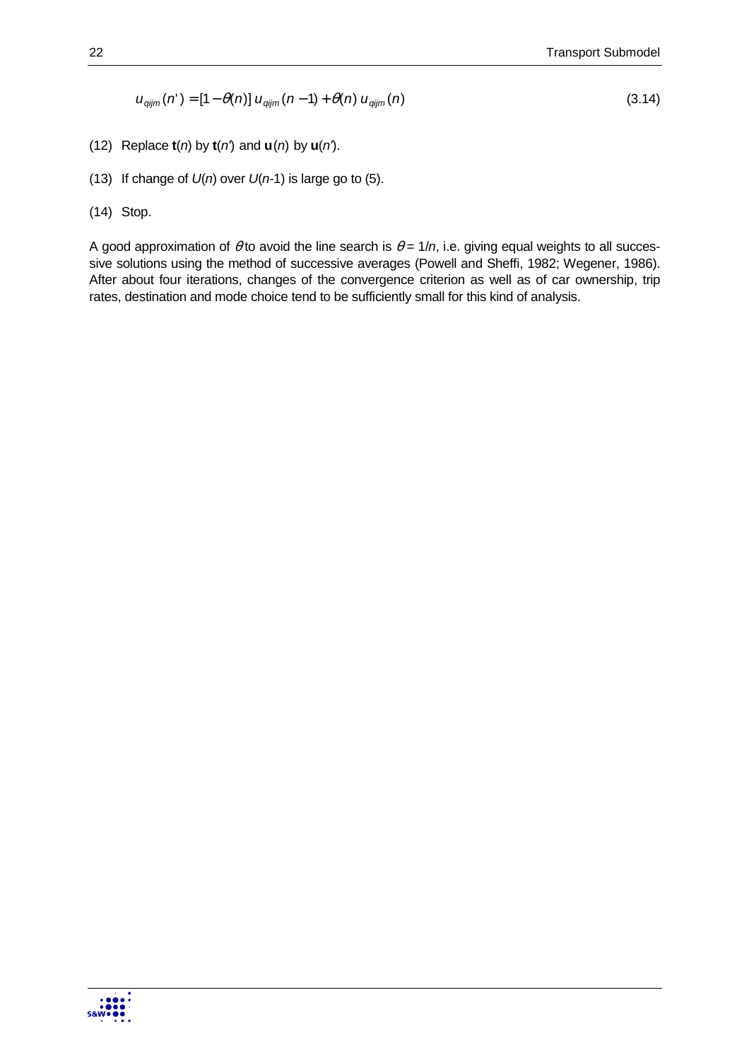$$u_{qijm}(n') = [1-\theta(n)]\, u_{qijm}(n-1) + \theta(n)\, u_{qijm}(n) \tag{3.14}$$

(12) Replace $\mathbf{t}(n)$ by $\mathbf{t}(n')$ and $\mathbf{u}(n)$ by $\mathbf{u}(n')$.

(13) If change of $U(n)$ over $U(n\text{-}1)$ is large go to (5).

(14) Stop.

A good approximation of $\theta$ to avoid the line search is $\theta = 1/n$, i.e. giving equal weights to all successive solutions using the method of successive averages (Powell and Sheffi, 1982; Wegener, 1986). After about four iterations, changes of the convergence criterion as well as of car ownership, trip rates, destination and mode choice tend to be sufficiently small for this kind of analysis.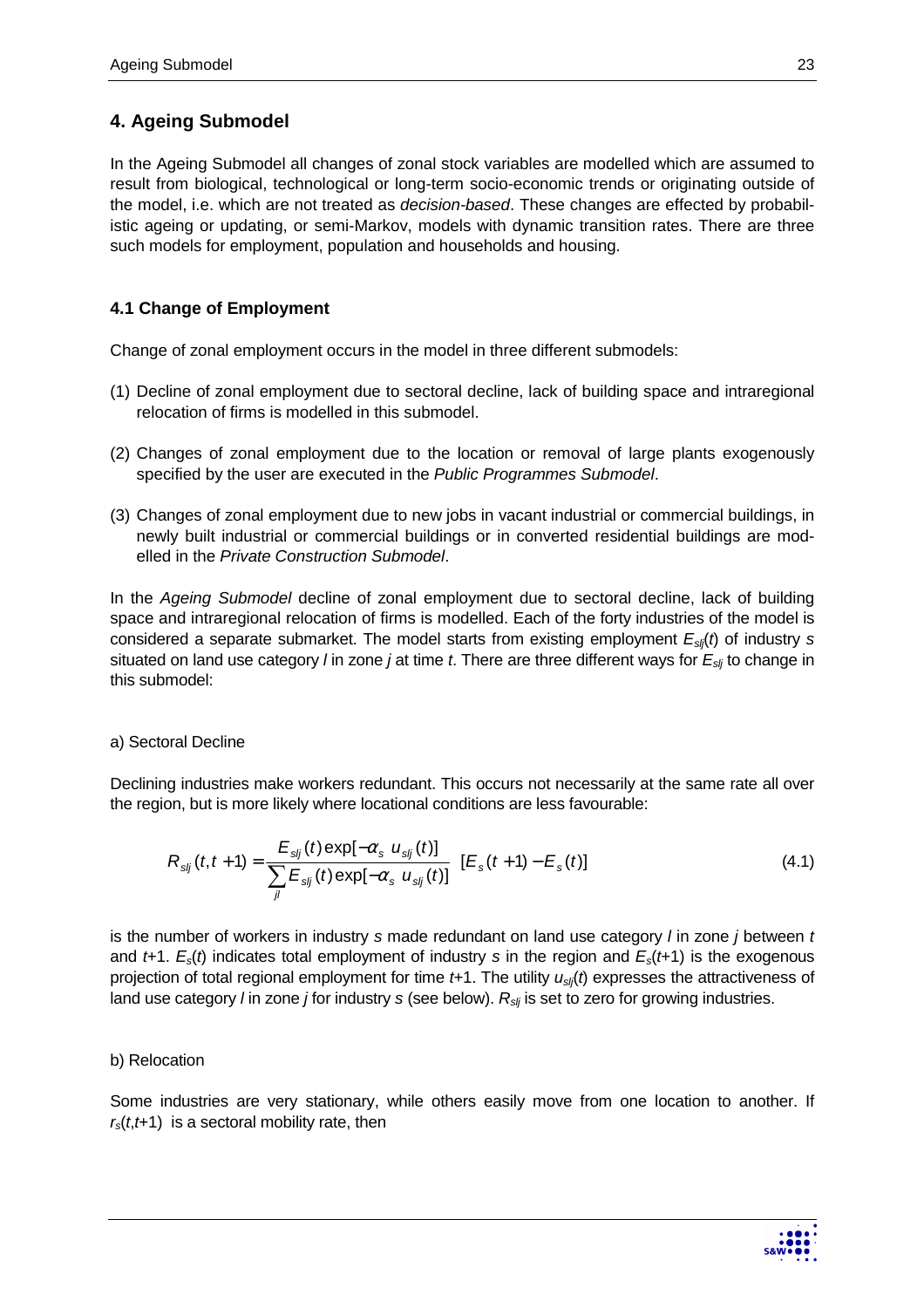# 4. Ageing Submodel

In the Ageing Submodel all changes of zonal stock variables are modelled which are assumed to result from biological, technological or long-term socio-economic trends or originating outside of the model, i.e. which are not treated as *decision-based*. These changes are effected by probabilistic ageing or updating, or semi-Markov, models with dynamic transition rates. There are three such models for employment, population and households and housing.

## 4.1 Change of Employment

Change of zonal employment occurs in the model in three different submodels:

(1) Decline of zonal employment due to sectoral decline, lack of building space and intraregional relocation of firms is modelled in this submodel.

(2) Changes of zonal employment due to the location or removal of large plants exogenously specified by the user are executed in the *Public Programmes Submodel*.

(3) Changes of zonal employment due to new jobs in vacant industrial or commercial buildings, in newly built industrial or commercial buildings or in converted residential buildings are modelled in the *Private Construction Submodel*.

In the *Ageing Submodel* decline of zonal employment due to sectoral decline, lack of building space and intraregional relocation of firms is modelled. Each of the forty industries of the model is considered a separate submarket. The model starts from existing employment $E_{slj}(t)$ of industry $s$ situated on land use category $l$ in zone $j$ at time $t$. There are three different ways for $E_{slj}$ to change in this submodel:

a) Sectoral Decline

Declining industries make workers redundant. This occurs not necessarily at the same rate all over the region, but is more likely where locational conditions are less favourable:

$$R_{slj}(t,t+1) = \frac{E_{slj}(t)\exp[-\alpha_s \; u_{slj}(t)]}{\sum_{jl} E_{slj}(t)\exp[-\alpha_s \; u_{slj}(t)]} \; [E_s(t+1) - E_s(t)] \tag{4.1}$$

is the number of workers in industry $s$ made redundant on land use category $l$ in zone $j$ between $t$ and $t$+1. $E_s(t)$ indicates total employment of industry $s$ in the region and $E_s(t+1)$ is the exogenous projection of total regional employment for time $t$+1. The utility $u_{slj}(t)$ expresses the attractiveness of land use category $l$ in zone $j$ for industry $s$ (see below). $R_{slj}$ is set to zero for growing industries.

b) Relocation

Some industries are very stationary, while others easily move from one location to another. If $r_s(t,t+1)$ is a sectoral mobility rate, then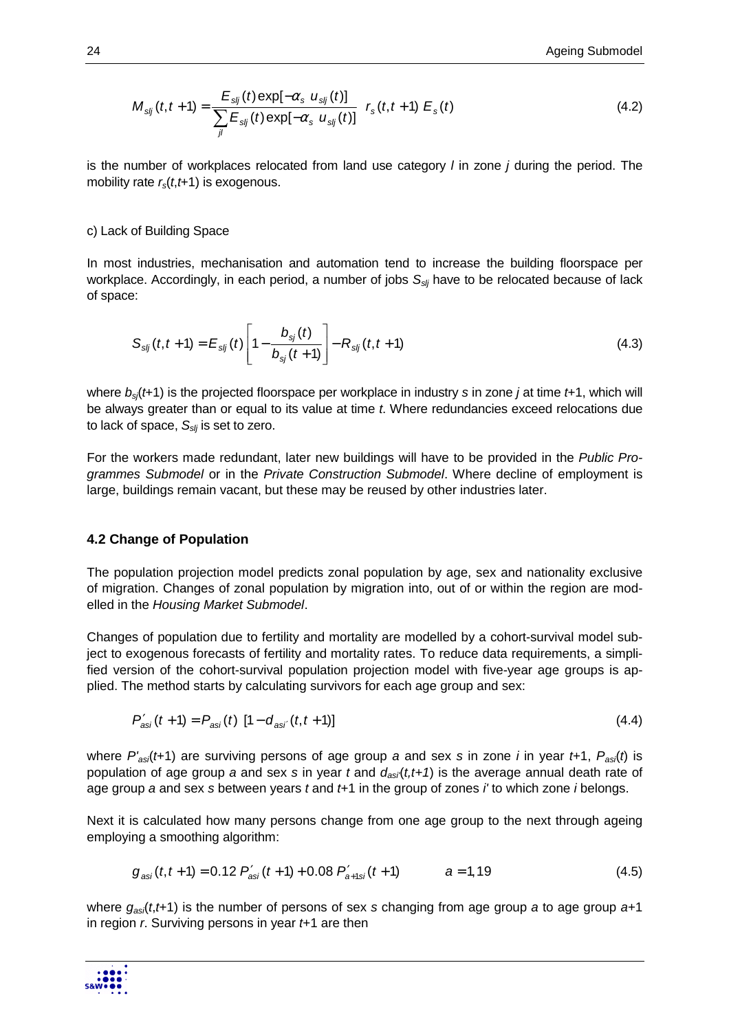$$M_{slj}(t,t+1) = \frac{E_{slj}(t)\exp[-\alpha_s\ u_{slj}(t)]}{\sum_{jl} E_{slj}(t)\exp[-\alpha_s\ u_{slj}(t)]}\ r_s(t,t+1)\ E_s(t) \tag{4.2}$$

is the number of workplaces relocated from land use category $l$ in zone $j$ during the period. The mobility rate $r_s(t,t+1)$ is exogenous.

c) Lack of Building Space

In most industries, mechanisation and automation tend to increase the building floorspace per workplace. Accordingly, in each period, a number of jobs $S_{slj}$ have to be relocated because of lack of space:

$$S_{slj}(t,t+1) = E_{slj}(t)\left[1 - \frac{b_{sj}(t)}{b_{sj}(t+1)}\right] - R_{slj}(t,t+1) \tag{4.3}$$

where $b_{sj}(t+1)$ is the projected floorspace per workplace in industry $s$ in zone $j$ at time $t$+1, which will be always greater than or equal to its value at time $t$. Where redundancies exceed relocations due to lack of space, $S_{slj}$ is set to zero.

For the workers made redundant, later new buildings will have to be provided in the *Public Programmes Submodel* or in the *Private Construction Submodel*. Where decline of employment is large, buildings remain vacant, but these may be reused by other industries later.

## 4.2 Change of Population

The population projection model predicts zonal population by age, sex and nationality exclusive of migration. Changes of zonal population by migration into, out of or within the region are modelled in the *Housing Market Submodel*.

Changes of population due to fertility and mortality are modelled by a cohort-survival model subject to exogenous forecasts of fertility and mortality rates. To reduce data requirements, a simplified version of the cohort-survival population projection model with five-year age groups is applied. The method starts by calculating survivors for each age group and sex:

$$P'_{asi}(t+1) = P_{asi}(t)\ [1 - d_{asi'}(t,t+1)] \tag{4.4}$$

where $P'_{asi}(t+1)$ are surviving persons of age group $a$ and sex $s$ in zone $i$ in year $t$+1, $P_{asi}(t)$ is population of age group $a$ and sex $s$ in year $t$ and $d_{asi'}(t,t+1)$ is the average annual death rate of age group $a$ and sex $s$ between years $t$ and $t$+1 in the group of zones $i'$ to which zone $i$ belongs.

Next it is calculated how many persons change from one age group to the next through ageing employing a smoothing algorithm:

$$g_{asi}(t,t+1) = 0.12\,P'_{asi}(t+1) + 0.08\,P'_{a+1si}(t+1) \qquad a = 1,19 \tag{4.5}$$

where $g_{asi}(t,t+1)$ is the number of persons of sex $s$ changing from age group $a$ to age group $a$+1 in region $r$. Surviving persons in year $t$+1 are then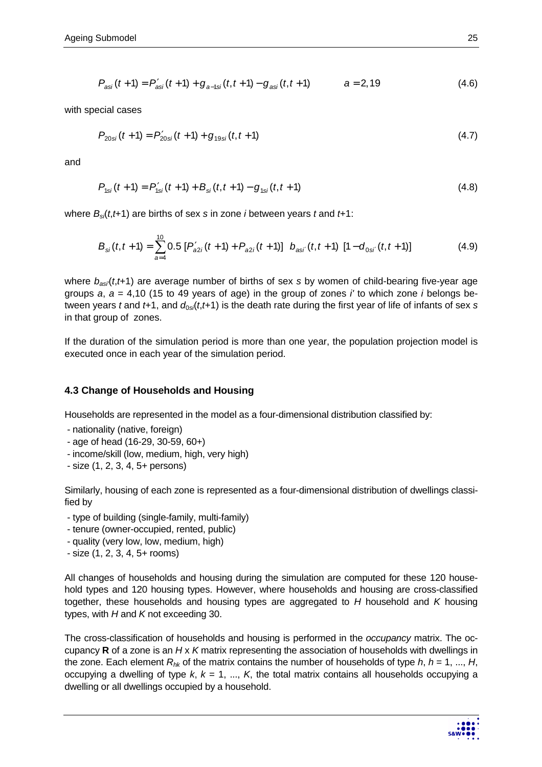$$P_{asi}(t+1) = P'_{asi}(t+1) + g_{a-1si}(t,t+1) - g_{asi}(t,t+1) \qquad a = 2,19 \tag{4.6}$$

with special cases

$$P_{20si}(t+1) = P'_{20si}(t+1) + g_{19si}(t,t+1) \tag{4.7}$$

and

$$P_{1si}(t+1) = P'_{1si}(t+1) + B_{si}(t,t+1) - g_{1si}(t,t+1) \tag{4.8}$$

where $B_{si}(t,t+1)$ are births of sex $s$ in zone $i$ between years $t$ and $t+1$:

$$B_{si}(t,t+1) = \sum_{a=4}^{10} 0.5\,[P'_{a2i}(t+1) + P_{a2i}(t+1)]\;\; b_{asi'}(t,t+1)\;\; [1 - d_{0si'}(t,t+1)] \tag{4.9}$$

where $b_{asi'}(t,t+1)$ are average number of births of sex $s$ by women of child-bearing five-year age groups $a$, $a$ = 4,10 (15 to 49 years of age) in the group of zones $i'$ to which zone $i$ belongs between years $t$ and $t+1$, and $d_{0si'}(t,t+1)$ is the death rate during the first year of life of infants of sex $s$ in that group of zones.

If the duration of the simulation period is more than one year, the population projection model is executed once in each year of the simulation period.

### 4.3 Change of Households and Housing

Households are represented in the model as a four-dimensional distribution classified by:

- nationality (native, foreign)
- age of head (16-29, 30-59, 60+)
- income/skill (low, medium, high, very high)
- size (1, 2, 3, 4, 5+ persons)

Similarly, housing of each zone is represented as a four-dimensional distribution of dwellings classified by

- type of building (single-family, multi-family)
- tenure (owner-occupied, rented, public)
- quality (very low, low, medium, high)
- size (1, 2, 3, 4, 5+ rooms)

All changes of households and housing during the simulation are computed for these 120 household types and 120 housing types. However, where households and housing are cross-classified together, these households and housing types are aggregated to $H$ household and $K$ housing types, with $H$ and $K$ not exceeding 30.

The cross-classification of households and housing is performed in the *occupancy* matrix. The occupancy **R** of a zone is an $H$ x $K$ matrix representing the association of households with dwellings in the zone. Each element $R_{hk}$ of the matrix contains the number of households of type $h$, $h$ = 1, ..., $H$, occupying a dwelling of type $k$, $k$ = 1, ..., $K$, the total matrix contains all households occupying a dwelling or all dwellings occupied by a household.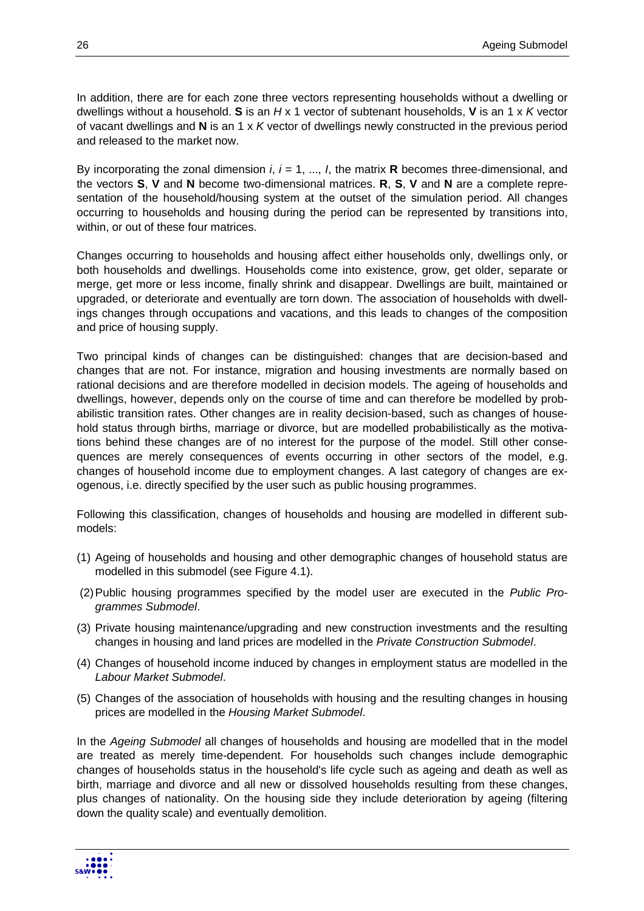In addition, there are for each zone three vectors representing households without a dwelling or dwellings without a household. **S** is an $H \times 1$ vector of subtenant households, **V** is an $1 \times K$ vector of vacant dwellings and **N** is an $1 \times K$ vector of dwellings newly constructed in the previous period and released to the market now.

By incorporating the zonal dimension $i$, $i = 1, ..., I$, the matrix **R** becomes three-dimensional, and the vectors **S**, **V** and **N** become two-dimensional matrices. **R**, **S**, **V** and **N** are a complete representation of the household/housing system at the outset of the simulation period. All changes occurring to households and housing during the period can be represented by transitions into, within, or out of these four matrices.

Changes occurring to households and housing affect either households only, dwellings only, or both households and dwellings. Households come into existence, grow, get older, separate or merge, get more or less income, finally shrink and disappear. Dwellings are built, maintained or upgraded, or deteriorate and eventually are torn down. The association of households with dwellings changes through occupations and vacations, and this leads to changes of the composition and price of housing supply.

Two principal kinds of changes can be distinguished: changes that are decision-based and changes that are not. For instance, migration and housing investments are normally based on rational decisions and are therefore modelled in decision models. The ageing of households and dwellings, however, depends only on the course of time and can therefore be modelled by probabilistic transition rates. Other changes are in reality decision-based, such as changes of household status through births, marriage or divorce, but are modelled probabilistically as the motivations behind these changes are of no interest for the purpose of the model. Still other consequences are merely consequences of events occurring in other sectors of the model, e.g. changes of household income due to employment changes. A last category of changes are exogenous, i.e. directly specified by the user such as public housing programmes.

Following this classification, changes of households and housing are modelled in different submodels:

(1) Ageing of households and housing and other demographic changes of household status are modelled in this submodel (see Figure 4.1).

(2) Public housing programmes specified by the model user are executed in the *Public Programmes Submodel*.

(3) Private housing maintenance/upgrading and new construction investments and the resulting changes in housing and land prices are modelled in the *Private Construction Submodel*.

(4) Changes of household income induced by changes in employment status are modelled in the *Labour Market Submodel*.

(5) Changes of the association of households with housing and the resulting changes in housing prices are modelled in the *Housing Market Submodel*.

In the *Ageing Submodel* all changes of households and housing are modelled that in the model are treated as merely time-dependent. For households such changes include demographic changes of households status in the household's life cycle such as ageing and death as well as birth, marriage and divorce and all new or dissolved households resulting from these changes, plus changes of nationality. On the housing side they include deterioration by ageing (filtering down the quality scale) and eventually demolition.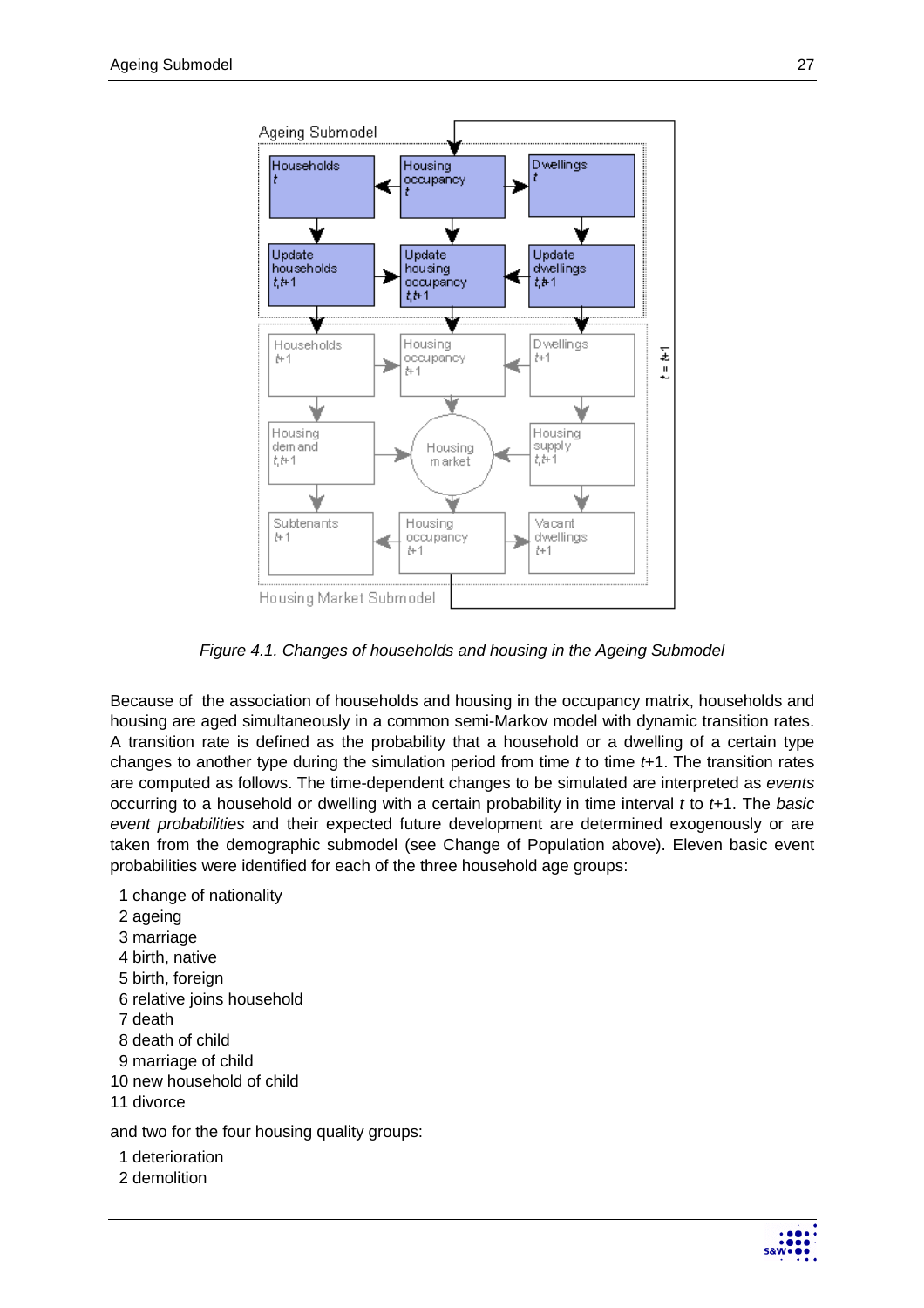Ageing Submodel

Households
$t$

Housing
occupancy
$t$

Dwellings
$t$

Update
households
$t,t+1$

Update
housing
occupancy
$t,t+1$

Update
dwellings
$t,t+1$

Households
$t+1$

Housing
occupancy
$t+1$

Dwellings
$t+1$

Housing
demand
$t,t+1$

Housing
market

Housing
supply
$t,t+1$

Subtenants
$t+1$

Housing
occupancy
$t+1$

Vacant
dwellings
$t+1$

Housing Market Submodel

$t = t+1$

*Figure 4.1. Changes of households and housing in the Ageing Submodel*

Because of the association of households and housing in the occupancy matrix, households and housing are aged simultaneously in a common semi-Markov model with dynamic transition rates. A transition rate is defined as the probability that a household or a dwelling of a certain type changes to another type during the simulation period from time $t$ to time $t$+1. The transition rates are computed as follows. The time-dependent changes to be simulated are interpreted as *events* occurring to a household or dwelling with a certain probability in time interval $t$ to $t$+1. The *basic event probabilities* and their expected future development are determined exogenously or are taken from the demographic submodel (see Change of Population above). Eleven basic event probabilities were identified for each of the three household age groups:

1 change of nationality
2 ageing
3 marriage
4 birth, native
5 birth, foreign
6 relative joins household
7 death
8 death of child
9 marriage of child
10 new household of child
11 divorce

and two for the four housing quality groups:

1 deterioration
2 demolition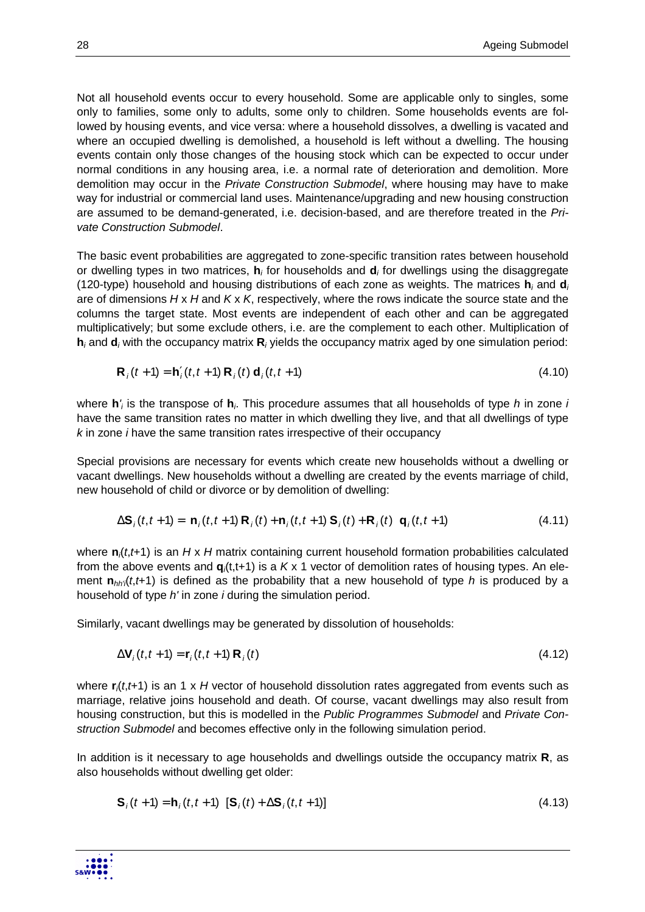Not all household events occur to every household. Some are applicable only to singles, some only to families, some only to adults, some only to children. Some households events are followed by housing events, and vice versa: where a household dissolves, a dwelling is vacated and where an occupied dwelling is demolished, a household is left without a dwelling. The housing events contain only those changes of the housing stock which can be expected to occur under normal conditions in any housing area, i.e. a normal rate of deterioration and demolition. More demolition may occur in the *Private Construction Submodel*, where housing may have to make way for industrial or commercial land uses. Maintenance/upgrading and new housing construction are assumed to be demand-generated, i.e. decision-based, and are therefore treated in the *Private Construction Submodel*.

The basic event probabilities are aggregated to zone-specific transition rates between household or dwelling types in two matrices, $\mathbf{h}_i$ for households and $\mathbf{d}_i$ for dwellings using the disaggregate (120-type) household and housing distributions of each zone as weights. The matrices $\mathbf{h}_i$ and $\mathbf{d}_i$ are of dimensions $H$ x $H$ and $K$ x $K$, respectively, where the rows indicate the source state and the columns the target state. Most events are independent of each other and can be aggregated multiplicatively; but some exclude others, i.e. are the complement to each other. Multiplication of $\mathbf{h}_i$ and $\mathbf{d}_i$ with the occupancy matrix $\mathbf{R}_i$ yields the occupancy matrix aged by one simulation period:

$$\mathbf{R}_i(t+1) = \mathbf{h}'_i(t,t+1)\,\mathbf{R}_i(t)\,\mathbf{d}_i(t,t+1) \tag{4.10}$$

where $\mathbf{h}'_i$ is the transpose of $\mathbf{h}_i$. This procedure assumes that all households of type $h$ in zone $i$ have the same transition rates no matter in which dwelling they live, and that all dwellings of type $k$ in zone $i$ have the same transition rates irrespective of their occupancy

Special provisions are necessary for events which create new households without a dwelling or vacant dwellings. New households without a dwelling are created by the events marriage of child, new household of child or divorce or by demolition of dwelling:

$$\Delta\mathbf{S}_i(t,t+1) = \mathbf{n}_i(t,t+1)\,\mathbf{R}_i(t) + \mathbf{n}_i(t,t+1)\,\mathbf{S}_i(t) + \mathbf{R}_i(t)\;\;\mathbf{q}_i(t,t+1) \tag{4.11}$$

where $\mathbf{n}_i(t,t+1)$ is an $H$ x $H$ matrix containing current household formation probabilities calculated from the above events and $\mathbf{q}_i(t,t+1)$ is a $K$ x 1 vector of demolition rates of housing types. An element $\mathbf{n}_{hh'i}(t,t+1)$ is defined as the probability that a new household of type $h$ is produced by a household of type $h'$ in zone $i$ during the simulation period.

Similarly, vacant dwellings may be generated by dissolution of households:

$$\Delta\mathbf{V}_i(t,t+1) = \mathbf{r}_i(t,t+1)\,\mathbf{R}_i(t) \tag{4.12}$$

where $\mathbf{r}_i(t,t+1)$ is an 1 x $H$ vector of household dissolution rates aggregated from events such as marriage, relative joins household and death. Of course, vacant dwellings may also result from housing construction, but this is modelled in the *Public Programmes Submodel* and *Private Construction Submodel* and becomes effective only in the following simulation period.

In addition is it necessary to age households and dwellings outside the occupancy matrix $\mathbf{R}$, as also households without dwelling get older:

$$\mathbf{S}_i(t+1) = \mathbf{h}_i(t,t+1)\;\;[\mathbf{S}_i(t) + \Delta\mathbf{S}_i(t,t+1)] \tag{4.13}$$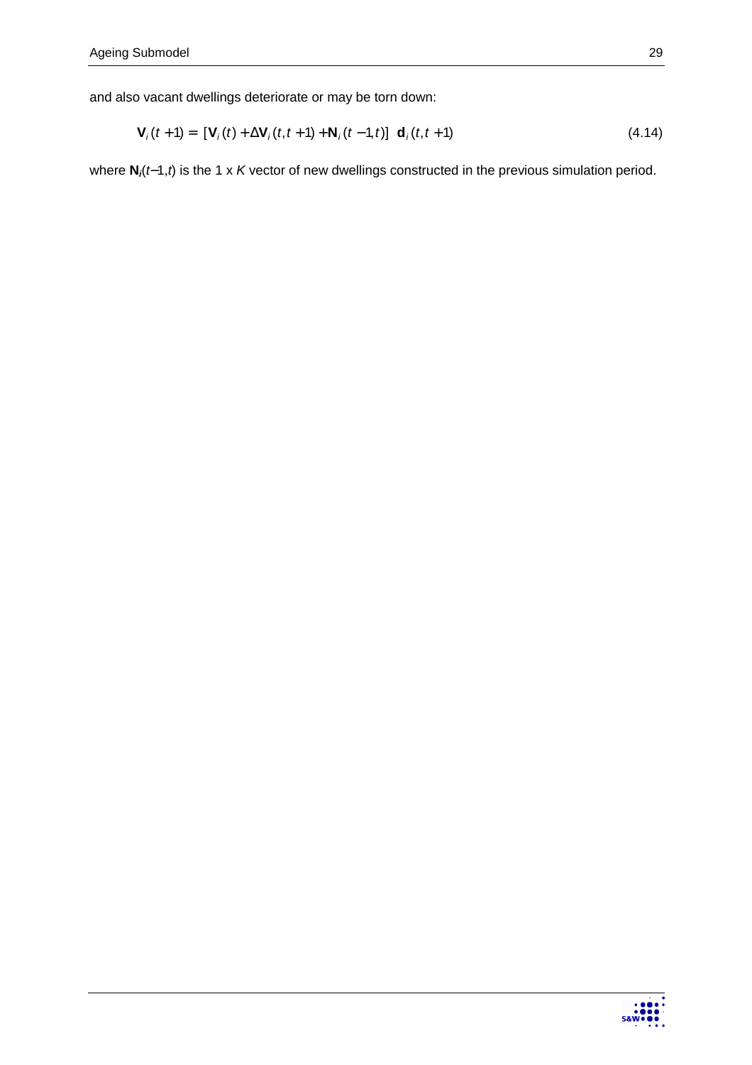and also vacant dwellings deteriorate or may be torn down:

$$\mathbf{V}_i(t+1) = [\mathbf{V}_i(t) + \Delta\mathbf{V}_i(t,t+1) + \mathbf{N}_i(t-1,t)] \;\; \mathbf{d}_i(t,t+1) \tag{4.14}$$

where $\mathbf{N}_i(t-1,t)$ is the 1 x $K$ vector of new dwellings constructed in the previous simulation period.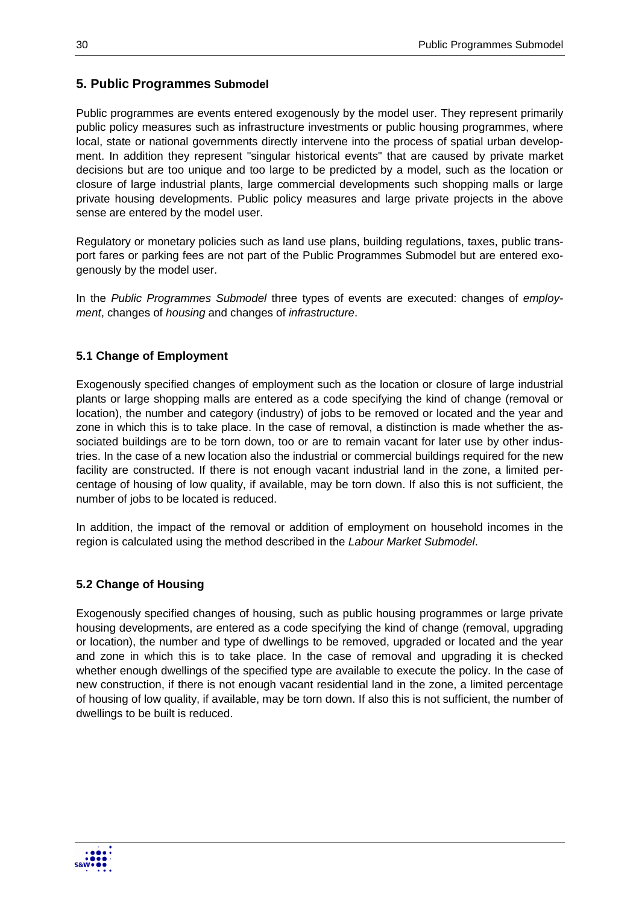## 5. Public Programmes Submodel

Public programmes are events entered exogenously by the model user. They represent primarily public policy measures such as infrastructure investments or public housing programmes, where local, state or national governments directly intervene into the process of spatial urban development. In addition they represent "singular historical events" that are caused by private market decisions but are too unique and too large to be predicted by a model, such as the location or closure of large industrial plants, large commercial developments such shopping malls or large private housing developments. Public policy measures and large private projects in the above sense are entered by the model user.

Regulatory or monetary policies such as land use plans, building regulations, taxes, public transport fares or parking fees are not part of the Public Programmes Submodel but are entered exogenously by the model user.

In the *Public Programmes Submodel* three types of events are executed: changes of *employment*, changes of *housing* and changes of *infrastructure*.

### 5.1 Change of Employment

Exogenously specified changes of employment such as the location or closure of large industrial plants or large shopping malls are entered as a code specifying the kind of change (removal or location), the number and category (industry) of jobs to be removed or located and the year and zone in which this is to take place. In the case of removal, a distinction is made whether the associated buildings are to be torn down, too or are to remain vacant for later use by other industries. In the case of a new location also the industrial or commercial buildings required for the new facility are constructed. If there is not enough vacant industrial land in the zone, a limited percentage of housing of low quality, if available, may be torn down. If also this is not sufficient, the number of jobs to be located is reduced.

In addition, the impact of the removal or addition of employment on household incomes in the region is calculated using the method described in the *Labour Market Submodel*.

### 5.2 Change of Housing

Exogenously specified changes of housing, such as public housing programmes or large private housing developments, are entered as a code specifying the kind of change (removal, upgrading or location), the number and type of dwellings to be removed, upgraded or located and the year and zone in which this is to take place. In the case of removal and upgrading it is checked whether enough dwellings of the specified type are available to execute the policy. In the case of new construction, if there is not enough vacant residential land in the zone, a limited percentage of housing of low quality, if available, may be torn down. If also this is not sufficient, the number of dwellings to be built is reduced.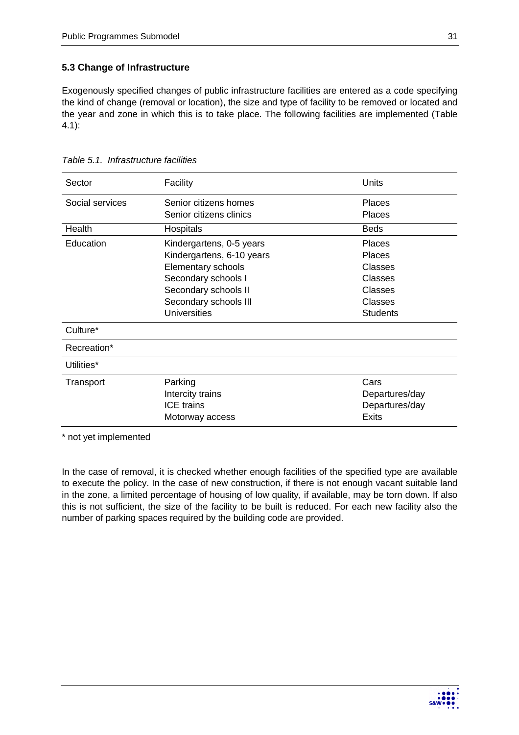## 5.3 Change of Infrastructure

Exogenously specified changes of public infrastructure facilities are entered as a code specifying the kind of change (removal or location), the size and type of facility to be removed or located and the year and zone in which this is to take place. The following facilities are implemented (Table 4.1):

*Table 5.1. Infrastructure facilities*

| Sector | Facility | Units |
|---|---|---|
| Social services | Senior citizens homes | Places |
| | Senior citizens clinics | Places |
| Health | Hospitals | Beds |
| Education | Kindergartens, 0-5 years | Places |
| | Kindergartens, 6-10 years | Places |
| | Elementary schools | Classes |
| | Secondary schools I | Classes |
| | Secondary schools II | Classes |
| | Secondary schools III | Classes |
| | Universities | Students |
| Culture* | | |
| Recreation* | | |
| Utilities* | | |
| Transport | Parking | Cars |
| | Intercity trains | Departures/day |
| | ICE trains | Departures/day |
| | Motorway access | Exits |

\* not yet implemented

In the case of removal, it is checked whether enough facilities of the specified type are available to execute the policy. In the case of new construction, if there is not enough vacant suitable land in the zone, a limited percentage of housing of low quality, if available, may be torn down. If also this is not sufficient, the size of the facility to be built is reduced. For each new facility also the number of parking spaces required by the building code are provided.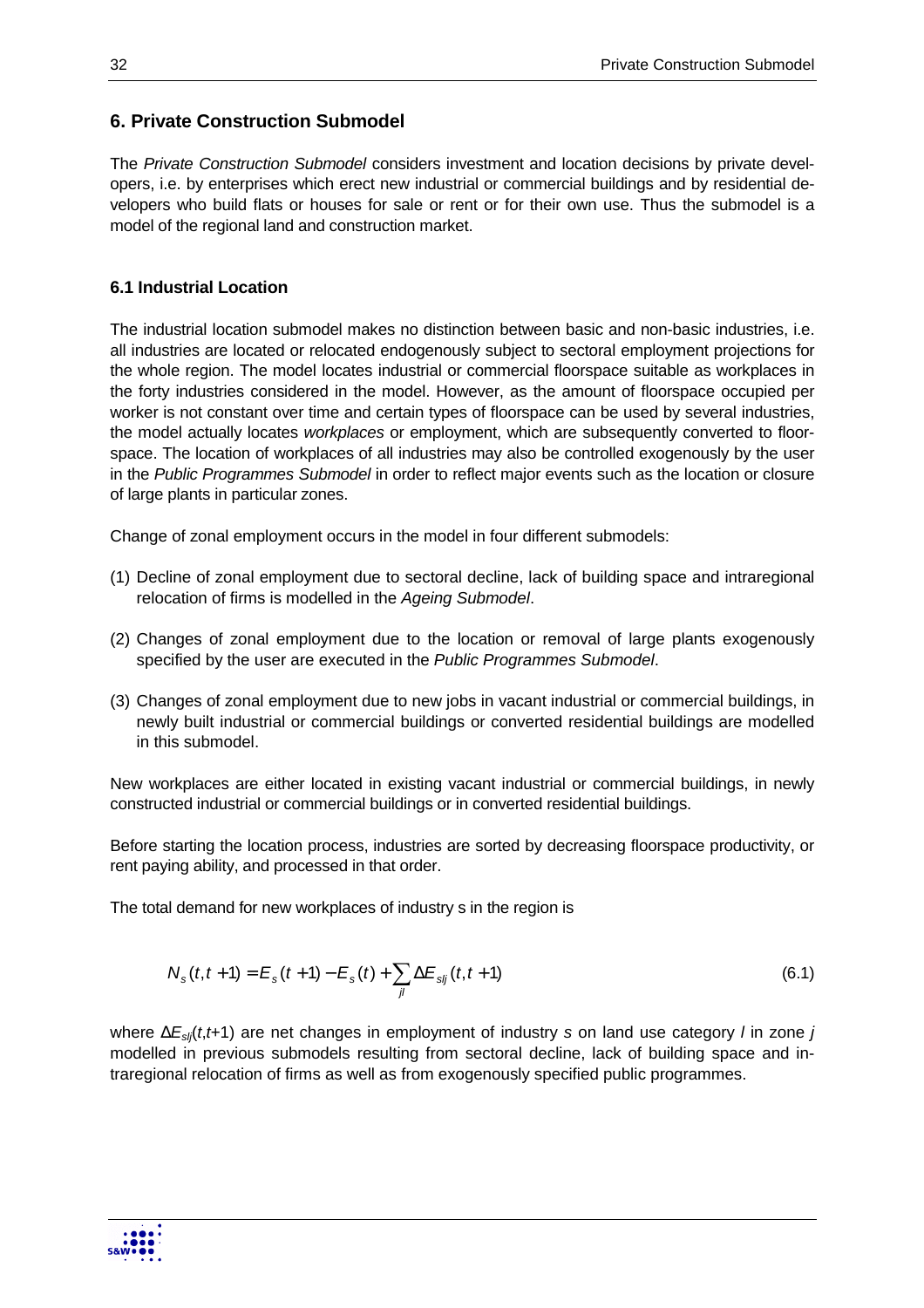# 6. Private Construction Submodel

The *Private Construction Submodel* considers investment and location decisions by private developers, i.e. by enterprises which erect new industrial or commercial buildings and by residential developers who build flats or houses for sale or rent or for their own use. Thus the submodel is a model of the regional land and construction market.

## 6.1 Industrial Location

The industrial location submodel makes no distinction between basic and non-basic industries, i.e. all industries are located or relocated endogenously subject to sectoral employment projections for the whole region. The model locates industrial or commercial floorspace suitable as workplaces in the forty industries considered in the model. However, as the amount of floorspace occupied per worker is not constant over time and certain types of floorspace can be used by several industries, the model actually locates *workplaces* or employment, which are subsequently converted to floorspace. The location of workplaces of all industries may also be controlled exogenously by the user in the *Public Programmes Submodel* in order to reflect major events such as the location or closure of large plants in particular zones.

Change of zonal employment occurs in the model in four different submodels:

(1) Decline of zonal employment due to sectoral decline, lack of building space and intraregional relocation of firms is modelled in the *Ageing Submodel*.

(2) Changes of zonal employment due to the location or removal of large plants exogenously specified by the user are executed in the *Public Programmes Submodel*.

(3) Changes of zonal employment due to new jobs in vacant industrial or commercial buildings, in newly built industrial or commercial buildings or converted residential buildings are modelled in this submodel.

New workplaces are either located in existing vacant industrial or commercial buildings, in newly constructed industrial or commercial buildings or in converted residential buildings.

Before starting the location process, industries are sorted by decreasing floorspace productivity, or rent paying ability, and processed in that order.

The total demand for new workplaces of industry s in the region is

$$N_s(t,t+1) = E_s(t+1) - E_s(t) + \sum_{jl} \Delta E_{slj}(t,t+1) \tag{6.1}$$

where $\Delta E_{slj}(t,t+1)$ are net changes in employment of industry $s$ on land use category $l$ in zone $j$ modelled in previous submodels resulting from sectoral decline, lack of building space and intraregional relocation of firms as well as from exogenously specified public programmes.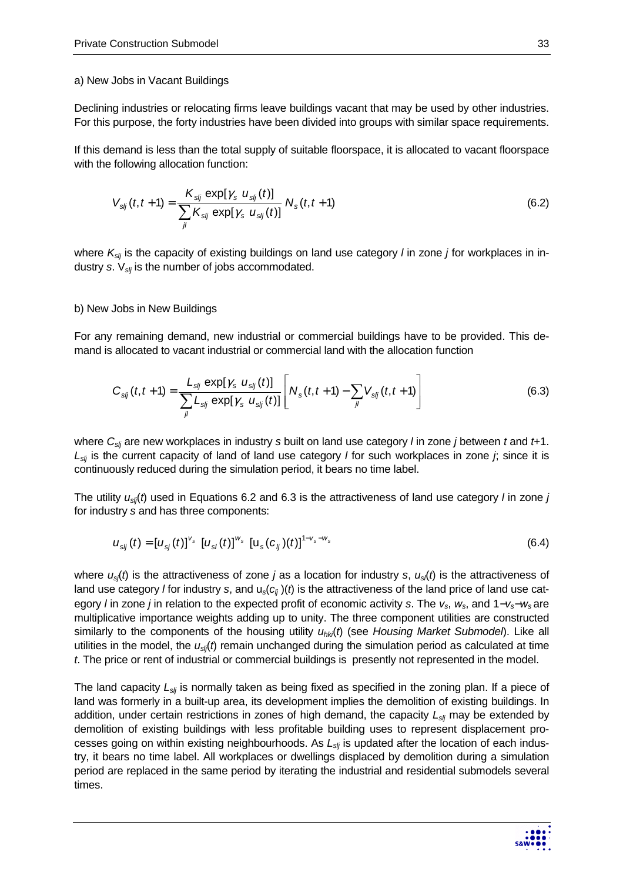a) New Jobs in Vacant Buildings

Declining industries or relocating firms leave buildings vacant that may be used by other industries. For this purpose, the forty industries have been divided into groups with similar space requirements.

If this demand is less than the total supply of suitable floorspace, it is allocated to vacant floorspace with the following allocation function:

$$V_{slj}(t,t+1) = \frac{K_{slj} \exp[\gamma_s \; u_{slj}(t)]}{\sum_{jl} K_{slj} \exp[\gamma_s \; u_{slj}(t)]} N_s(t,t+1) \tag{6.2}$$

where $K_{slj}$ is the capacity of existing buildings on land use category $l$ in zone $j$ for workplaces in industry $s$. $V_{slj}$ is the number of jobs accommodated.

b) New Jobs in New Buildings

For any remaining demand, new industrial or commercial buildings have to be provided. This demand is allocated to vacant industrial or commercial land with the allocation function

$$C_{slj}(t,t+1) = \frac{L_{slj} \exp[\gamma_s \; u_{slj}(t)]}{\sum_{jl} L_{slj} \exp[\gamma_s \; u_{slj}(t)]} \left[ N_s(t,t+1) - \sum_{jl} V_{slj}(t,t+1) \right] \tag{6.3}$$

where $C_{slj}$ are new workplaces in industry $s$ built on land use category $l$ in zone $j$ between $t$ and $t$+1. $L_{slj}$ is the current capacity of land of land use category $l$ for such workplaces in zone $j$; since it is continuously reduced during the simulation period, it bears no time label.

The utility $u_{slj}(t)$ used in Equations 6.2 and 6.3 is the attractiveness of land use category $l$ in zone $j$ for industry $s$ and has three components:

$$u_{slj}(t) = [u_{sj}(t)]^{v_s} \; [u_{sl}(t)]^{w_s} \; [\mathrm{u}_s(c_{lj})(t)]^{1-v_s-w_s} \tag{6.4}$$

where $u_{sj}(t)$ is the attractiveness of zone $j$ as a location for industry $s$, $u_{sl}(t)$ is the attractiveness of land use category $l$ for industry $s$, and $\mathrm{u}_s(c_{lj})(t)$ is the attractiveness of the land price of land use category $l$ in zone $j$ in relation to the expected profit of economic activity $s$. The $v_s$, $w_s$, and $1-v_s-w_s$ are multiplicative importance weights adding up to unity. The three component utilities are constructed similarly to the components of the housing utility $u_{hki}(t)$ (see *Housing Market Submodel*). Like all utilities in the model, the $u_{slj}(t)$ remain unchanged during the simulation period as calculated at time $t$. The price or rent of industrial or commercial buildings is presently not represented in the model.

The land capacity $L_{slj}$ is normally taken as being fixed as specified in the zoning plan. If a piece of land was formerly in a built-up area, its development implies the demolition of existing buildings. In addition, under certain restrictions in zones of high demand, the capacity $L_{slj}$ may be extended by demolition of existing buildings with less profitable building uses to represent displacement processes going on within existing neighbourhoods. As $L_{slj}$ is updated after the location of each industry, it bears no time label. All workplaces or dwellings displaced by demolition during a simulation period are replaced in the same period by iterating the industrial and residential submodels several times.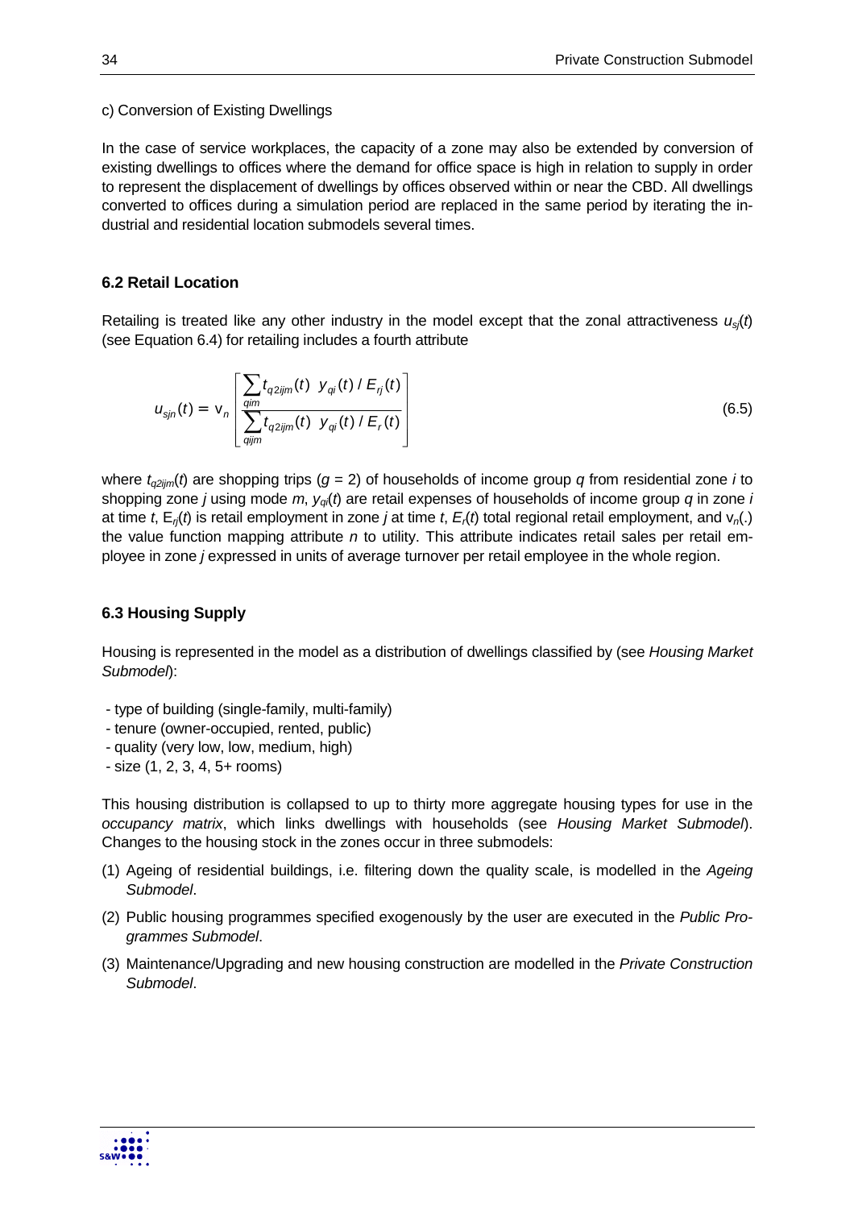c) Conversion of Existing Dwellings

In the case of service workplaces, the capacity of a zone may also be extended by conversion of existing dwellings to offices where the demand for office space is high in relation to supply in order to represent the displacement of dwellings by offices observed within or near the CBD. All dwellings converted to offices during a simulation period are replaced in the same period by iterating the industrial and residential location submodels several times.

## 6.2 Retail Location

Retailing is treated like any other industry in the model except that the zonal attractiveness $u_{sj}(t)$ (see Equation 6.4) for retailing includes a fourth attribute

$$u_{sjn}(t) = \mathrm{v}_n \left[ \frac{\sum_{qim} t_{q2ijm}(t) \;\; y_{qi}(t) \, / \, E_{rj}(t)}{\sum_{qijm} t_{q2ijm}(t) \;\; y_{qi}(t) \, / \, E_r(t)} \right] \tag{6.5}$$

where $t_{q2ijm}(t)$ are shopping trips ($g$ = 2) of households of income group $q$ from residential zone $i$ to shopping zone $j$ using mode $m$, $y_{qi}(t)$ are retail expenses of households of income group $q$ in zone $i$ at time $t$, $E_{rj}(t)$ is retail employment in zone $j$ at time $t$, $E_r(t)$ total regional retail employment, and $\mathrm{v}_n(.)$ the value function mapping attribute $n$ to utility. This attribute indicates retail sales per retail employee in zone $j$ expressed in units of average turnover per retail employee in the whole region.

## 6.3 Housing Supply

Housing is represented in the model as a distribution of dwellings classified by (see *Housing Market Submodel*):

- type of building (single-family, multi-family)
- tenure (owner-occupied, rented, public)
- quality (very low, low, medium, high)
- size (1, 2, 3, 4, 5+ rooms)

This housing distribution is collapsed to up to thirty more aggregate housing types for use in the *occupancy matrix*, which links dwellings with households (see *Housing Market Submodel*). Changes to the housing stock in the zones occur in three submodels:

(1) Ageing of residential buildings, i.e. filtering down the quality scale, is modelled in the *Ageing Submodel*.

(2) Public housing programmes specified exogenously by the user are executed in the *Public Programmes Submodel*.

(3) Maintenance/Upgrading and new housing construction are modelled in the *Private Construction Submodel*.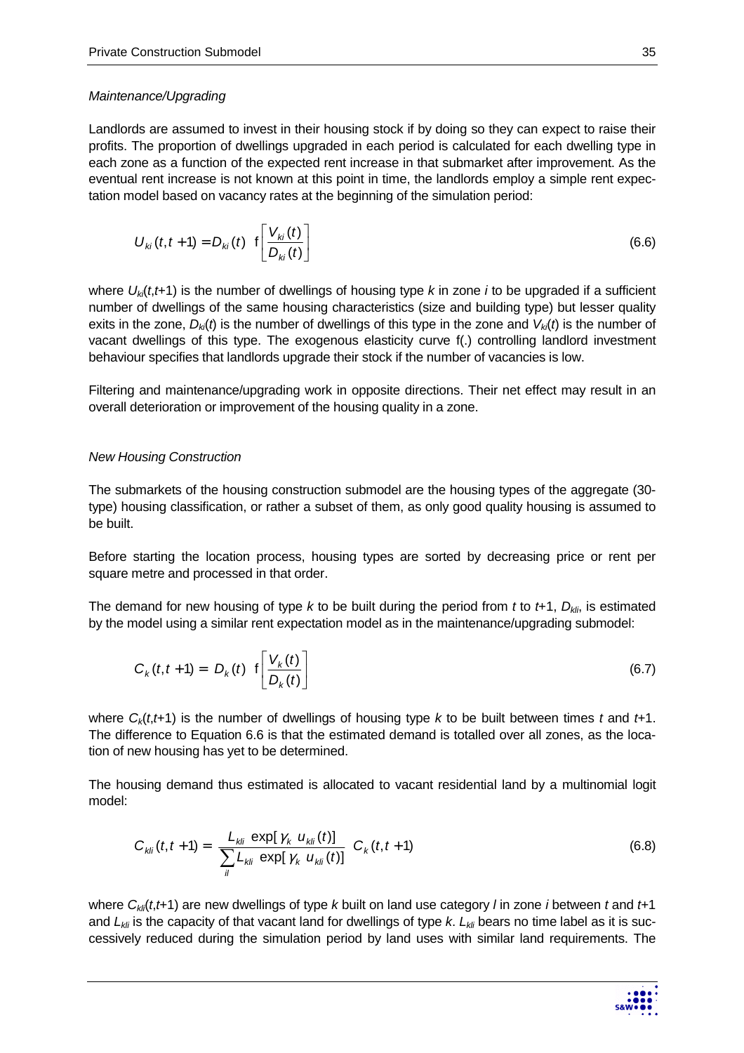*Maintenance/Upgrading*

Landlords are assumed to invest in their housing stock if by doing so they can expect to raise their profits. The proportion of dwellings upgraded in each period is calculated for each dwelling type in each zone as a function of the expected rent increase in that submarket after improvement. As the eventual rent increase is not known at this point in time, the landlords employ a simple rent expectation model based on vacancy rates at the beginning of the simulation period:

$$U_{ki}(t,t+1) = D_{ki}(t) \ \ f\left[\frac{V_{ki}(t)}{D_{ki}(t)}\right] \tag{6.6}$$

where $U_{ki}(t,t+1)$ is the number of dwellings of housing type $k$ in zone $i$ to be upgraded if a sufficient number of dwellings of the same housing characteristics (size and building type) but lesser quality exits in the zone, $D_{ki}(t)$ is the number of dwellings of this type in the zone and $V_{ki}(t)$ is the number of vacant dwellings of this type. The exogenous elasticity curve f(.) controlling landlord investment behaviour specifies that landlords upgrade their stock if the number of vacancies is low.

Filtering and maintenance/upgrading work in opposite directions. Their net effect may result in an overall deterioration or improvement of the housing quality in a zone.

*New Housing Construction*

The submarkets of the housing construction submodel are the housing types of the aggregate (30-type) housing classification, or rather a subset of them, as only good quality housing is assumed to be built.

Before starting the location process, housing types are sorted by decreasing price or rent per square metre and processed in that order.

The demand for new housing of type $k$ to be built during the period from $t$ to $t$+1, $D_{kli}$, is estimated by the model using a similar rent expectation model as in the maintenance/upgrading submodel:

$$C_k(t,t+1) = D_k(t) \ \ f\left[\frac{V_k(t)}{D_k(t)}\right] \tag{6.7}$$

where $C_k(t,t+1)$ is the number of dwellings of housing type $k$ to be built between times $t$ and $t$+1. The difference to Equation 6.6 is that the estimated demand is totalled over all zones, as the location of new housing has yet to be determined.

The housing demand thus estimated is allocated to vacant residential land by a multinomial logit model:

$$C_{kli}(t,t+1) = \frac{L_{kli} \ \exp[\gamma_k \ u_{kli}(t)]}{\sum_{il} L_{kli} \ \exp[\gamma_k \ u_{kli}(t)]} \ C_k(t,t+1) \tag{6.8}$$

where $C_{kli}(t,t+1)$ are new dwellings of type $k$ built on land use category $l$ in zone $i$ between $t$ and $t$+1 and $L_{kli}$ is the capacity of that vacant land for dwellings of type $k$. $L_{kli}$ bears no time label as it is successively reduced during the simulation period by land uses with similar land requirements. The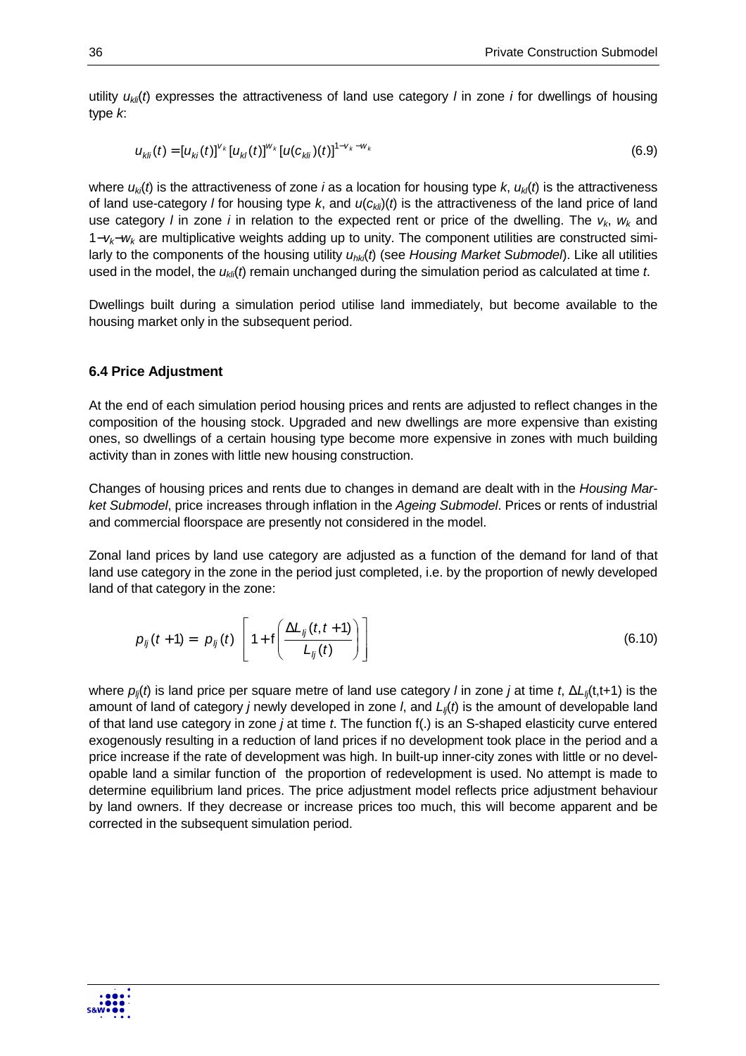utility $u_{kli}(t)$ expresses the attractiveness of land use category $l$ in zone $i$ for dwellings of housing type $k$:

$$u_{kli}(t) = [u_{ki}(t)]^{v_k} [u_{kl}(t)]^{w_k} [u(c_{kli})(t)]^{1-v_k-w_k} \tag{6.9}$$

where $u_{ki}(t)$ is the attractiveness of zone $i$ as a location for housing type $k$, $u_{kl}(t)$ is the attractiveness of land use-category $l$ for housing type $k$, and $u(c_{kli})(t)$ is the attractiveness of the land price of land use category $l$ in zone $i$ in relation to the expected rent or price of the dwelling. The $v_k$, $w_k$ and $1-v_k-w_k$ are multiplicative weights adding up to unity. The component utilities are constructed similarly to the components of the housing utility $u_{hki}(t)$ (see *Housing Market Submodel*). Like all utilities used in the model, the $u_{kli}(t)$ remain unchanged during the simulation period as calculated at time $t$.

Dwellings built during a simulation period utilise land immediately, but become available to the housing market only in the subsequent period.

### 6.4 Price Adjustment

At the end of each simulation period housing prices and rents are adjusted to reflect changes in the composition of the housing stock. Upgraded and new dwellings are more expensive than existing ones, so dwellings of a certain housing type become more expensive in zones with much building activity than in zones with little new housing construction.

Changes of housing prices and rents due to changes in demand are dealt with in the *Housing Market Submodel*, price increases through inflation in the *Ageing Submodel*. Prices or rents of industrial and commercial floorspace are presently not considered in the model.

Zonal land prices by land use category are adjusted as a function of the demand for land of that land use category in the zone in the period just completed, i.e. by the proportion of newly developed land of that category in the zone:

$$p_{lj}(t+1) = p_{lj}(t) \left[ 1 + f\left( \frac{\Delta L_{lj}(t,t+1)}{L_{lj}(t)} \right) \right] \tag{6.10}$$

where $p_{lj}(t)$ is land price per square metre of land use category $l$ in zone $j$ at time $t$, $\Delta L_{lj}(t,t+1)$ is the amount of land of category $j$ newly developed in zone $l$, and $L_{lj}(t)$ is the amount of developable land of that land use category in zone $j$ at time $t$. The function f(.) is an S-shaped elasticity curve entered exogenously resulting in a reduction of land prices if no development took place in the period and a price increase if the rate of development was high. In built-up inner-city zones with little or no developable land a similar function of the proportion of redevelopment is used. No attempt is made to determine equilibrium land prices. The price adjustment model reflects price adjustment behaviour by land owners. If they decrease or increase prices too much, this will become apparent and be corrected in the subsequent simulation period.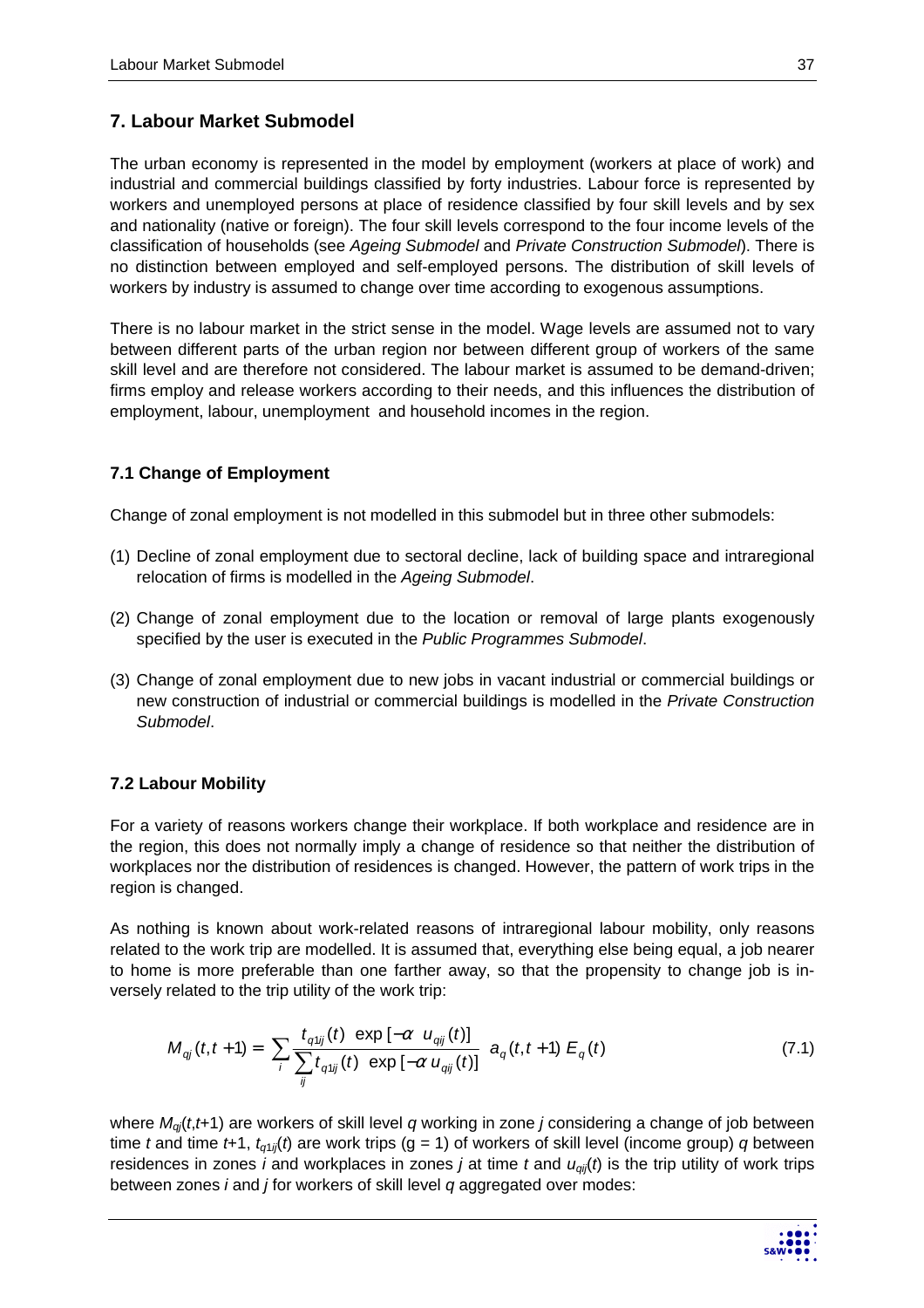# 7. Labour Market Submodel

The urban economy is represented in the model by employment (workers at place of work) and industrial and commercial buildings classified by forty industries. Labour force is represented by workers and unemployed persons at place of residence classified by four skill levels and by sex and nationality (native or foreign). The four skill levels correspond to the four income levels of the classification of households (see *Ageing Submodel* and *Private Construction Submodel*). There is no distinction between employed and self-employed persons. The distribution of skill levels of workers by industry is assumed to change over time according to exogenous assumptions.

There is no labour market in the strict sense in the model. Wage levels are assumed not to vary between different parts of the urban region nor between different group of workers of the same skill level and are therefore not considered. The labour market is assumed to be demand-driven; firms employ and release workers according to their needs, and this influences the distribution of employment, labour, unemployment and household incomes in the region.

## 7.1 Change of Employment

Change of zonal employment is not modelled in this submodel but in three other submodels:

(1) Decline of zonal employment due to sectoral decline, lack of building space and intraregional relocation of firms is modelled in the *Ageing Submodel*.

(2) Change of zonal employment due to the location or removal of large plants exogenously specified by the user is executed in the *Public Programmes Submodel*.

(3) Change of zonal employment due to new jobs in vacant industrial or commercial buildings or new construction of industrial or commercial buildings is modelled in the *Private Construction Submodel*.

## 7.2 Labour Mobility

For a variety of reasons workers change their workplace. If both workplace and residence are in the region, this does not normally imply a change of residence so that neither the distribution of workplaces nor the distribution of residences is changed. However, the pattern of work trips in the region is changed.

As nothing is known about work-related reasons of intraregional labour mobility, only reasons related to the work trip are modelled. It is assumed that, everything else being equal, a job nearer to home is more preferable than one farther away, so that the propensity to change job is inversely related to the trip utility of the work trip:

$$M_{qj}(t,t+1) = \sum_i \frac{t_{q1ij}(t)\ \exp\left[-\alpha\ u_{qij}(t)\right]}{\sum_{ij} t_{q1ij}(t)\ \exp\left[-\alpha\, u_{qij}(t)\right]}\ a_q(t,t+1)\, E_q(t) \tag{7.1}$$

where $M_{qj}(t,t+1)$ are workers of skill level $q$ working in zone $j$ considering a change of job between time $t$ and time $t+1$, $t_{q1ij}(t)$ are work trips ($g = 1$) of workers of skill level (income group) $q$ between residences in zones $i$ and workplaces in zones $j$ at time $t$ and $u_{qij}(t)$ is the trip utility of work trips between zones $i$ and $j$ for workers of skill level $q$ aggregated over modes: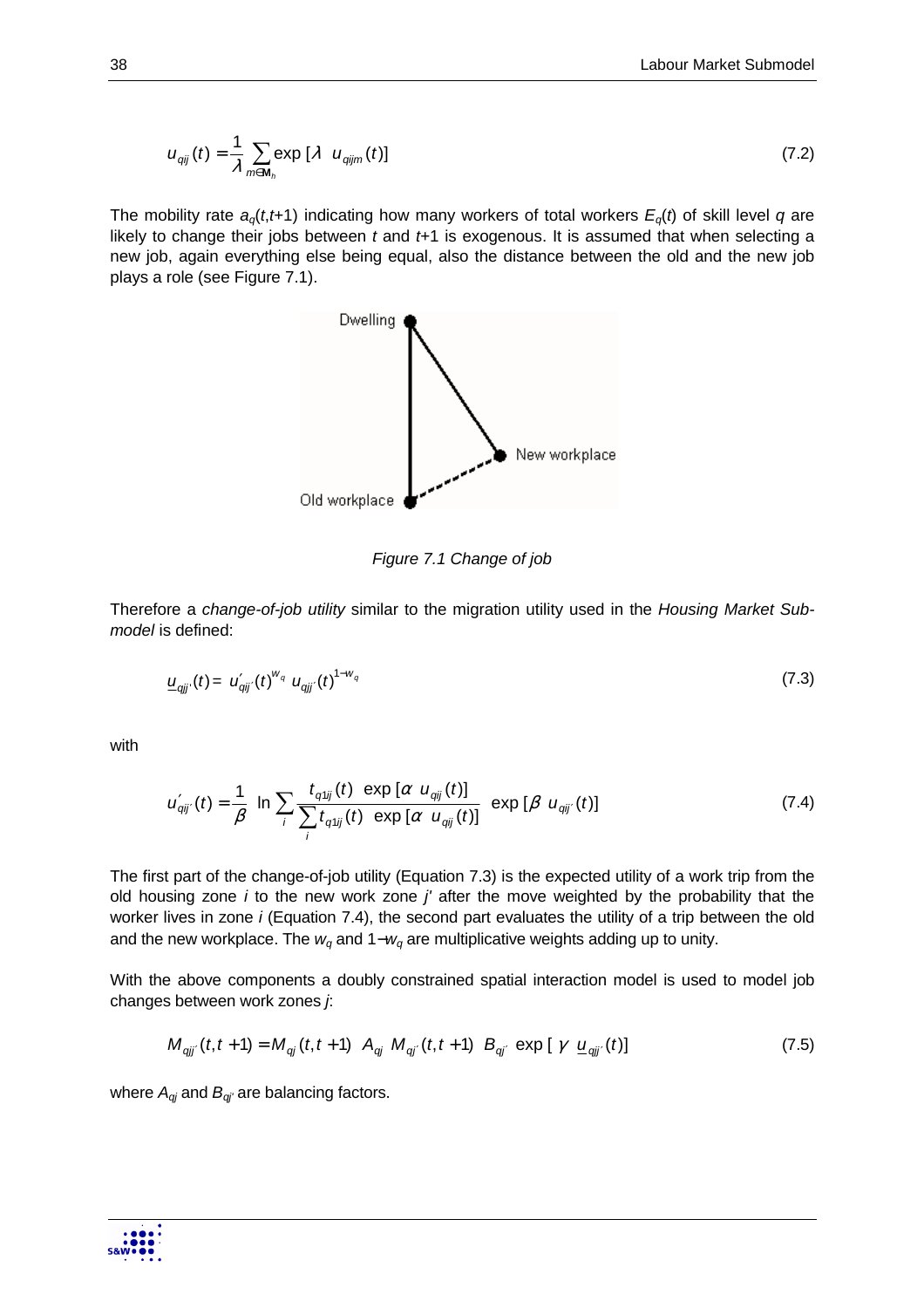$$u_{qij}(t) = \frac{1}{\lambda} \sum_{m \in \mathbf{M}_h} \exp \left[ \lambda \; u_{qijm}(t) \right] \tag{7.2}$$

The mobility rate $a_q(t,t+1)$ indicating how many workers of total workers $E_q(t)$ of skill level $q$ are likely to change their jobs between $t$ and $t$+1 is exogenous. It is assumed that when selecting a new job, again everything else being equal, also the distance between the old and the new job plays a role (see Figure 7.1).

Dwelling

New workplace

Old workplace

*Figure 7.1 Change of job*

Therefore a *change-of-job utility* similar to the migration utility used in the *Housing Market Submodel* is defined:

$$\underline{u}_{qjj'}(t) = u'_{qij'}(t)^{w_q} \; u_{qjj'}(t)^{1-w_q} \tag{7.3}$$

with

$$u'_{qij'}(t) = \frac{1}{\beta} \; \ln \sum_i \frac{t_{q1ij}(t) \; \exp \left[ \alpha \; u_{qij}(t) \right]}{\sum_i t_{q1ij}(t) \; \exp \left[ \alpha \; u_{qij}(t) \right]} \; \exp \left[ \beta \; u_{qij'}(t) \right] \tag{7.4}$$

The first part of the change-of-job utility (Equation 7.3) is the expected utility of a work trip from the old housing zone $i$ to the new work zone $j'$ after the move weighted by the probability that the worker lives in zone $i$ (Equation 7.4), the second part evaluates the utility of a trip between the old and the new workplace. The $w_q$ and $1-w_q$ are multiplicative weights adding up to unity.

With the above components a doubly constrained spatial interaction model is used to model job changes between work zones $j$:

$$M_{qjj'}(t,t+1) = M_{qj}(t,t+1) \;\; A_{qj} \;\; M_{qj'}(t,t+1) \;\; B_{qj'} \;\; \exp \left[ \; \gamma \;\; \underline{u}_{qjj'}(t) \right] \tag{7.5}$$

where $A_{qj}$ and $B_{qj'}$ are balancing factors.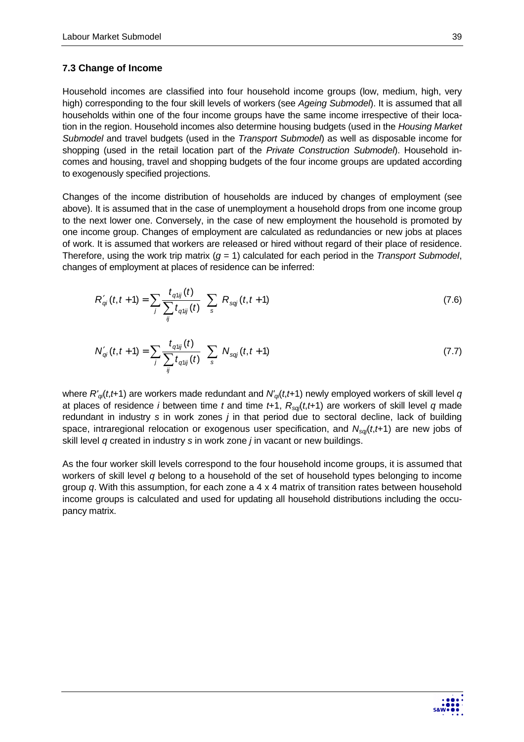### 7.3 Change of Income

Household incomes are classified into four household income groups (low, medium, high, very high) corresponding to the four skill levels of workers (see *Ageing Submodel*). It is assumed that all households within one of the four income groups have the same income irrespective of their location in the region. Household incomes also determine housing budgets (used in the *Housing Market Submodel* and travel budgets (used in the *Transport Submodel*) as well as disposable income for shopping (used in the retail location part of the *Private Construction Submodel*). Household incomes and housing, travel and shopping budgets of the four income groups are updated according to exogenously specified projections.

Changes of the income distribution of households are induced by changes of employment (see above). It is assumed that in the case of unemployment a household drops from one income group to the next lower one. Conversely, in the case of new employment the household is promoted by one income group. Changes of employment are calculated as redundancies or new jobs at places of work. It is assumed that workers are released or hired without regard of their place of residence. Therefore, using the work trip matrix ($g$ = 1) calculated for each period in the *Transport Submodel*, changes of employment at places of residence can be inferred:

$$R'_{qi}(t,t+1) = \sum_j \frac{t_{q1ij}(t)}{\sum_{ij} t_{q1ij}(t)} \sum_s R_{sqj}(t,t+1) \tag{7.6}$$

$$N'_{qi}(t,t+1) = \sum_j \frac{t_{q1ij}(t)}{\sum_{ij} t_{q1ij}(t)} \sum_s N_{sqj}(t,t+1) \tag{7.7}$$

where $R'_{qi}(t,t+1)$ are workers made redundant and $N'_{qi}(t,t+1)$ newly employed workers of skill level $q$ at places of residence $i$ between time $t$ and time $t+1$, $R_{sqj}(t,t+1)$ are workers of skill level $q$ made redundant in industry $s$ in work zones $j$ in that period due to sectoral decline, lack of building space, intraregional relocation or exogenous user specification, and $N_{sqj}(t,t+1)$ are new jobs of skill level $q$ created in industry $s$ in work zone $j$ in vacant or new buildings.

As the four worker skill levels correspond to the four household income groups, it is assumed that workers of skill level $q$ belong to a household of the set of household types belonging to income group $q$. With this assumption, for each zone a 4 x 4 matrix of transition rates between household income groups is calculated and used for updating all household distributions including the occupancy matrix.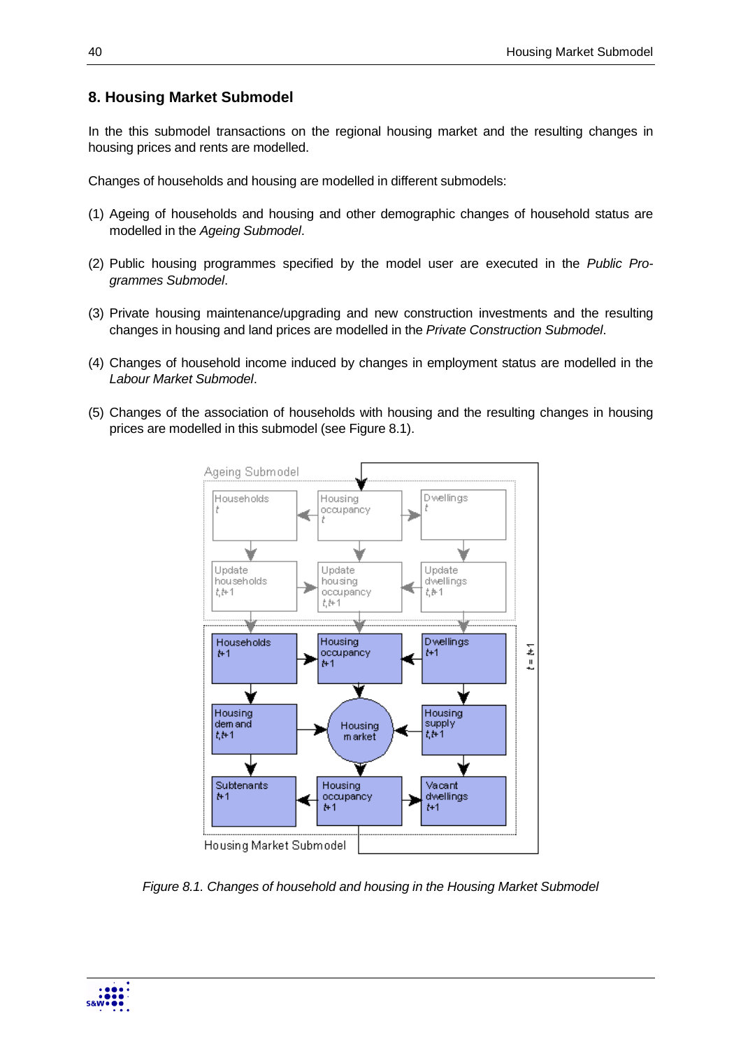# 8. Housing Market Submodel

In the this submodel transactions on the regional housing market and the resulting changes in housing prices and rents are modelled.

Changes of households and housing are modelled in different submodels:

(1) Ageing of households and housing and other demographic changes of household status are modelled in the *Ageing Submodel*.

(2) Public housing programmes specified by the model user are executed in the *Public Programmes Submodel*.

(3) Private housing maintenance/upgrading and new construction investments and the resulting changes in housing and land prices are modelled in the *Private Construction Submodel*.

(4) Changes of household income induced by changes in employment status are modelled in the *Labour Market Submodel*.

(5) Changes of the association of households with housing and the resulting changes in housing prices are modelled in this submodel (see Figure 8.1).

Ageing Submodel

Households $t$

Housing occupancy $t$

Dwellings $t$

Update households $t,t+1$

Update housing occupancy $t,t+1$

Update dwellings $t,t+1$

Households $t+1$

Housing occupancy $t+1$

Dwellings $t+1$

Housing demand $t,t+1$

Housing market

Housing supply $t,t+1$

Subtenants $t+1$

Housing occupancy $t+1$

Vacant dwellings $t+1$

$t = t+1$

Housing Market Submodel

*Figure 8.1. Changes of household and housing in the Housing Market Submodel*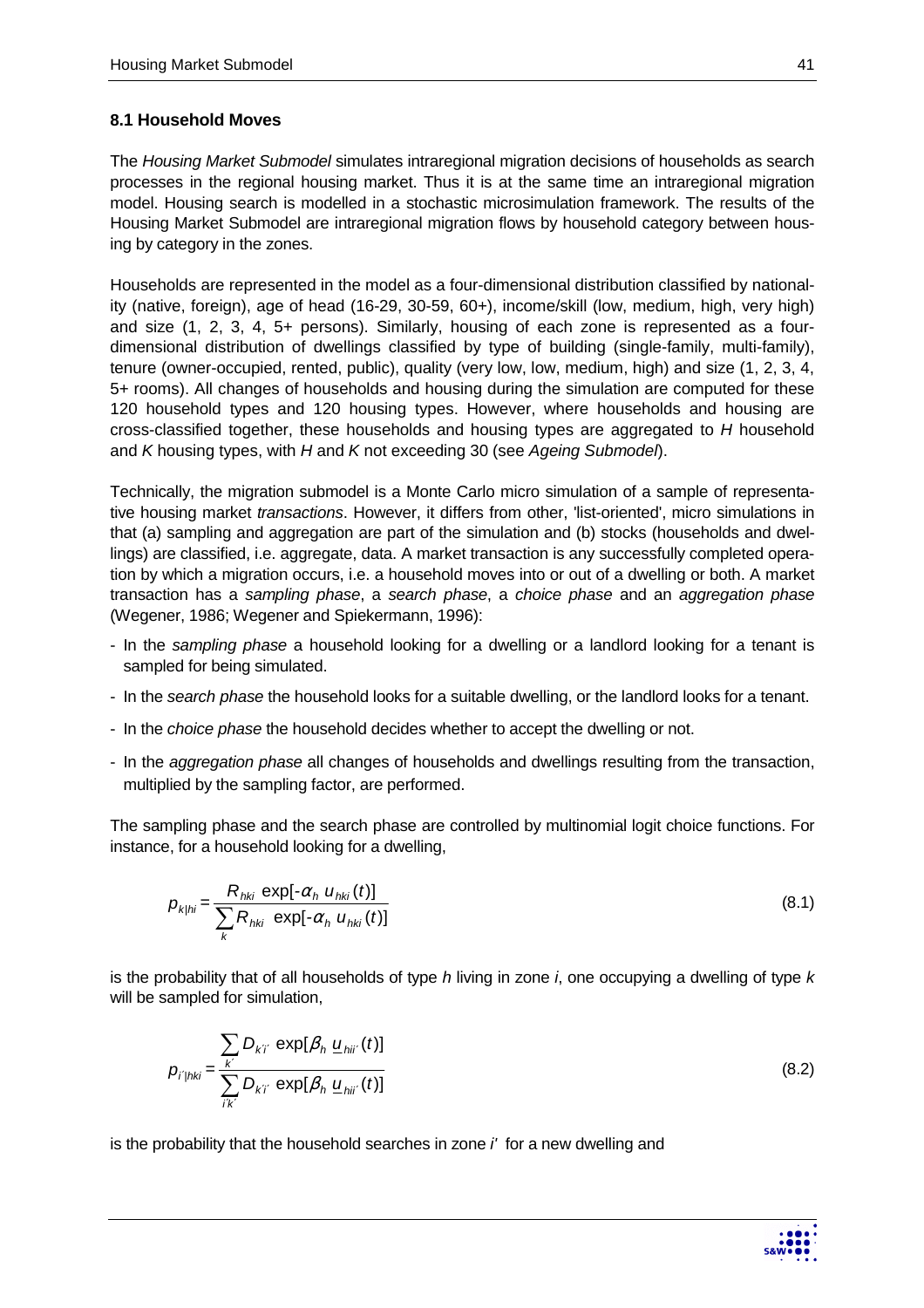### 8.1 Household Moves

The *Housing Market Submodel* simulates intraregional migration decisions of households as search processes in the regional housing market. Thus it is at the same time an intraregional migration model. Housing search is modelled in a stochastic microsimulation framework. The results of the Housing Market Submodel are intraregional migration flows by household category between housing by category in the zones.

Households are represented in the model as a four-dimensional distribution classified by nationality (native, foreign), age of head (16-29, 30-59, 60+), income/skill (low, medium, high, very high) and size (1, 2, 3, 4, 5+ persons). Similarly, housing of each zone is represented as a four-dimensional distribution of dwellings classified by type of building (single-family, multi-family), tenure (owner-occupied, rented, public), quality (very low, low, medium, high) and size (1, 2, 3, 4, 5+ rooms). All changes of households and housing during the simulation are computed for these 120 household types and 120 housing types. However, where households and housing are cross-classified together, these households and housing types are aggregated to $H$ household and $K$ housing types, with $H$ and $K$ not exceeding 30 (see *Ageing Submodel*).

Technically, the migration submodel is a Monte Carlo micro simulation of a sample of representative housing market *transactions*. However, it differs from other, 'list-oriented', micro simulations in that (a) sampling and aggregation are part of the simulation and (b) stocks (households and dwellings) are classified, i.e. aggregate, data. A market transaction is any successfully completed operation by which a migration occurs, i.e. a household moves into or out of a dwelling or both. A market transaction has a *sampling phase*, a *search phase*, a *choice phase* and an *aggregation phase* (Wegener, 1986; Wegener and Spiekermann, 1996):

- In the *sampling phase* a household looking for a dwelling or a landlord looking for a tenant is sampled for being simulated.
- In the *search phase* the household looks for a suitable dwelling, or the landlord looks for a tenant.
- In the *choice phase* the household decides whether to accept the dwelling or not.
- In the *aggregation phase* all changes of households and dwellings resulting from the transaction, multiplied by the sampling factor, are performed.

The sampling phase and the search phase are controlled by multinomial logit choice functions. For instance, for a household looking for a dwelling,

$$p_{k|hi} = \frac{R_{hki}\ \exp[-\alpha_h\ u_{hki}(t)]}{\sum_{k} R_{hki}\ \exp[-\alpha_h\ u_{hki}(t)]} \tag{8.1}$$

is the probability that of all households of type $h$ living in zone $i$, one occupying a dwelling of type $k$ will be sampled for simulation,

$$p_{i'|hki} = \frac{\sum_{k'} D_{k'i'}\ \exp[\beta_h\ \underline{u}_{hii'}(t)]}{\sum_{i'k'} D_{k'i'}\ \exp[\beta_h\ \underline{u}_{hii'}(t)]} \tag{8.2}$$

is the probability that the household searches in zone $i'$ for a new dwelling and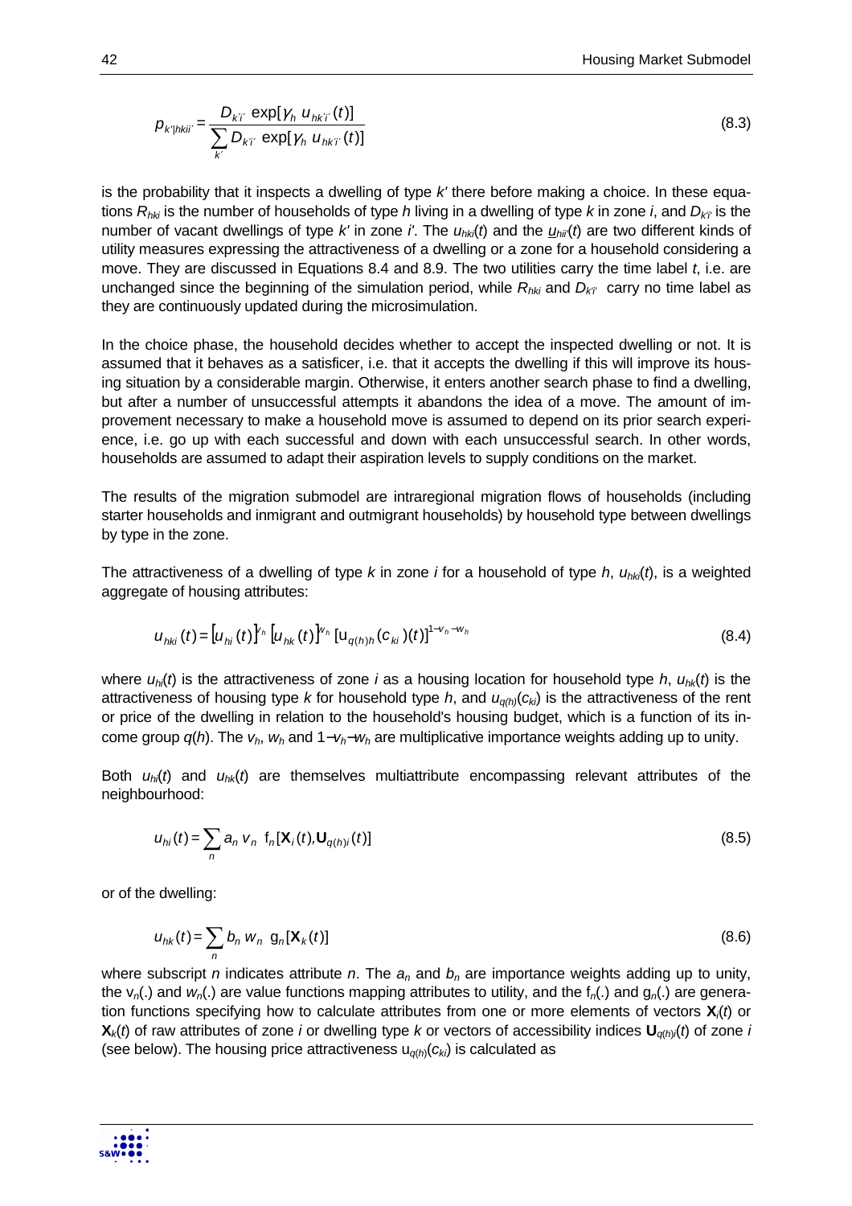$$p_{k'|hkii'} = \frac{D_{k'i'} \exp[\gamma_h \ u_{hk'i'}(t)]}{\sum_{k'} D_{k'i'} \exp[\gamma_h \ u_{hk'i'}(t)]} \tag{8.3}$$

is the probability that it inspects a dwelling of type $k'$ there before making a choice. In these equations $R_{hki}$ is the number of households of type $h$ living in a dwelling of type $k$ in zone $i$, and $D_{k'i'}$ is the number of vacant dwellings of type $k'$ in zone $i'$. The $u_{hki}(t)$ and the $\underline{u}_{hii'}(t)$ are two different kinds of utility measures expressing the attractiveness of a dwelling or a zone for a household considering a move. They are discussed in Equations 8.4 and 8.9. The two utilities carry the time label $t$, i.e. are unchanged since the beginning of the simulation period, while $R_{hki}$ and $D_{k'i'}$ carry no time label as they are continuously updated during the microsimulation.

In the choice phase, the household decides whether to accept the inspected dwelling or not. It is assumed that it behaves as a satisficer, i.e. that it accepts the dwelling if this will improve its housing situation by a considerable margin. Otherwise, it enters another search phase to find a dwelling, but after a number of unsuccessful attempts it abandons the idea of a move. The amount of improvement necessary to make a household move is assumed to depend on its prior search experience, i.e. go up with each successful and down with each unsuccessful search. In other words, households are assumed to adapt their aspiration levels to supply conditions on the market.

The results of the migration submodel are intraregional migration flows of households (including starter households and inmigrant and outmigrant households) by household type between dwellings by type in the zone.

The attractiveness of a dwelling of type $k$ in zone $i$ for a household of type $h$, $u_{hki}(t)$, is a weighted aggregate of housing attributes:

$$u_{hki}(t) = [u_{hi}(t)]^{v_h} \, [u_{hk}(t)]^{w_h} \, [\mathrm{u}_{q(h)h}(c_{ki})(t)]^{1-v_h-w_h} \tag{8.4}$$

where $u_{hi}(t)$ is the attractiveness of zone $i$ as a housing location for household type $h$, $u_{hk}(t)$ is the attractiveness of housing type $k$ for household type $h$, and $u_{q(h)}(c_{ki})$ is the attractiveness of the rent or price of the dwelling in relation to the household's housing budget, which is a function of its income group $q(h)$. The $v_h$, $w_h$ and $1-v_h-w_h$ are multiplicative importance weights adding up to unity.

Both $u_{hi}(t)$ and $u_{hk}(t)$ are themselves multiattribute encompassing relevant attributes of the neighbourhood:

$$u_{hi}(t) = \sum_n a_n \, v_n \;\; \mathrm{f}_n[\mathbf{X}_i(t), \mathbf{U}_{q(h)i}(t)] \tag{8.5}$$

or of the dwelling:

$$u_{hk}(t) = \sum_n b_n \, w_n \;\; \mathrm{g}_n[\mathbf{X}_k(t)] \tag{8.6}$$

where subscript $n$ indicates attribute $n$. The $a_n$ and $b_n$ are importance weights adding up to unity, the $\mathrm{v}_n(.)$ and $w_n(.)$ are value functions mapping attributes to utility, and the $\mathrm{f}_n(.)$ and $\mathrm{g}_n(.)$ are generation functions specifying how to calculate attributes from one or more elements of vectors $\mathbf{X}_i(t)$ or $\mathbf{X}_k(t)$ of raw attributes of zone $i$ or dwelling type $k$ or vectors of accessibility indices $\mathbf{U}_{q(h)i}(t)$ of zone $i$ (see below). The housing price attractiveness $\mathrm{u}_{q(h)}(c_{ki})$ is calculated as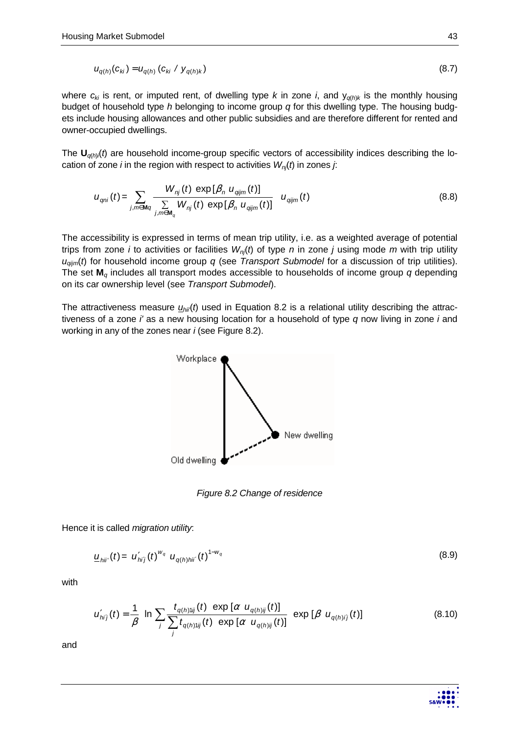$$u_{q(h)}(c_{ki}) = u_{q(h)}(c_{ki} / y_{q(h)k}) \tag{8.7}$$

where $c_{ki}$ is rent, or imputed rent, of dwelling type $k$ in zone $i$, and $y_{q(h)k}$ is the monthly housing budget of household type $h$ belonging to income group $q$ for this dwelling type. The housing budgets include housing allowances and other public subsidies and are therefore different for rented and owner-occupied dwellings.

The $\mathbf{U}_{q(h)i}(t)$ are household income-group specific vectors of accessibility indices describing the location of zone $i$ in the region with respect to activities $W_{nj}(t)$ in zones $j$:

$$u_{qni}(t) = \sum_{j,m \in \mathbf{M}q} \frac{W_{nj}(t)\, \exp[\beta_n\, u_{qijm}(t)]}{\sum_{j,m \in \mathbf{M}_q} W_{nj}(t)\, \exp[\beta_n\, u_{qijm}(t)]}\; u_{qijm}(t) \tag{8.8}$$

The accessibility is expressed in terms of mean trip utility, i.e. as a weighted average of potential trips from zone $i$ to activities or facilities $W_{nj}(t)$ of type $n$ in zone $j$ using mode $m$ with trip utility $u_{qijm}(t)$ for household income group $q$ (see *Transport Submodel* for a discussion of trip utilities). The set $\mathbf{M}_q$ includes all transport modes accessible to households of income group $q$ depending on its car ownership level (see *Transport Submodel*).

The attractiveness measure $\underline{u}_{hii'}(t)$ used in Equation 8.2 is a relational utility describing the attractiveness of a zone $i'$ as a new housing location for a household of type $q$ now living in zone $i$ and working in any of the zones near $i$ (see Figure 8.2).

Workplace

New dwelling

Old dwelling

*Figure 8.2 Change of residence*

Hence it is called *migration utility*:

$$\underline{u}_{hii'}(t) = u'_{hi'j}(t)^{w_q}\; u_{q(h)hii'}(t)^{1-w_q} \tag{8.9}$$

with

$$u'_{hi'j}(t) = \frac{1}{\beta}\; \ln \sum_j \frac{t_{q(h)1ij}(t)\;\; \exp[\alpha\;\, u_{q(h)ij}(t)]}{\sum_j t_{q(h)1ij}(t)\;\, \exp[\alpha\;\, u_{q(h)ij}(t)]}\;\; \exp[\beta\;\, u_{q(h)i'j}(t)] \tag{8.10}$$

and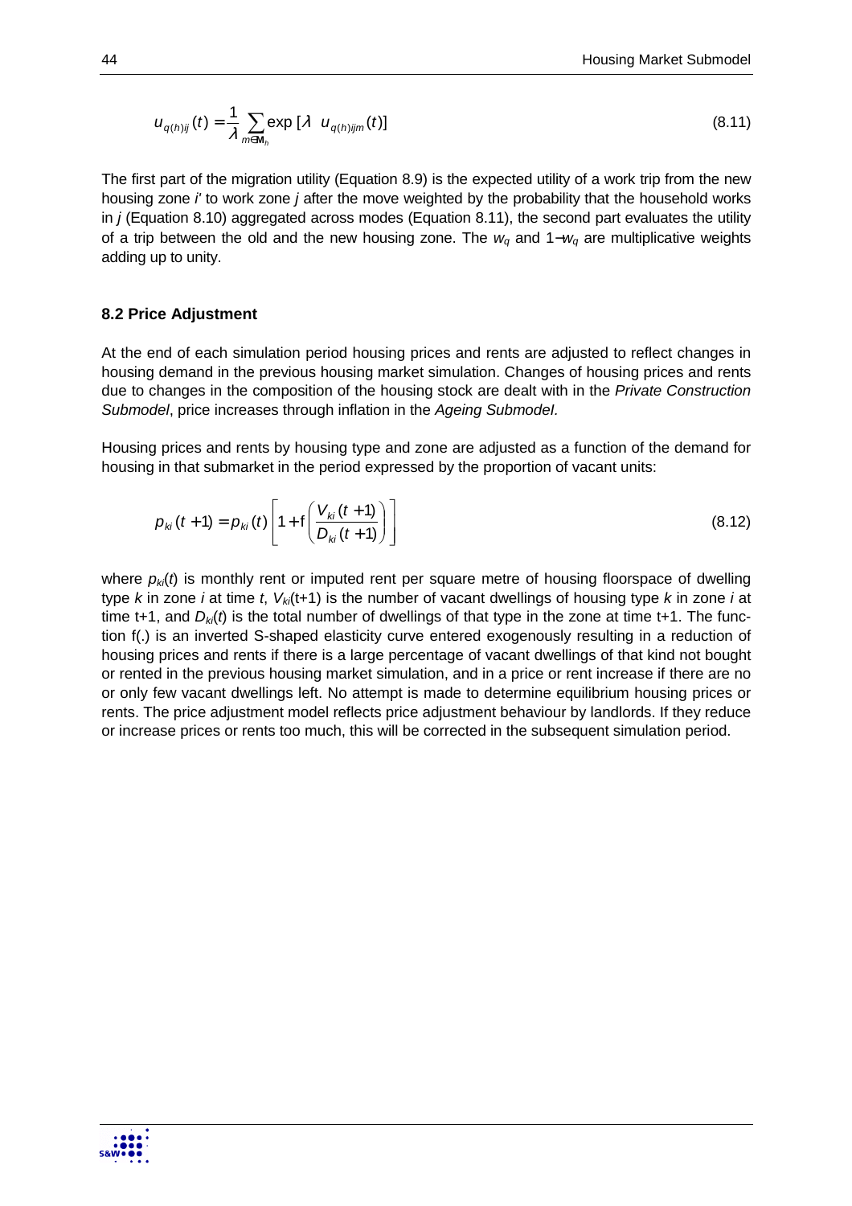$$u_{q(h)ij}(t) = \frac{1}{\lambda} \sum_{m \in \mathbf{M}_h} \exp\left[\lambda \; u_{q(h)ijm}(t)\right] \tag{8.11}$$

The first part of the migration utility (Equation 8.9) is the expected utility of a work trip from the new housing zone $i'$ to work zone $j$ after the move weighted by the probability that the household works in $j$ (Equation 8.10) aggregated across modes (Equation 8.11), the second part evaluates the utility of a trip between the old and the new housing zone. The $w_q$ and $1-w_q$ are multiplicative weights adding up to unity.

## 8.2 Price Adjustment

At the end of each simulation period housing prices and rents are adjusted to reflect changes in housing demand in the previous housing market simulation. Changes of housing prices and rents due to changes in the composition of the housing stock are dealt with in the *Private Construction Submodel*, price increases through inflation in the *Ageing Submodel*.

Housing prices and rents by housing type and zone are adjusted as a function of the demand for housing in that submarket in the period expressed by the proportion of vacant units:

$$p_{ki}(t+1) = p_{ki}(t)\left[1 + \mathrm{f}\left(\frac{V_{ki}(t+1)}{D_{ki}(t+1)}\right)\right] \tag{8.12}$$

where $p_{ki}(t)$ is monthly rent or imputed rent per square metre of housing floorspace of dwelling type $k$ in zone $i$ at time $t$, $V_{ki}(t+1)$ is the number of vacant dwellings of housing type $k$ in zone $i$ at time t+1, and $D_{ki}(t)$ is the total number of dwellings of that type in the zone at time t+1. The function f(.) is an inverted S-shaped elasticity curve entered exogenously resulting in a reduction of housing prices and rents if there is a large percentage of vacant dwellings of that kind not bought or rented in the previous housing market simulation, and in a price or rent increase if there are no or only few vacant dwellings left. No attempt is made to determine equilibrium housing prices or rents. The price adjustment model reflects price adjustment behaviour by landlords. If they reduce or increase prices or rents too much, this will be corrected in the subsequent simulation period.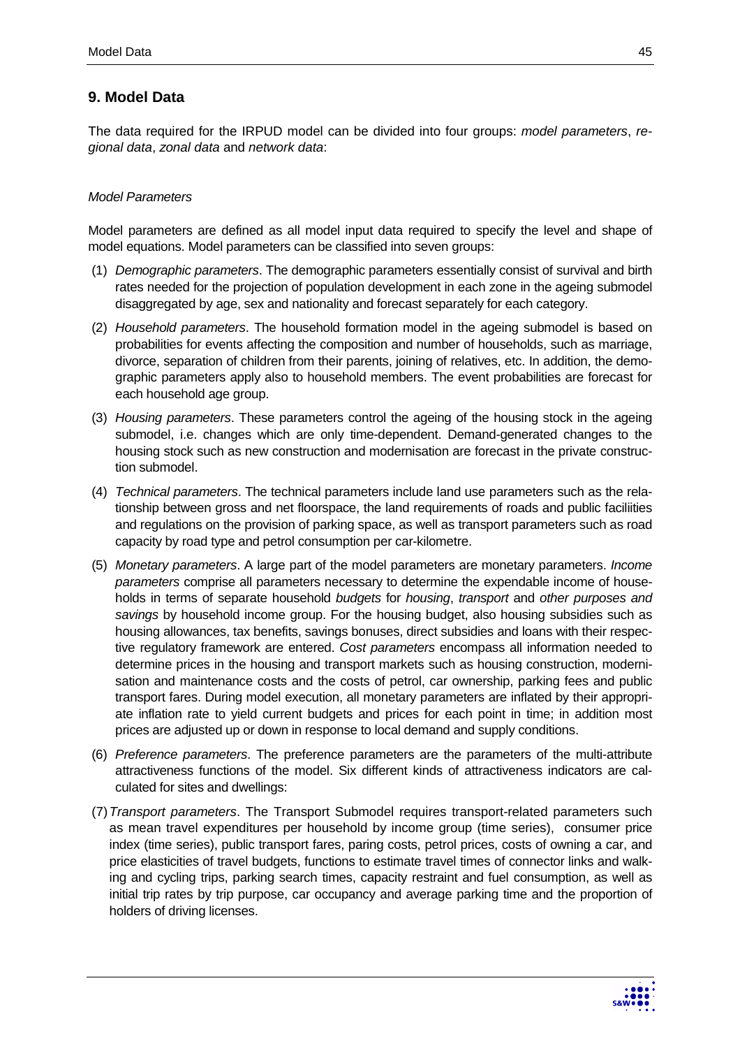## 9. Model Data

The data required for the IRPUD model can be divided into four groups: *model parameters*, *regional data*, *zonal data* and *network data*:

*Model Parameters*

Model parameters are defined as all model input data required to specify the level and shape of model equations. Model parameters can be classified into seven groups:

(1) *Demographic parameters*. The demographic parameters essentially consist of survival and birth rates needed for the projection of population development in each zone in the ageing submodel disaggregated by age, sex and nationality and forecast separately for each category.

(2) *Household parameters*. The household formation model in the ageing submodel is based on probabilities for events affecting the composition and number of households, such as marriage, divorce, separation of children from their parents, joining of relatives, etc. In addition, the demographic parameters apply also to household members. The event probabilities are forecast for each household age group.

(3) *Housing parameters*. These parameters control the ageing of the housing stock in the ageing submodel, i.e. changes which are only time-dependent. Demand-generated changes to the housing stock such as new construction and modernisation are forecast in the private construction submodel.

(4) *Technical parameters*. The technical parameters include land use parameters such as the relationship between gross and net floorspace, the land requirements of roads and public faciliities and regulations on the provision of parking space, as well as transport parameters such as road capacity by road type and petrol consumption per car-kilometre.

(5) *Monetary parameters*. A large part of the model parameters are monetary parameters. *Income parameters* comprise all parameters necessary to determine the expendable income of households in terms of separate household *budgets* for *housing*, *transport* and *other purposes and savings* by household income group. For the housing budget, also housing subsidies such as housing allowances, tax benefits, savings bonuses, direct subsidies and loans with their respective regulatory framework are entered. *Cost parameters* encompass all information needed to determine prices in the housing and transport markets such as housing construction, modernisation and maintenance costs and the costs of petrol, car ownership, parking fees and public transport fares. During model execution, all monetary parameters are inflated by their appropriate inflation rate to yield current budgets and prices for each point in time; in addition most prices are adjusted up or down in response to local demand and supply conditions.

(6) *Preference parameters*. The preference parameters are the parameters of the multi-attribute attractiveness functions of the model. Six different kinds of attractiveness indicators are calculated for sites and dwellings:

(7) *Transport parameters*. The Transport Submodel requires transport-related parameters such as mean travel expenditures per household by income group (time series), consumer price index (time series), public transport fares, paring costs, petrol prices, costs of owning a car, and price elasticities of travel budgets, functions to estimate travel times of connector links and walking and cycling trips, parking search times, capacity restraint and fuel consumption, as well as initial trip rates by trip purpose, car occupancy and average parking time and the proportion of holders of driving licenses.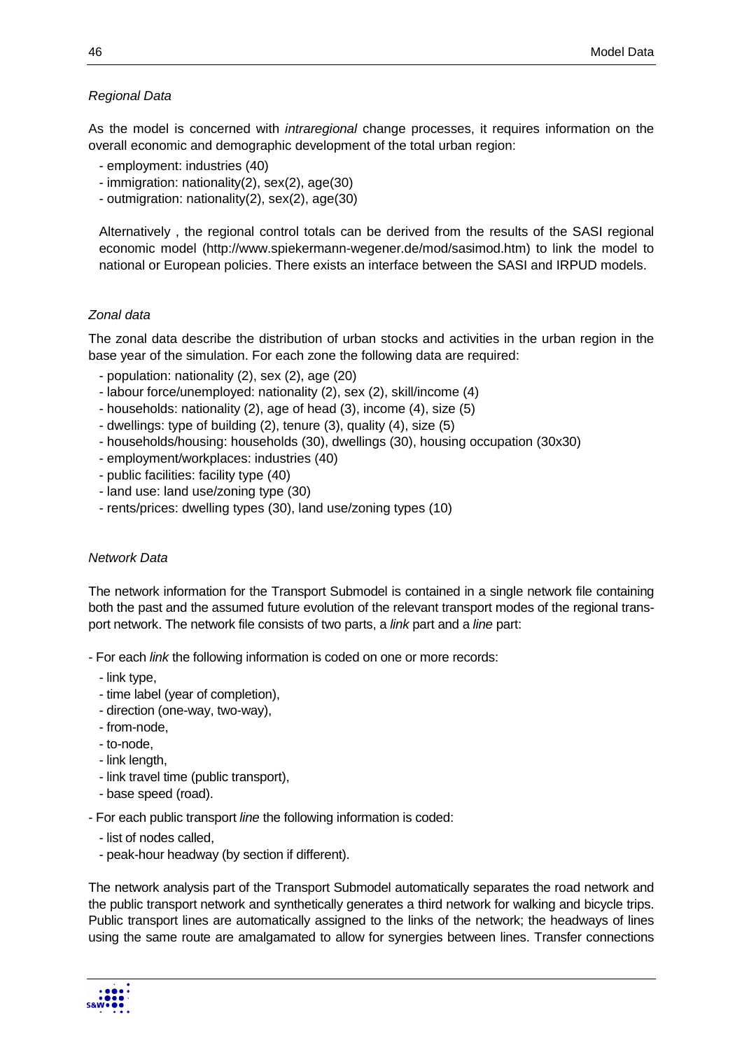*Regional Data*

As the model is concerned with *intraregional* change processes, it requires information on the overall economic and demographic development of the total urban region:

- employment: industries (40)
- immigration: nationality(2), sex(2), age(30)
- outmigration: nationality(2), sex(2), age(30)

Alternatively , the regional control totals can be derived from the results of the SASI regional economic model (http://www.spiekermann-wegener.de/mod/sasimod.htm) to link the model to national or European policies. There exists an interface between the SASI and IRPUD models.

*Zonal data*

The zonal data describe the distribution of urban stocks and activities in the urban region in the base year of the simulation. For each zone the following data are required:

- population: nationality (2), sex (2), age (20)
- labour force/unemployed: nationality (2), sex (2), skill/income (4)
- households: nationality (2), age of head (3), income (4), size (5)
- dwellings: type of building (2), tenure (3), quality (4), size (5)
- households/housing: households (30), dwellings (30), housing occupation (30x30)
- employment/workplaces: industries (40)
- public facilities: facility type (40)
- land use: land use/zoning type (30)
- rents/prices: dwelling types (30), land use/zoning types (10)

*Network Data*

The network information for the Transport Submodel is contained in a single network file containing both the past and the assumed future evolution of the relevant transport modes of the regional transport network. The network file consists of two parts, a *link* part and a *line* part:

- For each *link* the following information is coded on one or more records:
  - link type,
  - time label (year of completion),
  - direction (one-way, two-way),
  - from-node,
  - to-node,
  - link length,
  - link travel time (public transport),
  - base speed (road).
- For each public transport *line* the following information is coded:
  - list of nodes called,
  - peak-hour headway (by section if different).

The network analysis part of the Transport Submodel automatically separates the road network and the public transport network and synthetically generates a third network for walking and bicycle trips. Public transport lines are automatically assigned to the links of the network; the headways of lines using the same route are amalgamated to allow for synergies between lines. Transfer connections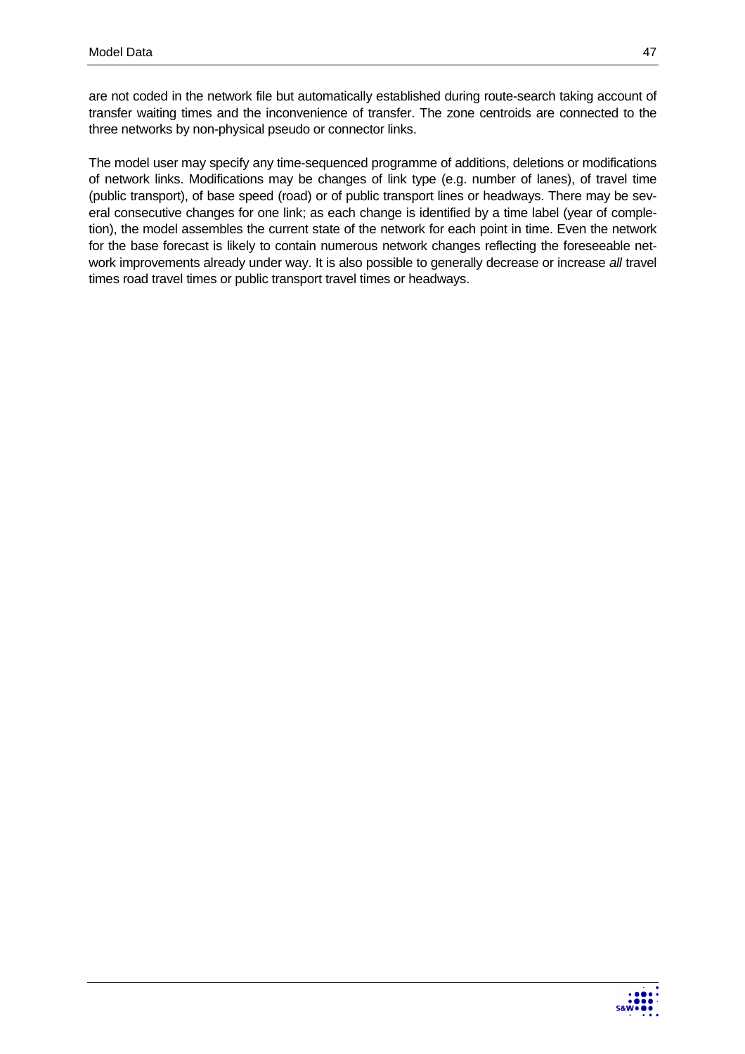are not coded in the network file but automatically established during route-search taking account of transfer waiting times and the inconvenience of transfer. The zone centroids are connected to the three networks by non-physical pseudo or connector links.

The model user may specify any time-sequenced programme of additions, deletions or modifications of network links. Modifications may be changes of link type (e.g. number of lanes), of travel time (public transport), of base speed (road) or of public transport lines or headways. There may be several consecutive changes for one link; as each change is identified by a time label (year of completion), the model assembles the current state of the network for each point in time. Even the network for the base forecast is likely to contain numerous network changes reflecting the foreseeable network improvements already under way. It is also possible to generally decrease or increase *all* travel times road travel times or public transport travel times or headways.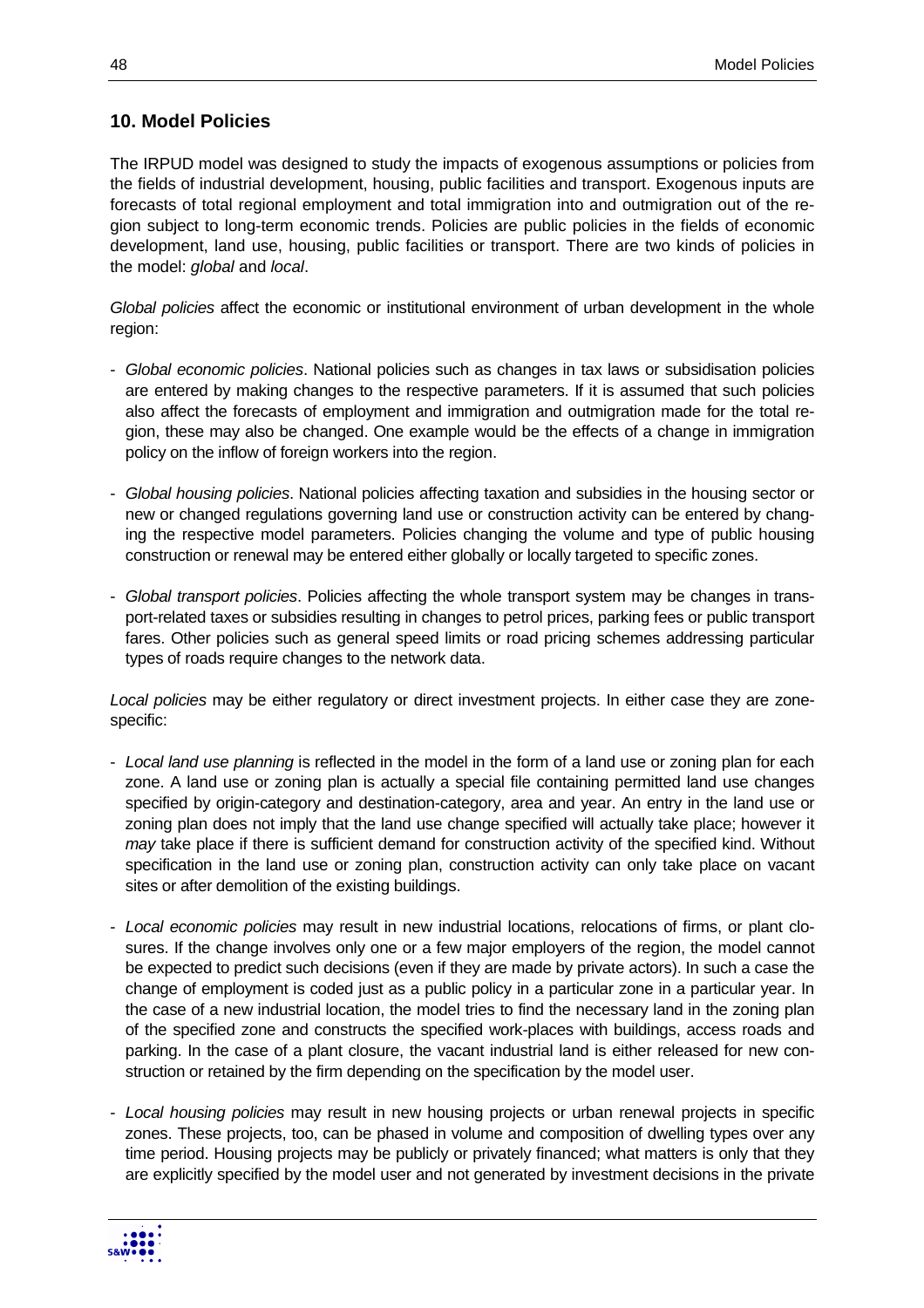## 10. Model Policies

The IRPUD model was designed to study the impacts of exogenous assumptions or policies from the fields of industrial development, housing, public facilities and transport. Exogenous inputs are forecasts of total regional employment and total immigration into and outmigration out of the region subject to long-term economic trends. Policies are public policies in the fields of economic development, land use, housing, public facilities or transport. There are two kinds of policies in the model: *global* and *local*.

*Global policies* affect the economic or institutional environment of urban development in the whole region:

- *Global economic policies*. National policies such as changes in tax laws or subsidisation policies are entered by making changes to the respective parameters. If it is assumed that such policies also affect the forecasts of employment and immigration and outmigration made for the total region, these may also be changed. One example would be the effects of a change in immigration policy on the inflow of foreign workers into the region.

- *Global housing policies*. National policies affecting taxation and subsidies in the housing sector or new or changed regulations governing land use or construction activity can be entered by changing the respective model parameters. Policies changing the volume and type of public housing construction or renewal may be entered either globally or locally targeted to specific zones.

- *Global transport policies*. Policies affecting the whole transport system may be changes in transport-related taxes or subsidies resulting in changes to petrol prices, parking fees or public transport fares. Other policies such as general speed limits or road pricing schemes addressing particular types of roads require changes to the network data.

*Local policies* may be either regulatory or direct investment projects. In either case they are zone-specific:

- *Local land use planning* is reflected in the model in the form of a land use or zoning plan for each zone. A land use or zoning plan is actually a special file containing permitted land use changes specified by origin-category and destination-category, area and year. An entry in the land use or zoning plan does not imply that the land use change specified will actually take place; however it *may* take place if there is sufficient demand for construction activity of the specified kind. Without specification in the land use or zoning plan, construction activity can only take place on vacant sites or after demolition of the existing buildings.

- *Local economic policies* may result in new industrial locations, relocations of firms, or plant closures. If the change involves only one or a few major employers of the region, the model cannot be expected to predict such decisions (even if they are made by private actors). In such a case the change of employment is coded just as a public policy in a particular zone in a particular year. In the case of a new industrial location, the model tries to find the necessary land in the zoning plan of the specified zone and constructs the specified work-places with buildings, access roads and parking. In the case of a plant closure, the vacant industrial land is either released for new construction or retained by the firm depending on the specification by the model user.

- *Local housing policies* may result in new housing projects or urban renewal projects in specific zones. These projects, too, can be phased in volume and composition of dwelling types over any time period. Housing projects may be publicly or privately financed; what matters is only that they are explicitly specified by the model user and not generated by investment decisions in the private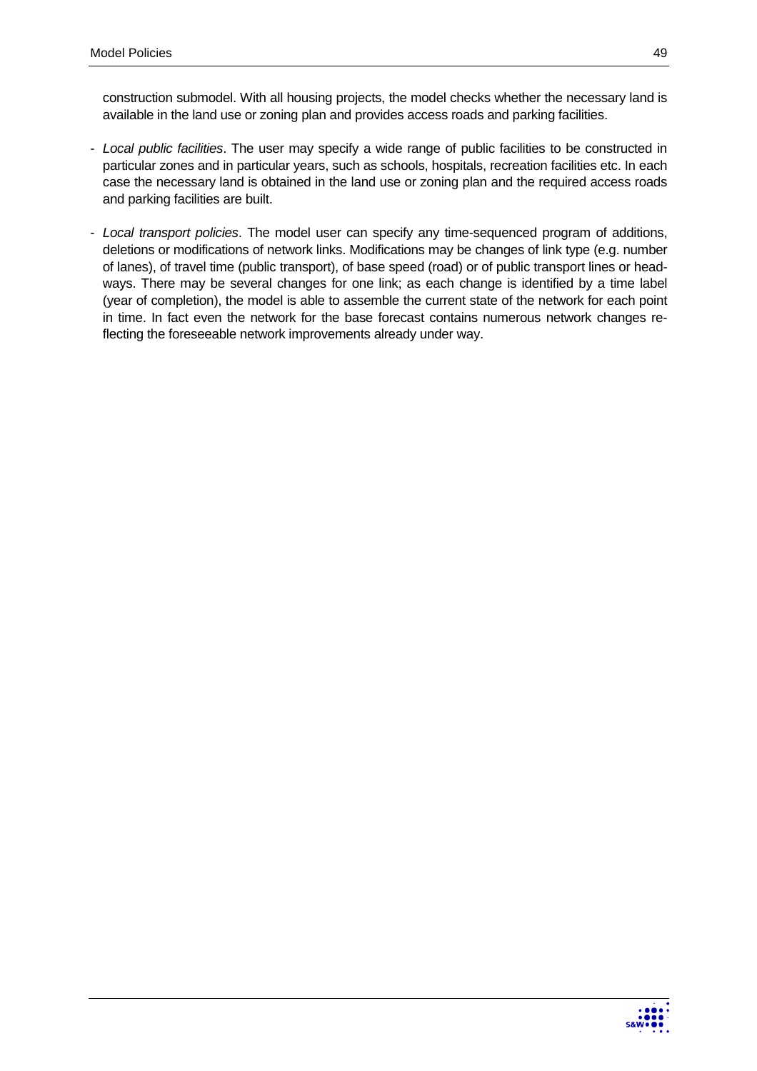construction submodel. With all housing projects, the model checks whether the necessary land is available in the land use or zoning plan and provides access roads and parking facilities.

- *Local public facilities*. The user may specify a wide range of public facilities to be constructed in particular zones and in particular years, such as schools, hospitals, recreation facilities etc. In each case the necessary land is obtained in the land use or zoning plan and the required access roads and parking facilities are built.

- *Local transport policies*. The model user can specify any time-sequenced program of additions, deletions or modifications of network links. Modifications may be changes of link type (e.g. number of lanes), of travel time (public transport), of base speed (road) or of public transport lines or headways. There may be several changes for one link; as each change is identified by a time label (year of completion), the model is able to assemble the current state of the network for each point in time. In fact even the network for the base forecast contains numerous network changes reflecting the foreseeable network improvements already under way.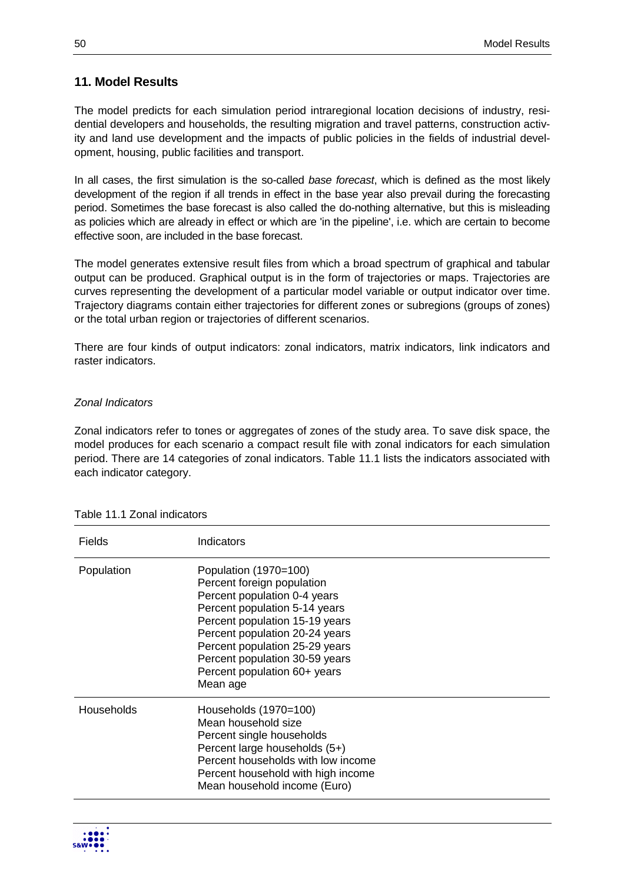## 11. Model Results

The model predicts for each simulation period intraregional location decisions of industry, residential developers and households, the resulting migration and travel patterns, construction activity and land use development and the impacts of public policies in the fields of industrial development, housing, public facilities and transport.

In all cases, the first simulation is the so-called *base forecast*, which is defined as the most likely development of the region if all trends in effect in the base year also prevail during the forecasting period. Sometimes the base forecast is also called the do-nothing alternative, but this is misleading as policies which are already in effect or which are 'in the pipeline', i.e. which are certain to become effective soon, are included in the base forecast.

The model generates extensive result files from which a broad spectrum of graphical and tabular output can be produced. Graphical output is in the form of trajectories or maps. Trajectories are curves representing the development of a particular model variable or output indicator over time. Trajectory diagrams contain either trajectories for different zones or subregions (groups of zones) or the total urban region or trajectories of different scenarios.

There are four kinds of output indicators: zonal indicators, matrix indicators, link indicators and raster indicators.

*Zonal Indicators*

Zonal indicators refer to tones or aggregates of zones of the study area. To save disk space, the model produces for each scenario a compact result file with zonal indicators for each simulation period. There are 14 categories of zonal indicators. Table 11.1 lists the indicators associated with each indicator category.

Table 11.1 Zonal indicators

| Fields | Indicators |
|---|---|
| Population | Population (1970=100)<br>Percent foreign population<br>Percent population 0-4 years<br>Percent population 5-14 years<br>Percent population 15-19 years<br>Percent population 20-24 years<br>Percent population 25-29 years<br>Percent population 30-59 years<br>Percent population 60+ years<br>Mean age |
| Households | Households (1970=100)<br>Mean household size<br>Percent single households<br>Percent large households (5+)<br>Percent households with low income<br>Percent household with high income<br>Mean household income (Euro) |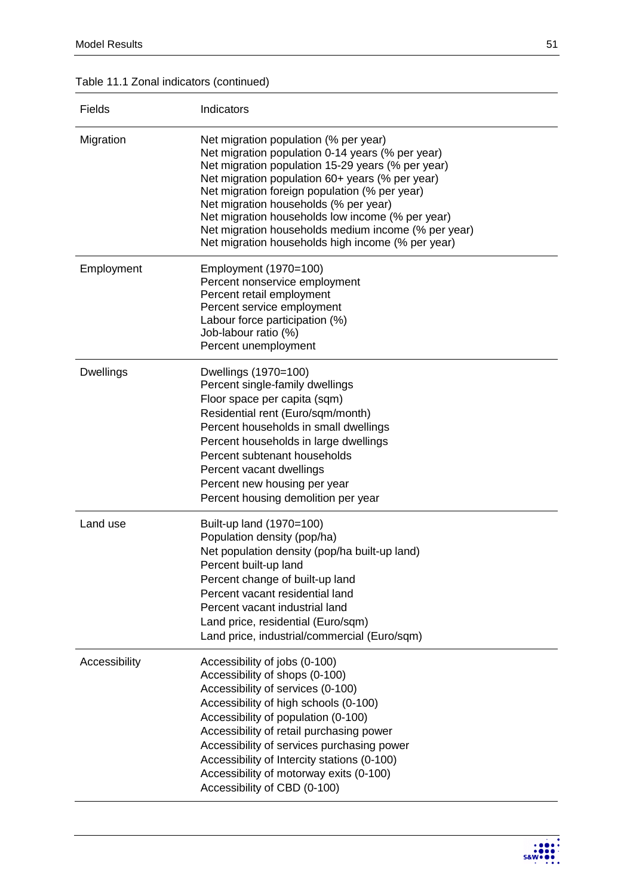Table 11.1 Zonal indicators (continued)

| Fields | Indicators |
|---|---|
| Migration | Net migration population (% per year)<br>Net migration population 0-14 years (% per year)<br>Net migration population 15-29 years (% per year)<br>Net migration population 60+ years (% per year)<br>Net migration foreign population (% per year)<br>Net migration households (% per year)<br>Net migration households low income (% per year)<br>Net migration households medium income (% per year)<br>Net migration households high income (% per year) |
| Employment | Employment (1970=100)<br>Percent nonservice employment<br>Percent retail employment<br>Percent service employment<br>Labour force participation (%)<br>Job-labour ratio (%)<br>Percent unemployment |
| Dwellings | Dwellings (1970=100)<br>Percent single-family dwellings<br>Floor space per capita (sqm)<br>Residential rent (Euro/sqm/month)<br>Percent households in small dwellings<br>Percent households in large dwellings<br>Percent subtenant households<br>Percent vacant dwellings<br>Percent new housing per year<br>Percent housing demolition per year |
| Land use | Built-up land (1970=100)<br>Population density (pop/ha)<br>Net population density (pop/ha built-up land)<br>Percent built-up land<br>Percent change of built-up land<br>Percent vacant residential land<br>Percent vacant industrial land<br>Land price, residential (Euro/sqm)<br>Land price, industrial/commercial (Euro/sqm) |
| Accessibility | Accessibility of jobs (0-100)<br>Accessibility of shops (0-100)<br>Accessibility of services (0-100)<br>Accessibility of high schools (0-100)<br>Accessibility of population (0-100)<br>Accessibility of retail purchasing power<br>Accessibility of services purchasing power<br>Accessibility of Intercity stations (0-100)<br>Accessibility of motorway exits (0-100)<br>Accessibility of CBD (0-100) |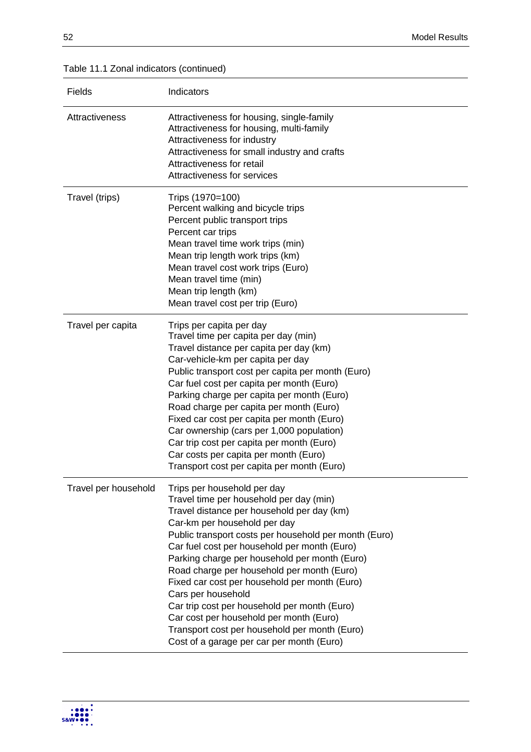Table 11.1 Zonal indicators (continued)

| Fields | Indicators |
|---|---|
| Attractiveness | Attractiveness for housing, single-family<br>Attractiveness for housing, multi-family<br>Attractiveness for industry<br>Attractiveness for small industry and crafts<br>Attractiveness for retail<br>Attractiveness for services |
| Travel (trips) | Trips (1970=100)<br>Percent walking and bicycle trips<br>Percent public transport trips<br>Percent car trips<br>Mean travel time work trips (min)<br>Mean trip length work trips (km)<br>Mean travel cost work trips (Euro)<br>Mean travel time (min)<br>Mean trip length (km)<br>Mean travel cost per trip (Euro) |
| Travel per capita | Trips per capita per day<br>Travel time per capita per day (min)<br>Travel distance per capita per day (km)<br>Car-vehicle-km per capita per day<br>Public transport cost per capita per month (Euro)<br>Car fuel cost per capita per month (Euro)<br>Parking charge per capita per month (Euro)<br>Road charge per capita per month (Euro)<br>Fixed car cost per capita per month (Euro)<br>Car ownership (cars per 1,000 population)<br>Car trip cost per capita per month (Euro)<br>Car costs per capita per month (Euro)<br>Transport cost per capita per month (Euro) |
| Travel per household | Trips per household per day<br>Travel time per household per day (min)<br>Travel distance per household per day (km)<br>Car-km per household per day<br>Public transport costs per household per month (Euro)<br>Car fuel cost per household per month (Euro)<br>Parking charge per household per month (Euro)<br>Road charge per household per month (Euro)<br>Fixed car cost per household per month (Euro)<br>Cars per household<br>Car trip cost per household per month (Euro)<br>Car cost per household per month (Euro)<br>Transport cost per household per month (Euro)<br>Cost of a garage per car per month (Euro) |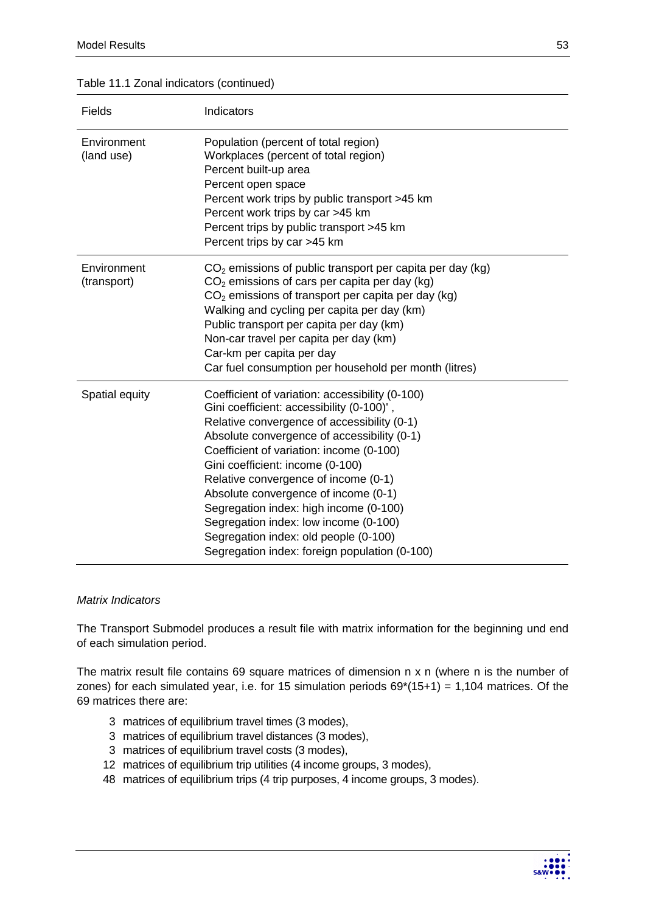Table 11.1 Zonal indicators (continued)

| Fields | Indicators |
|---|---|
| Environment (land use) | Population (percent of total region)<br>Workplaces (percent of total region)<br>Percent built-up area<br>Percent open space<br>Percent work trips by public transport >45 km<br>Percent work trips by car >45 km<br>Percent trips by public transport >45 km<br>Percent trips by car >45 km |
| Environment (transport) | $CO_2$ emissions of public transport per capita per day (kg)<br>$CO_2$ emissions of cars per capita per day (kg)<br>$CO_2$ emissions of transport per capita per day (kg)<br>Walking and cycling per capita per day (km)<br>Public transport per capita per day (km)<br>Non-car travel per capita per day (km)<br>Car-km per capita per day<br>Car fuel consumption per household per month (litres) |
| Spatial equity | Coefficient of variation: accessibility (0-100)<br>Gini coefficient: accessibility (0-100)' ,<br>Relative convergence of accessibility (0-1)<br>Absolute convergence of accessibility (0-1)<br>Coefficient of variation: income (0-100)<br>Gini coefficient: income (0-100)<br>Relative convergence of income (0-1)<br>Absolute convergence of income (0-1)<br>Segregation index: high income (0-100)<br>Segregation index: low income (0-100)<br>Segregation index: old people (0-100)<br>Segregation index: foreign population (0-100) |

*Matrix Indicators*

The Transport Submodel produces a result file with matrix information for the beginning und end of each simulation period.

The matrix result file contains 69 square matrices of dimension n x n (where n is the number of zones) for each simulated year, i.e. for 15 simulation periods 69*(15+1) = 1,104 matrices. Of the 69 matrices there are:

- 3 matrices of equilibrium travel times (3 modes),
- 3 matrices of equilibrium travel distances (3 modes),
- 3 matrices of equilibrium travel costs (3 modes),
- 12 matrices of equilibrium trip utilities (4 income groups, 3 modes),
- 48 matrices of equilibrium trips (4 trip purposes, 4 income groups, 3 modes).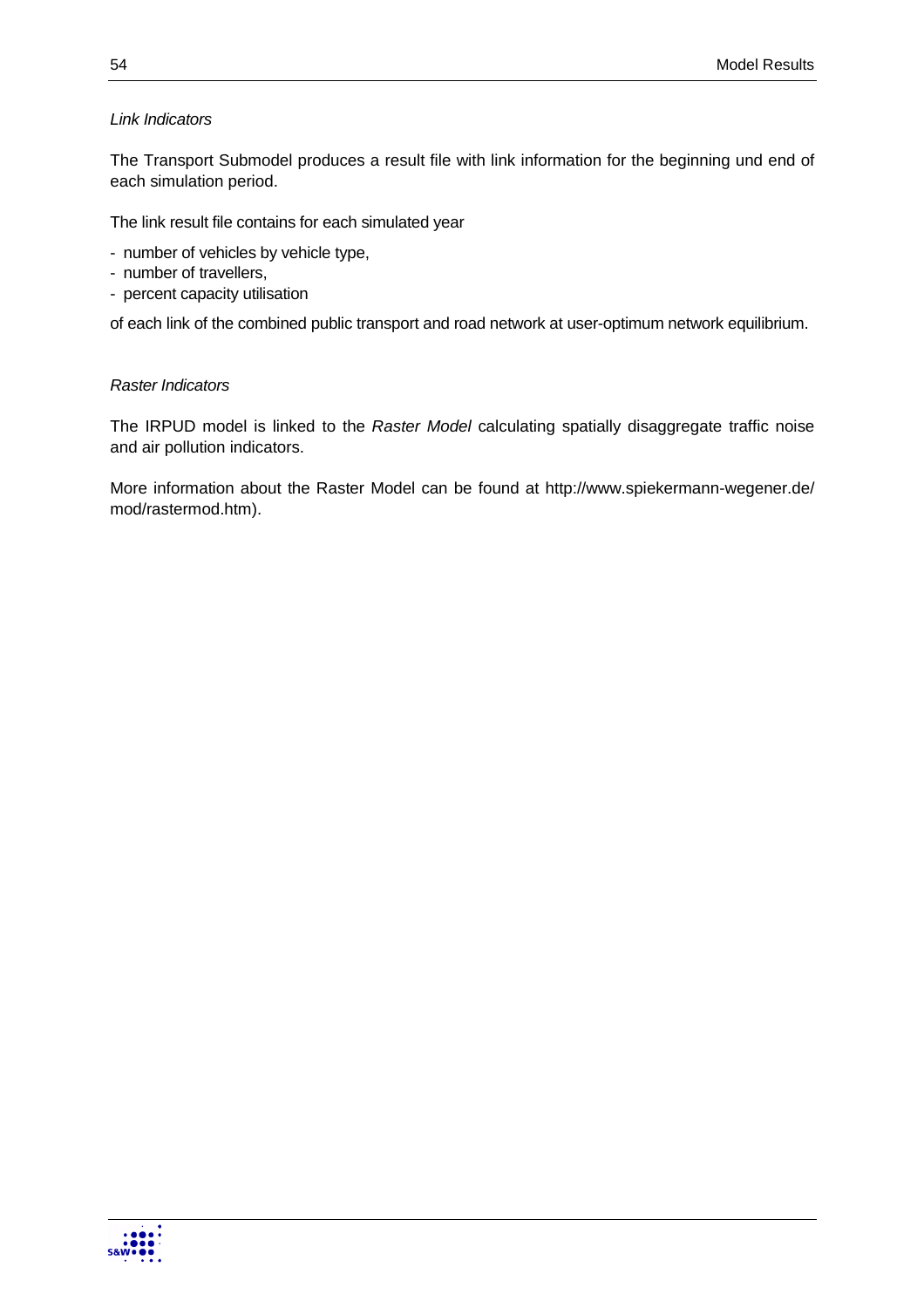*Link Indicators*

The Transport Submodel produces a result file with link information for the beginning und end of each simulation period.

The link result file contains for each simulated year

- number of vehicles by vehicle type,
- number of travellers,
- percent capacity utilisation

of each link of the combined public transport and road network at user-optimum network equilibrium.

*Raster Indicators*

The IRPUD model is linked to the *Raster Model* calculating spatially disaggregate traffic noise and air pollution indicators.

More information about the Raster Model can be found at http://www.spiekermann-wegener.de/mod/rastermod.htm).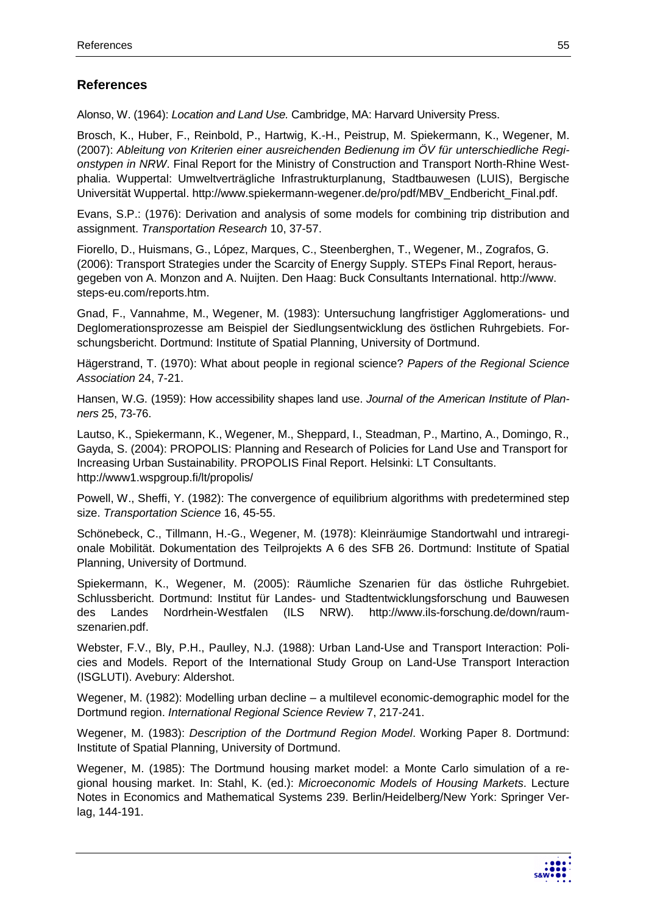## References

Alonso, W. (1964): *Location and Land Use.* Cambridge, MA: Harvard University Press.

Brosch, K., Huber, F., Reinbold, P., Hartwig, K.-H., Peistrup, M. Spiekermann, K., Wegener, M. (2007): *Ableitung von Kriterien einer ausreichenden Bedienung im ÖV für unterschiedliche Regionstypen in NRW*. Final Report for the Ministry of Construction and Transport North-Rhine Westphalia. Wuppertal: Umweltverträgliche Infrastrukturplanung, Stadtbauwesen (LUIS), Bergische Universität Wuppertal. http://www.spiekermann-wegener.de/pro/pdf/MBV_Endbericht_Final.pdf.

Evans, S.P.: (1976): Derivation and analysis of some models for combining trip distribution and assignment. *Transportation Research* 10, 37-57.

Fiorello, D., Huismans, G., López, Marques, C., Steenberghen, T., Wegener, M., Zografos, G. (2006): Transport Strategies under the Scarcity of Energy Supply. STEPs Final Report, herausgegeben von A. Monzon and A. Nuijten. Den Haag: Buck Consultants International. http://www.steps-eu.com/reports.htm.

Gnad, F., Vannahme, M., Wegener, M. (1983): Untersuchung langfristiger Agglomerations- und Deglomerationsprozesse am Beispiel der Siedlungsentwicklung des östlichen Ruhrgebiets. Forschungsbericht. Dortmund: Institute of Spatial Planning, University of Dortmund.

Hägerstrand, T. (1970): What about people in regional science? *Papers of the Regional Science Association* 24, 7-21.

Hansen, W.G. (1959): How accessibility shapes land use. *Journal of the American Institute of Planners* 25, 73-76.

Lautso, K., Spiekermann, K., Wegener, M., Sheppard, I., Steadman, P., Martino, A., Domingo, R., Gayda, S. (2004): PROPOLIS: Planning and Research of Policies for Land Use and Transport for Increasing Urban Sustainability. PROPOLIS Final Report. Helsinki: LT Consultants. http://www1.wspgroup.fi/lt/propolis/

Powell, W., Sheffi, Y. (1982): The convergence of equilibrium algorithms with predetermined step size. *Transportation Science* 16, 45-55.

Schönebeck, C., Tillmann, H.-G., Wegener, M. (1978): Kleinräumige Standortwahl und intraregionale Mobilität. Dokumentation des Teilprojekts A 6 des SFB 26. Dortmund: Institute of Spatial Planning, University of Dortmund.

Spiekermann, K., Wegener, M. (2005): Räumliche Szenarien für das östliche Ruhrgebiet. Schlussbericht. Dortmund: Institut für Landes- und Stadtentwicklungsforschung und Bauwesen des Landes Nordrhein-Westfalen (ILS NRW). http://www.ils-forschung.de/down/raum-szenarien.pdf.

Webster, F.V., Bly, P.H., Paulley, N.J. (1988): Urban Land-Use and Transport Interaction: Policies and Models. Report of the International Study Group on Land-Use Transport Interaction (ISGLUTI). Avebury: Aldershot.

Wegener, M. (1982): Modelling urban decline – a multilevel economic-demographic model for the Dortmund region. *International Regional Science Review* 7, 217-241.

Wegener, M. (1983): *Description of the Dortmund Region Model*. Working Paper 8. Dortmund: Institute of Spatial Planning, University of Dortmund.

Wegener, M. (1985): The Dortmund housing market model: a Monte Carlo simulation of a regional housing market. In: Stahl, K. (ed.): *Microeconomic Models of Housing Markets*. Lecture Notes in Economics and Mathematical Systems 239. Berlin/Heidelberg/New York: Springer Verlag, 144-191.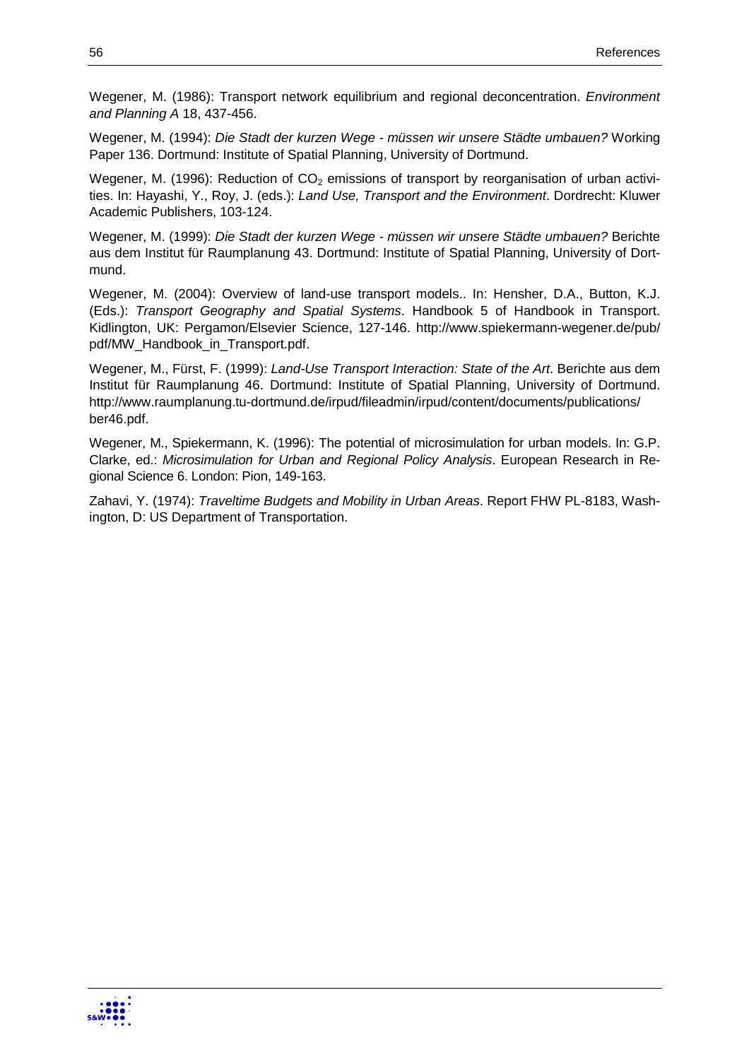Wegener, M. (1986): Transport network equilibrium and regional deconcentration. *Environment and Planning A* 18, 437-456.

Wegener, M. (1994): *Die Stadt der kurzen Wege - müssen wir unsere Städte umbauen?* Working Paper 136. Dortmund: Institute of Spatial Planning, University of Dortmund.

Wegener, M. (1996): Reduction of $CO_2$ emissions of transport by reorganisation of urban activities. In: Hayashi, Y., Roy, J. (eds.): *Land Use, Transport and the Environment*. Dordrecht: Kluwer Academic Publishers, 103-124.

Wegener, M. (1999): *Die Stadt der kurzen Wege - müssen wir unsere Städte umbauen?* Berichte aus dem Institut für Raumplanung 43. Dortmund: Institute of Spatial Planning, University of Dortmund.

Wegener, M. (2004): Overview of land-use transport models.. In: Hensher, D.A., Button, K.J. (Eds.): *Transport Geography and Spatial Systems*. Handbook 5 of Handbook in Transport. Kidlington, UK: Pergamon/Elsevier Science, 127-146. http://www.spiekermann-wegener.de/pub/pdf/MW_Handbook_in_Transport.pdf.

Wegener, M., Fürst, F. (1999): *Land-Use Transport Interaction: State of the Art*. Berichte aus dem Institut für Raumplanung 46. Dortmund: Institute of Spatial Planning, University of Dortmund. http://www.raumplanung.tu-dortmund.de/irpud/fileadmin/irpud/content/documents/publications/ber46.pdf.

Wegener, M., Spiekermann, K. (1996): The potential of microsimulation for urban models. In: G.P. Clarke, ed.: *Microsimulation for Urban and Regional Policy Analysis*. European Research in Regional Science 6. London: Pion, 149-163.

Zahavi, Y. (1974): *Traveltime Budgets and Mobility in Urban Areas*. Report FHW PL-8183, Washington, D: US Department of Transportation.